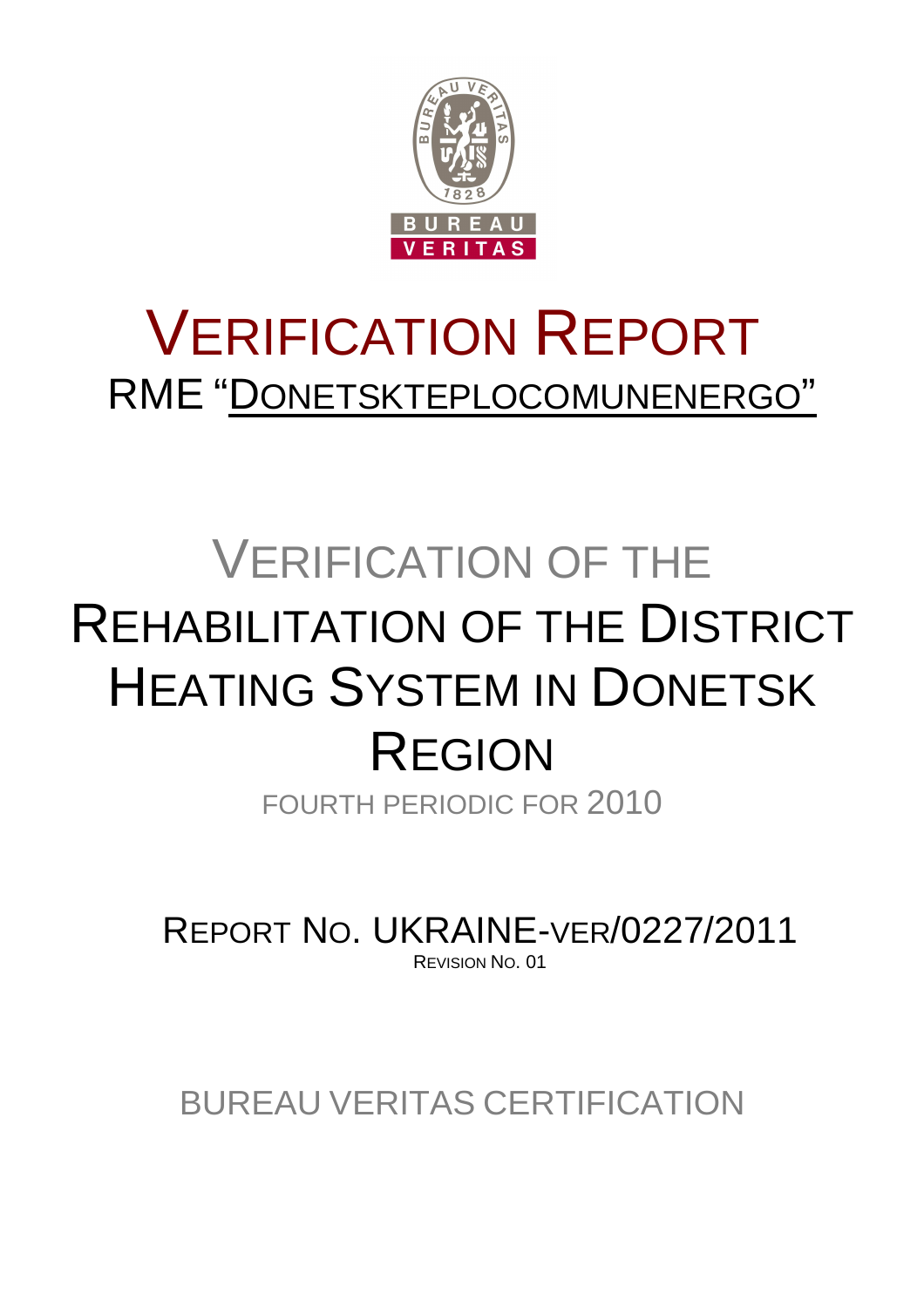# VERIFICATION REPORT

RME "DONETSKTEPLOCOMUNENERGO"

# VERIFICATION OF THE REHABILITATION OF THE DISTRICT HEATING SYSTEM IN DONETSK REGION

FOURTH PERIODIC FOR 2010

REPORT NO. UKRAINE-VER/0227/2011

REVISION NO. 01

BUREAU VERITAS CERTIFICATION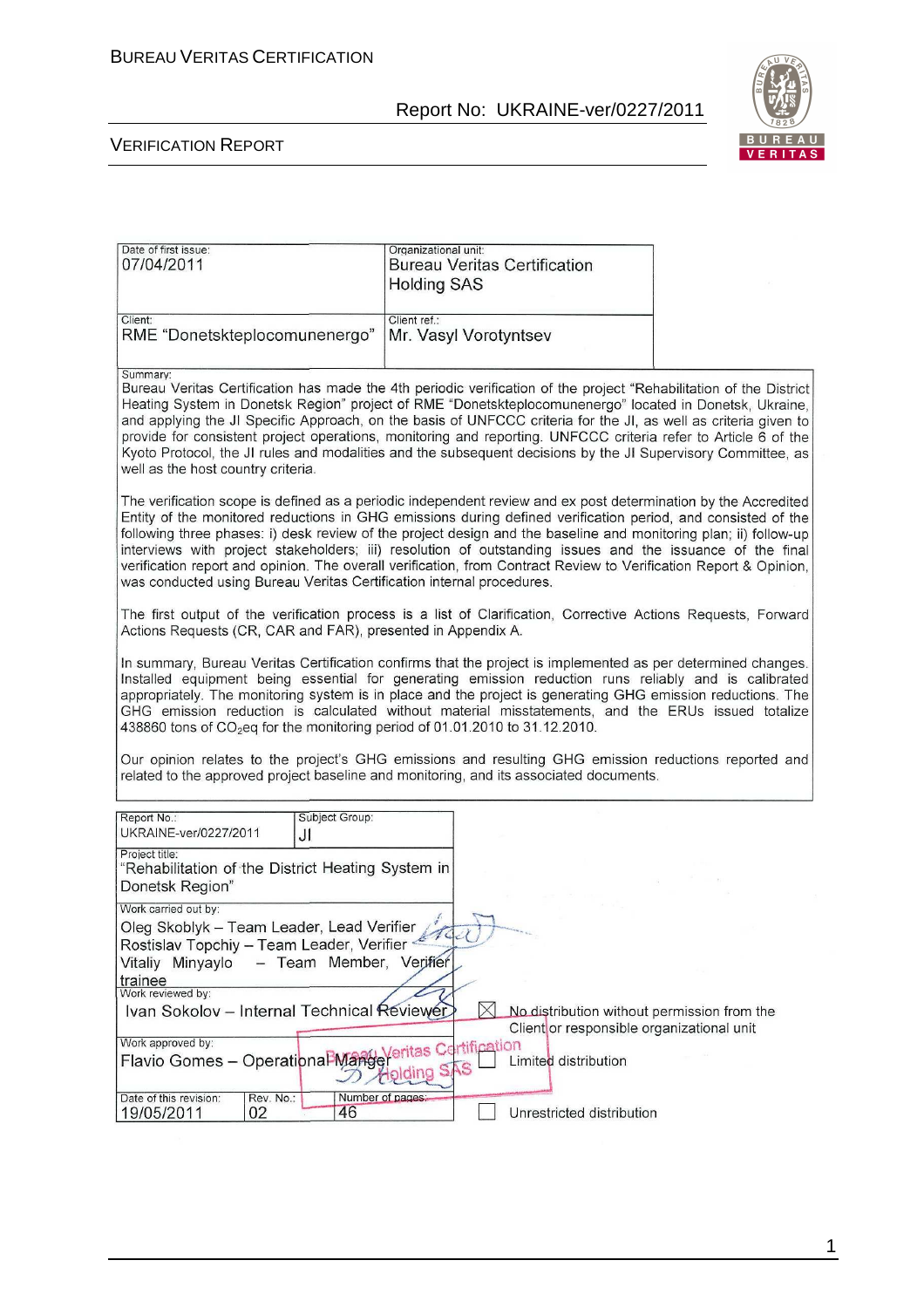| Date of first issue: | Organizational unit: |
|---|---|
| 07/04/2011 | Bureau Veritas Certification Holding SAS |
| Client: RME "Donetskteplocomunenergo" | Client ref.: Mr. Vasyl Vorotyntsev |

Summary:

Bureau Veritas Certification has made the 4th periodic verification of the project "Rehabilitation of the District Heating System in Donetsk Region" project of RME "Donetskteplocomunenergo" located in Donetsk, Ukraine, and applying the JI Specific Approach, on the basis of UNFCCC criteria for the JI, as well as criteria given to provide for consistent project operations, monitoring and reporting. UNFCCC criteria refer to Article 6 of the Kyoto Protocol, the JI rules and modalities and the subsequent decisions by the JI Supervisory Committee, as well as the host country criteria.

The verification scope is defined as a periodic independent review and ex post determination by the Accredited Entity of the monitored reductions in GHG emissions during defined verification period, and consisted of the following three phases: i) desk review of the project design and the baseline and monitoring plan; ii) follow-up interviews with project stakeholders; iii) resolution of outstanding issues and the issuance of the final verification report and opinion. The overall verification, from Contract Review to Verification Report & Opinion, was conducted using Bureau Veritas Certification internal procedures.

The first output of the verification process is a list of Clarification, Corrective Actions Requests, Forward Actions Requests (CR, CAR and FAR), presented in Appendix A.

In summary, Bureau Veritas Certification confirms that the project is implemented as per determined changes. Installed equipment being essential for generating emission reduction runs reliably and is calibrated appropriately. The monitoring system is in place and the project is generating GHG emission reductions. The GHG emission reduction is calculated without material misstatements, and the ERUs issued totalize 438860 tons of $CO_2$eq for the monitoring period of 01.01.2010 to 31.12.2010.

Our opinion relates to the project's GHG emissions and resulting GHG emission reductions reported and related to the approved project baseline and monitoring, and its associated documents.

| Report No.: | Subject Group: |
|---|---|
| UKRAINE-ver/0227/2011 | JI |

Project title:
"Rehabilitation of the District Heating System in Donetsk Region"

Work carried out by:
Oleg Skoblyk – Team Leader, Lead Verifier
Rostislav Topchiy – Team Leader, Verifier
Vitaliy Minyaylo – Team Member, Verifier trainee

Work reviewed by:
Ivan Sokolov – Internal Technical Reviewer

Work approved by:
Flavio Gomes – Operational Manger

Bureau Veritas Certification Holding SAS

| Date of this revision: | Rev. No.: | Number of pages: |
|---|---|---|
| 19/05/2011 | 02 | 46 |

☒ No distribution without permission from the Client or responsible organizational unit

☐ Limited distribution

☐ Unrestricted distribution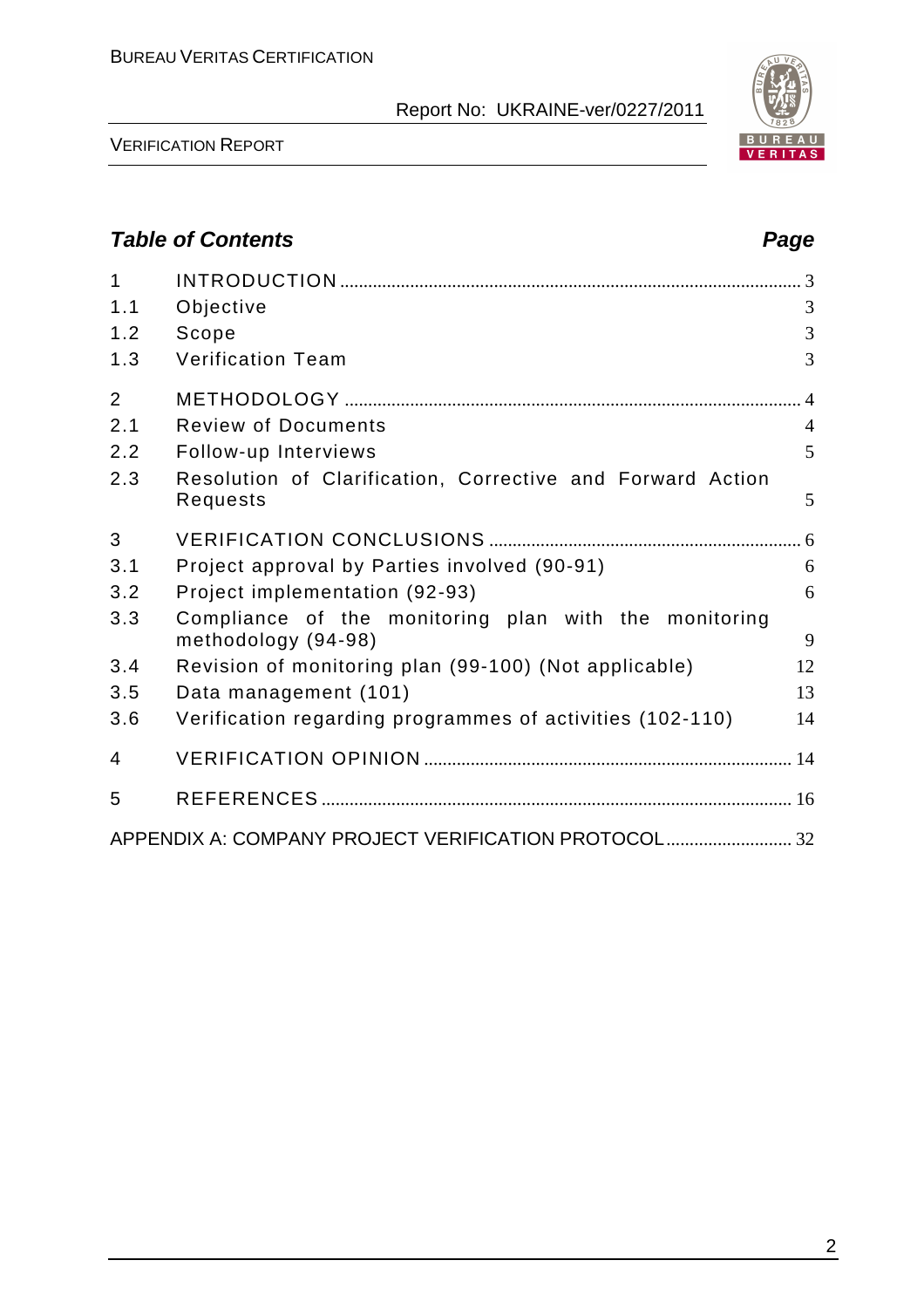## Table of Contents

| | | Page |
|---|---|---|
| 1 | INTRODUCTION | 3 |
| 1.1 | Objective | 3 |
| 1.2 | Scope | 3 |
| 1.3 | Verification Team | 3 |
| 2 | METHODOLOGY | 4 |
| 2.1 | Review of Documents | 4 |
| 2.2 | Follow-up Interviews | 5 |
| 2.3 | Resolution of Clarification, Corrective and Forward Action Requests | 5 |
| 3 | VERIFICATION CONCLUSIONS | 6 |
| 3.1 | Project approval by Parties involved (90-91) | 6 |
| 3.2 | Project implementation (92-93) | 6 |
| 3.3 | Compliance of the monitoring plan with the monitoring methodology (94-98) | 9 |
| 3.4 | Revision of monitoring plan (99-100) (Not applicable) | 12 |
| 3.5 | Data management (101) | 13 |
| 3.6 | Verification regarding programmes of activities (102-110) | 14 |
| 4 | VERIFICATION OPINION | 14 |
| 5 | REFERENCES | 16 |
| | APPENDIX A: COMPANY PROJECT VERIFICATION PROTOCOL | 32 |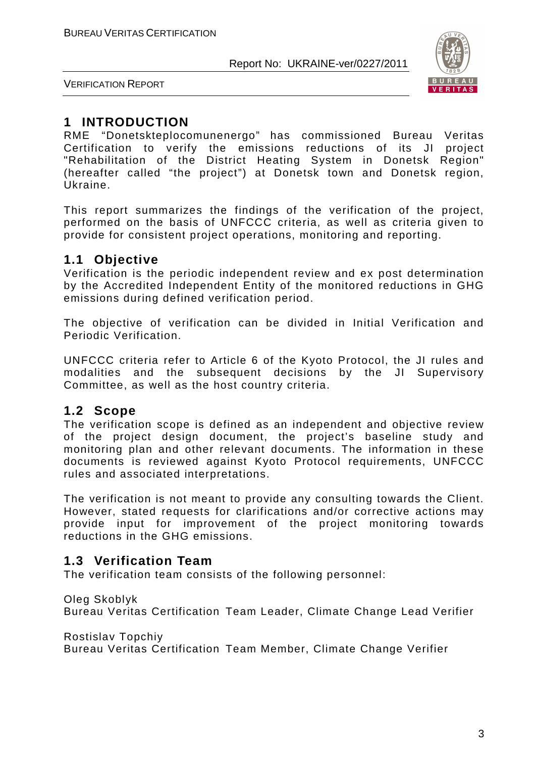# 1 INTRODUCTION

RME "Donetskteplocomunenergo" has commissioned Bureau Veritas Certification to verify the emissions reductions of its JI project "Rehabilitation of the District Heating System in Donetsk Region" (hereafter called "the project") at Donetsk town and Donetsk region, Ukraine.

This report summarizes the findings of the verification of the project, performed on the basis of UNFCCC criteria, as well as criteria given to provide for consistent project operations, monitoring and reporting.

## 1.1 Objective

Verification is the periodic independent review and ex post determination by the Accredited Independent Entity of the monitored reductions in GHG emissions during defined verification period.

The objective of verification can be divided in Initial Verification and Periodic Verification.

UNFCCC criteria refer to Article 6 of the Kyoto Protocol, the JI rules and modalities and the subsequent decisions by the JI Supervisory Committee, as well as the host country criteria.

## 1.2 Scope

The verification scope is defined as an independent and objective review of the project design document, the project's baseline study and monitoring plan and other relevant documents. The information in these documents is reviewed against Kyoto Protocol requirements, UNFCCC rules and associated interpretations.

The verification is not meant to provide any consulting towards the Client. However, stated requests for clarifications and/or corrective actions may provide input for improvement of the project monitoring towards reductions in the GHG emissions.

## 1.3 Verification Team

The verification team consists of the following personnel:

Oleg Skoblyk
Bureau Veritas Certification Team Leader, Climate Change Lead Verifier

Rostislav Topchiy
Bureau Veritas Certification Team Member, Climate Change Verifier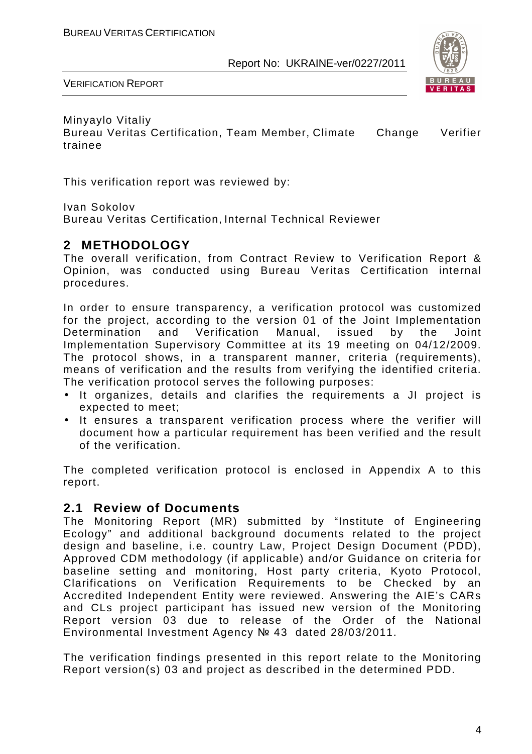Minyaylo Vitaliy
Bureau Veritas Certification, Team Member, Climate Change Verifier trainee

This verification report was reviewed by:

Ivan Sokolov
Bureau Veritas Certification, Internal Technical Reviewer

## 2 METHODOLOGY

The overall verification, from Contract Review to Verification Report & Opinion, was conducted using Bureau Veritas Certification internal procedures.

In order to ensure transparency, a verification protocol was customized for the project, according to the version 01 of the Joint Implementation Determination and Verification Manual, issued by the Joint Implementation Supervisory Committee at its 19 meeting on 04/12/2009. The protocol shows, in a transparent manner, criteria (requirements), means of verification and the results from verifying the identified criteria. The verification protocol serves the following purposes:

- It organizes, details and clarifies the requirements a JI project is expected to meet;
- It ensures a transparent verification process where the verifier will document how a particular requirement has been verified and the result of the verification.

The completed verification protocol is enclosed in Appendix A to this report.

### 2.1 Review of Documents

The Monitoring Report (MR) submitted by "Institute of Engineering Ecology" and additional background documents related to the project design and baseline, i.e. country Law, Project Design Document (PDD), Approved CDM methodology (if applicable) and/or Guidance on criteria for baseline setting and monitoring, Host party criteria, Kyoto Protocol, Clarifications on Verification Requirements to be Checked by an Accredited Independent Entity were reviewed. Answering the AIE's CARs and CLs project participant has issued new version of the Monitoring Report version 03 due to release of the Order of the National Environmental Investment Agency № 43 dated 28/03/2011.

The verification findings presented in this report relate to the Monitoring Report version(s) 03 and project as described in the determined PDD.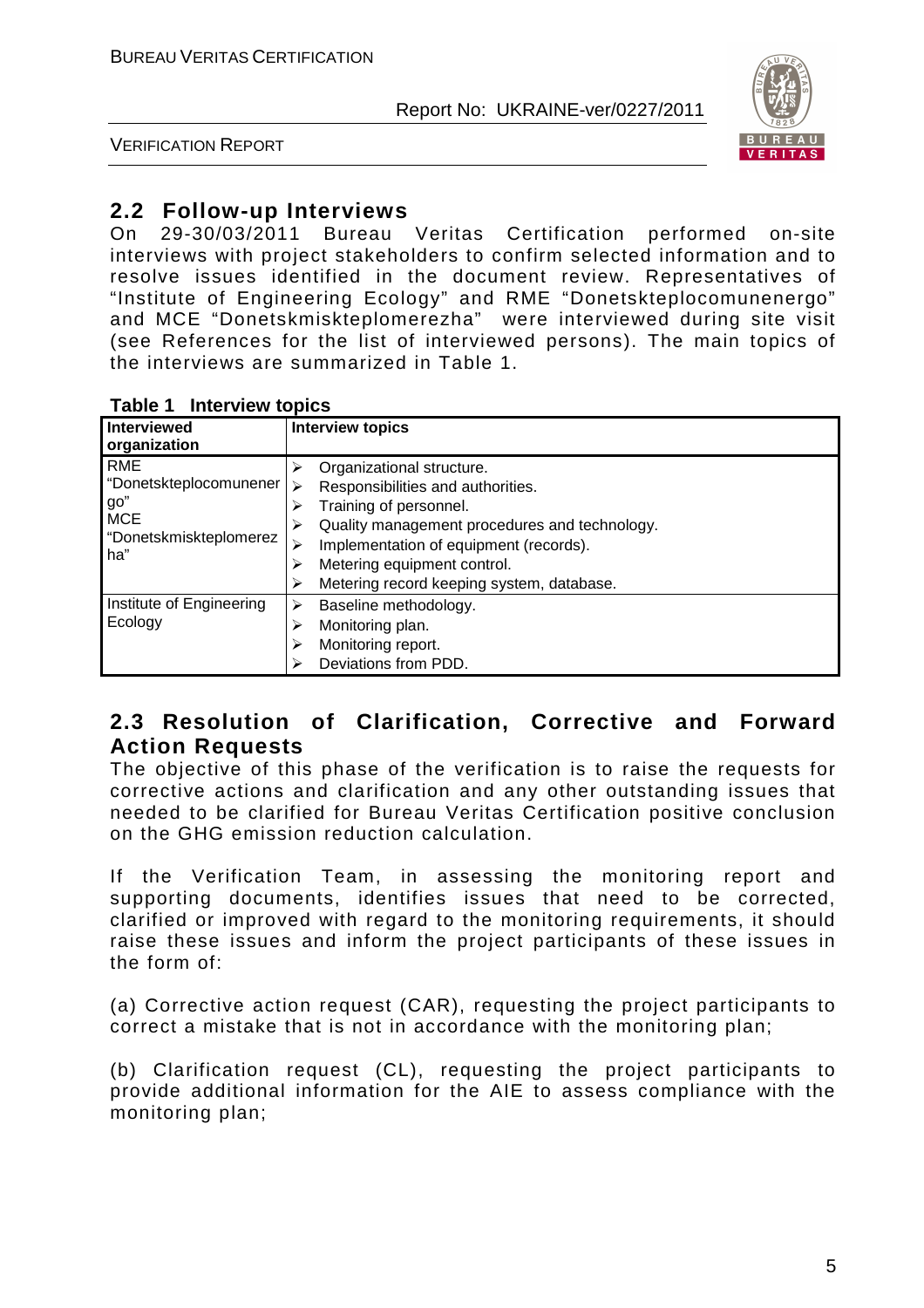## 2.2 Follow-up Interviews

On 29-30/03/2011 Bureau Veritas Certification performed on-site interviews with project stakeholders to confirm selected information and to resolve issues identified in the document review. Representatives of "Institute of Engineering Ecology" and RME "Donetskteplocomunenergo" and MCE "Donetskmiskteplomerezha" were interviewed during site visit (see References for the list of interviewed persons). The main topics of the interviews are summarized in Table 1.

**Table 1 Interview topics**

| Interviewed organization | Interview topics |
|---|---|
| RME "Donetskteplocomunenergo" MCE "Donetskmiskteplomerezha" | ➢ Organizational structure.<br>➢ Responsibilities and authorities.<br>➢ Training of personnel.<br>➢ Quality management procedures and technology.<br>➢ Implementation of equipment (records).<br>➢ Metering equipment control.<br>➢ Metering record keeping system, database. |
| Institute of Engineering Ecology | ➢ Baseline methodology.<br>➢ Monitoring plan.<br>➢ Monitoring report.<br>➢ Deviations from PDD. |

## 2.3 Resolution of Clarification, Corrective and Forward Action Requests

The objective of this phase of the verification is to raise the requests for corrective actions and clarification and any other outstanding issues that needed to be clarified for Bureau Veritas Certification positive conclusion on the GHG emission reduction calculation.

If the Verification Team, in assessing the monitoring report and supporting documents, identifies issues that need to be corrected, clarified or improved with regard to the monitoring requirements, it should raise these issues and inform the project participants of these issues in the form of:

(a) Corrective action request (CAR), requesting the project participants to correct a mistake that is not in accordance with the monitoring plan;

(b) Clarification request (CL), requesting the project participants to provide additional information for the AIE to assess compliance with the monitoring plan;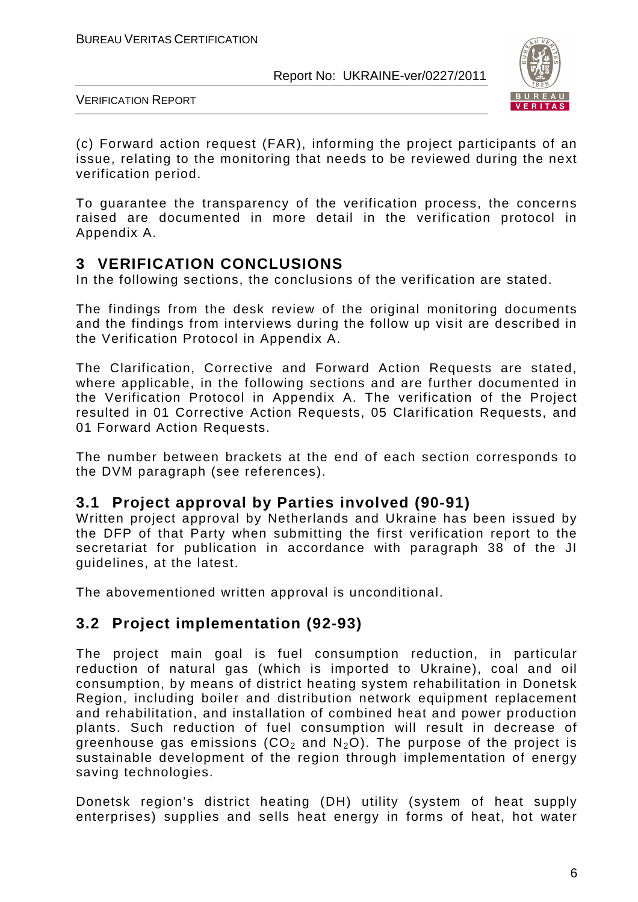(c) Forward action request (FAR), informing the project participants of an issue, relating to the monitoring that needs to be reviewed during the next verification period.

To guarantee the transparency of the verification process, the concerns raised are documented in more detail in the verification protocol in Appendix A.

# 3 VERIFICATION CONCLUSIONS

In the following sections, the conclusions of the verification are stated.

The findings from the desk review of the original monitoring documents and the findings from interviews during the follow up visit are described in the Verification Protocol in Appendix A.

The Clarification, Corrective and Forward Action Requests are stated, where applicable, in the following sections and are further documented in the Verification Protocol in Appendix A. The verification of the Project resulted in 01 Corrective Action Requests, 05 Clarification Requests, and 01 Forward Action Requests.

The number between brackets at the end of each section corresponds to the DVM paragraph (see references).

## 3.1 Project approval by Parties involved (90-91)

Written project approval by Netherlands and Ukraine has been issued by the DFP of that Party when submitting the first verification report to the secretariat for publication in accordance with paragraph 38 of the JI guidelines, at the latest.

The abovementioned written approval is unconditional.

## 3.2 Project implementation (92-93)

The project main goal is fuel consumption reduction, in particular reduction of natural gas (which is imported to Ukraine), coal and oil consumption, by means of district heating system rehabilitation in Donetsk Region, including boiler and distribution network equipment replacement and rehabilitation, and installation of combined heat and power production plants. Such reduction of fuel consumption will result in decrease of greenhouse gas emissions ($CO_2$ and $N_2O$). The purpose of the project is sustainable development of the region through implementation of energy saving technologies.

Donetsk region's district heating (DH) utility (system of heat supply enterprises) supplies and sells heat energy in forms of heat, hot water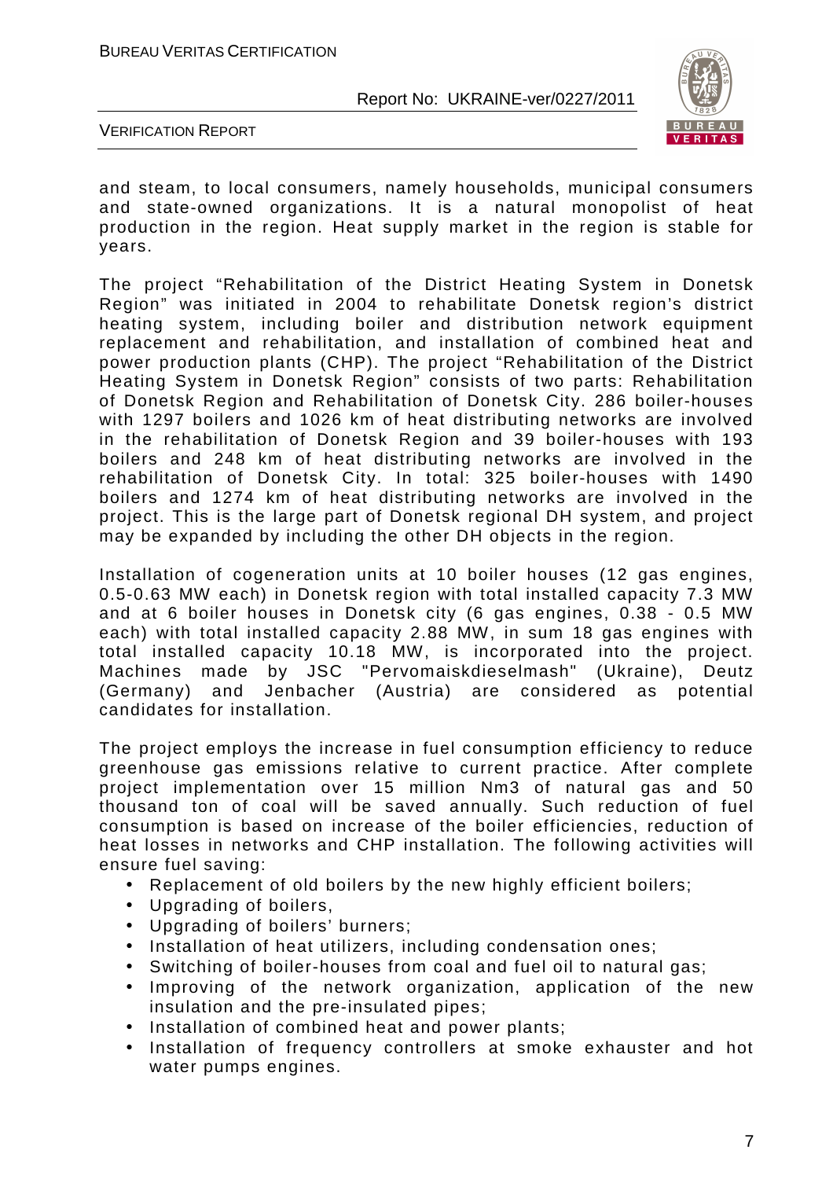and steam, to local consumers, namely households, municipal consumers and state-owned organizations. It is a natural monopolist of heat production in the region. Heat supply market in the region is stable for years.

The project "Rehabilitation of the District Heating System in Donetsk Region" was initiated in 2004 to rehabilitate Donetsk region's district heating system, including boiler and distribution network equipment replacement and rehabilitation, and installation of combined heat and power production plants (CHP). The project "Rehabilitation of the District Heating System in Donetsk Region" consists of two parts: Rehabilitation of Donetsk Region and Rehabilitation of Donetsk City. 286 boiler-houses with 1297 boilers and 1026 km of heat distributing networks are involved in the rehabilitation of Donetsk Region and 39 boiler-houses with 193 boilers and 248 km of heat distributing networks are involved in the rehabilitation of Donetsk City. In total: 325 boiler-houses with 1490 boilers and 1274 km of heat distributing networks are involved in the project. This is the large part of Donetsk regional DH system, and project may be expanded by including the other DH objects in the region.

Installation of cogeneration units at 10 boiler houses (12 gas engines, 0.5-0.63 MW each) in Donetsk region with total installed capacity 7.3 MW and at 6 boiler houses in Donetsk city (6 gas engines, 0.38 - 0.5 MW each) with total installed capacity 2.88 MW, in sum 18 gas engines with total installed capacity 10.18 MW, is incorporated into the project. Machines made by JSC "Pervomaiskdieselmash" (Ukraine), Deutz (Germany) and Jenbacher (Austria) are considered as potential candidates for installation.

The project employs the increase in fuel consumption efficiency to reduce greenhouse gas emissions relative to current practice. After complete project implementation over 15 million Nm3 of natural gas and 50 thousand ton of coal will be saved annually. Such reduction of fuel consumption is based on increase of the boiler efficiencies, reduction of heat losses in networks and CHP installation. The following activities will ensure fuel saving:

- Replacement of old boilers by the new highly efficient boilers;
- Upgrading of boilers,
- Upgrading of boilers' burners;
- Installation of heat utilizers, including condensation ones;
- Switching of boiler-houses from coal and fuel oil to natural gas;
- Improving of the network organization, application of the new insulation and the pre-insulated pipes;
- Installation of combined heat and power plants;
- Installation of frequency controllers at smoke exhauster and hot water pumps engines.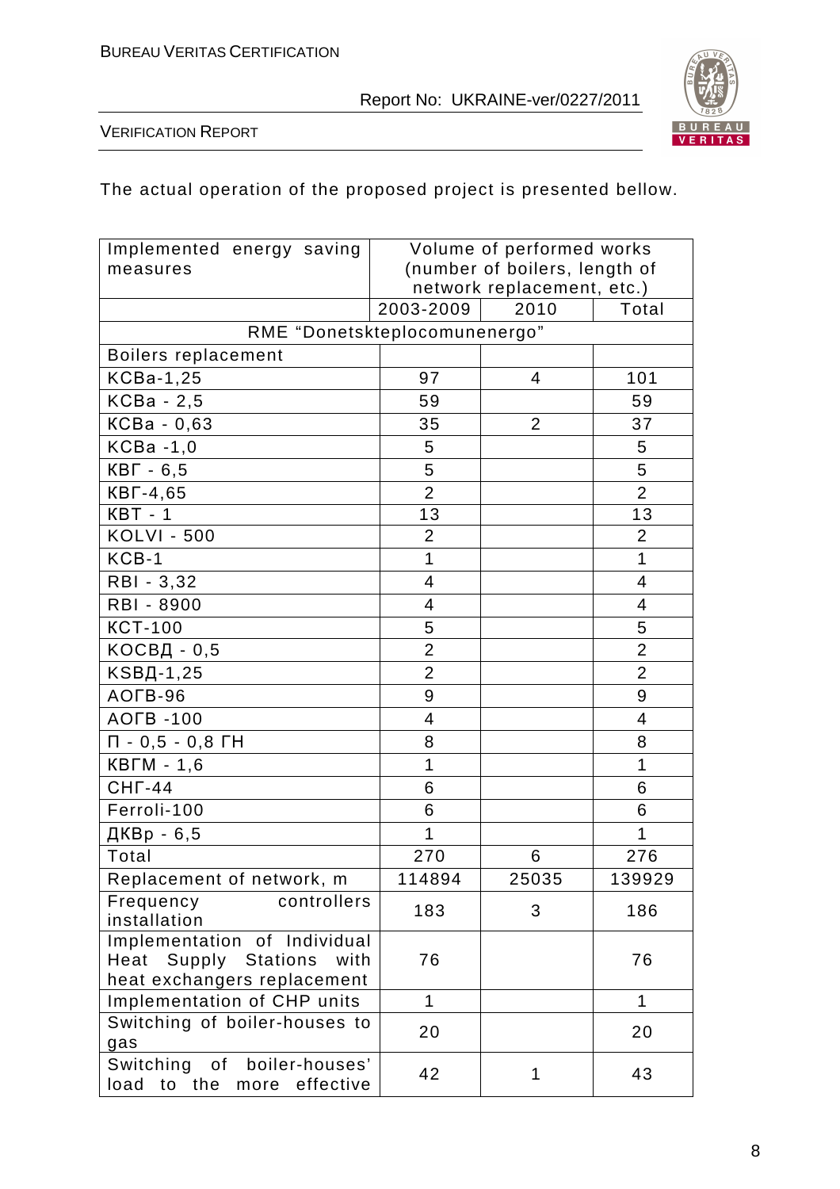The actual operation of the proposed project is presented bellow.

| Implemented energy saving measures | Volume of performed works (number of boilers, length of network replacement, etc.) | | |
|---|---|---|---|
| | 2003-2009 | 2010 | Total |
| RME "Donetskteplocomunenergo" | | | |
| Boilers replacement | | | |
| KCBa-1,25 | 97 | 4 | 101 |
| KCBa - 2,5 | 59 | | 59 |
| КСВа - 0,63 | 35 | 2 | 37 |
| КСВа -1,0 | 5 | | 5 |
| КВГ - 6,5 | 5 | | 5 |
| КВГ-4,65 | 2 | | 2 |
| КВТ - 1 | 13 | | 13 |
| KOLVI - 500 | 2 | | 2 |
| KCB-1 | 1 | | 1 |
| RBI - 3,32 | 4 | | 4 |
| RBI - 8900 | 4 | | 4 |
| KCT-100 | 5 | | 5 |
| КОСВД - 0,5 | 2 | | 2 |
| KSВД-1,25 | 2 | | 2 |
| АОГВ-96 | 9 | | 9 |
| АОГВ -100 | 4 | | 4 |
| П - 0,5 - 0,8 ГН | 8 | | 8 |
| КВГМ - 1,6 | 1 | | 1 |
| СНГ-44 | 6 | | 6 |
| Ferroli-100 | 6 | | 6 |
| ДКВр - 6,5 | 1 | | 1 |
| Total | 270 | 6 | 276 |
| Replacement of network, m | 114894 | 25035 | 139929 |
| Frequency controllers installation | 183 | 3 | 186 |
| Implementation of Individual Heat Supply Stations with heat exchangers replacement | 76 | | 76 |
| Implementation of CHP units | 1 | | 1 |
| Switching of boiler-houses to gas | 20 | | 20 |
| Switching of boiler-houses' load to the more effective | 42 | 1 | 43 |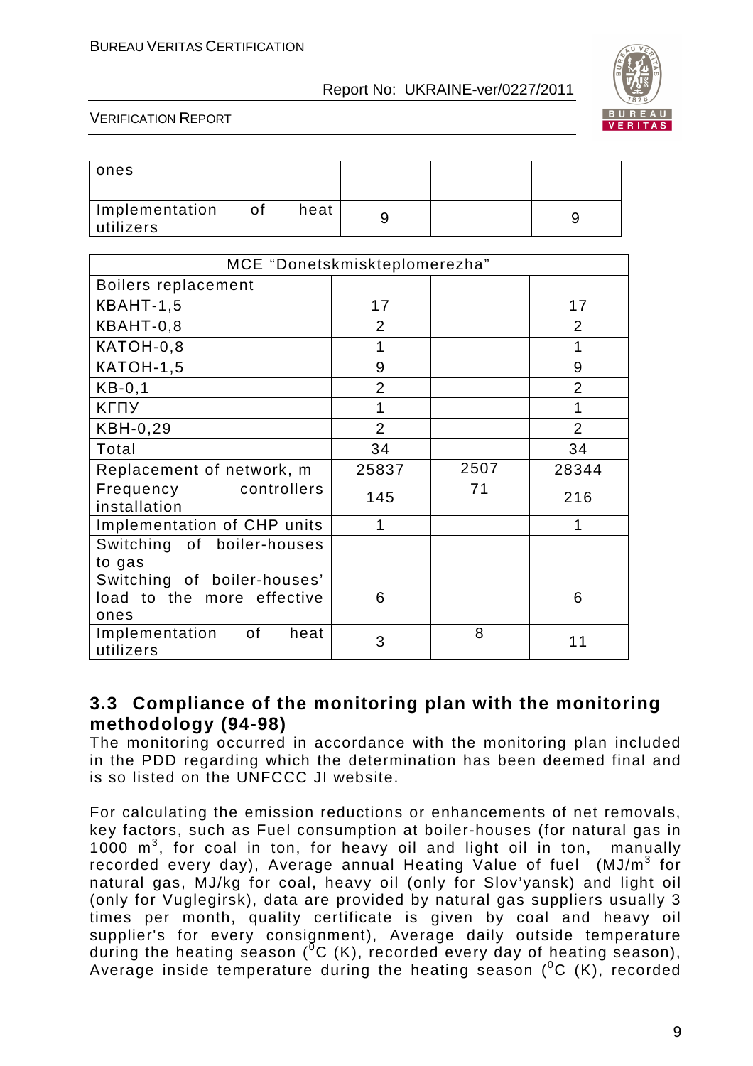| | | | |
|---|---|---|---|
| ones | | | |
| Implementation of heat utilizers | 9 | | 9 |

| MCE "Donetskmiskteplomerezha" | | | |
|---|---|---|---|
| Boilers replacement | | | |
| КВАНТ-1,5 | 17 | | 17 |
| КВАНТ-0,8 | 2 | | 2 |
| КАТОН-0,8 | 1 | | 1 |
| КАТОН-1,5 | 9 | | 9 |
| КВ-0,1 | 2 | | 2 |
| КГПУ | 1 | | 1 |
| КВН-0,29 | 2 | | 2 |
| Total | 34 | | 34 |
| Replacement of network, m | 25837 | 2507 | 28344 |
| Frequency controllers installation | 145 | 71 | 216 |
| Implementation of CHP units | 1 | | 1 |
| Switching of boiler-houses to gas | | | |
| Switching of boiler-houses' load to the more effective ones | 6 | | 6 |
| Implementation of heat utilizers | 3 | 8 | 11 |

## 3.3 Compliance of the monitoring plan with the monitoring methodology (94-98)

The monitoring occurred in accordance with the monitoring plan included in the PDD regarding which the determination has been deemed final and is so listed on the UNFCCC JI website.

For calculating the emission reductions or enhancements of net removals, key factors, such as Fuel consumption at boiler-houses (for natural gas in 1000 $m^3$, for coal in ton, for heavy oil and light oil in ton, manually recorded every day), Average annual Heating Value of fuel (MJ/$m^3$ for natural gas, MJ/kg for coal, heavy oil (only for Slov'yansk) and light oil (only for Vuglegirsk), data are provided by natural gas suppliers usually 3 times per month, quality certificate is given by coal and heavy oil supplier's for every consignment), Average daily outside temperature during the heating season ($^0$C (K), recorded every day of heating season), Average inside temperature during the heating season ($^0$C (K), recorded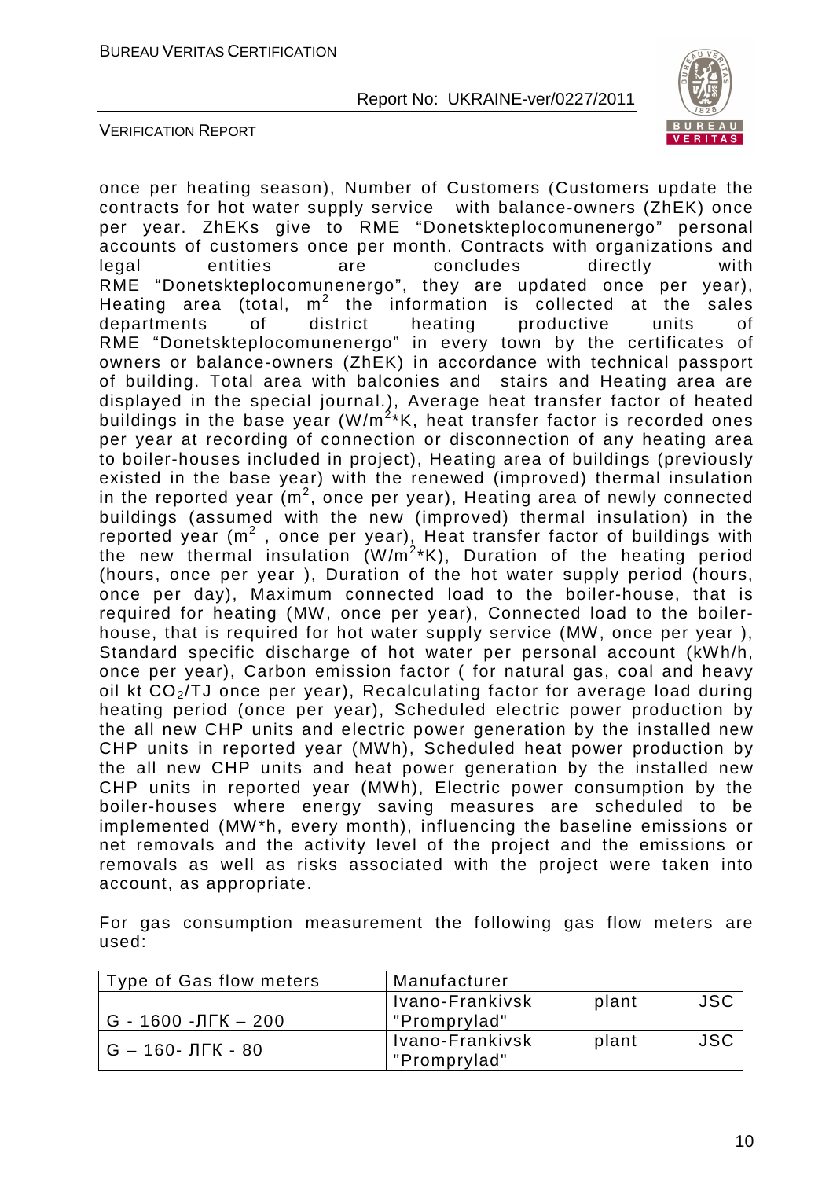once per heating season), Number of Customers (Customers update the contracts for hot water supply service with balance-owners (ZhEK) once per year. ZhEKs give to RME "Donetskteplocomunenergo" personal accounts of customers once per month. Contracts with organizations and legal entities are concludes directly with RME "Donetskteplocomunenergo", they are updated once per year), Heating area (total, $m^2$ the information is collected at the sales departments of district heating productive units of RME "Donetskteplocomunenergo" in every town by the certificates of owners or balance-owners (ZhEK) in accordance with technical passport of building. Total area with balconies and stairs and Heating area are displayed in the special journal.), Average heat transfer factor of heated buildings in the base year ($W/m^2*K$, heat transfer factor is recorded ones per year at recording of connection or disconnection of any heating area to boiler-houses included in project), Heating area of buildings (previously existed in the base year) with the renewed (improved) thermal insulation in the reported year ($m^2$, once per year), Heating area of newly connected buildings (assumed with the new (improved) thermal insulation) in the reported year ($m^2$ , once per year), Heat transfer factor of buildings with the new thermal insulation ($W/m^2*K$), Duration of the heating period (hours, once per year ), Duration of the hot water supply period (hours, once per day), Maximum connected load to the boiler-house, that is required for heating (MW, once per year), Connected load to the boiler-house, that is required for hot water supply service (MW, once per year ), Standard specific discharge of hot water per personal account (kWh/h, once per year), Carbon emission factor ( for natural gas, coal and heavy oil kt $CO_2$/TJ once per year), Recalculating factor for average load during heating period (once per year), Scheduled electric power production by the all new CHP units and electric power generation by the installed new CHP units in reported year (MWh), Scheduled heat power production by the all new CHP units and heat power generation by the installed new CHP units in reported year (MWh), Electric power consumption by the boiler-houses where energy saving measures are scheduled to be implemented (MW*h, every month), influencing the baseline emissions or net removals and the activity level of the project and the emissions or removals as well as risks associated with the project were taken into account, as appropriate.

For gas consumption measurement the following gas flow meters are used:

| Type of Gas flow meters | Manufacturer |
|---|---|
| G - 1600 -ЛГК – 200 | Ivano-Frankivsk plant JSC "Promprylad" |
| G – 160- ЛГК - 80 | Ivano-Frankivsk plant JSC "Promprylad" |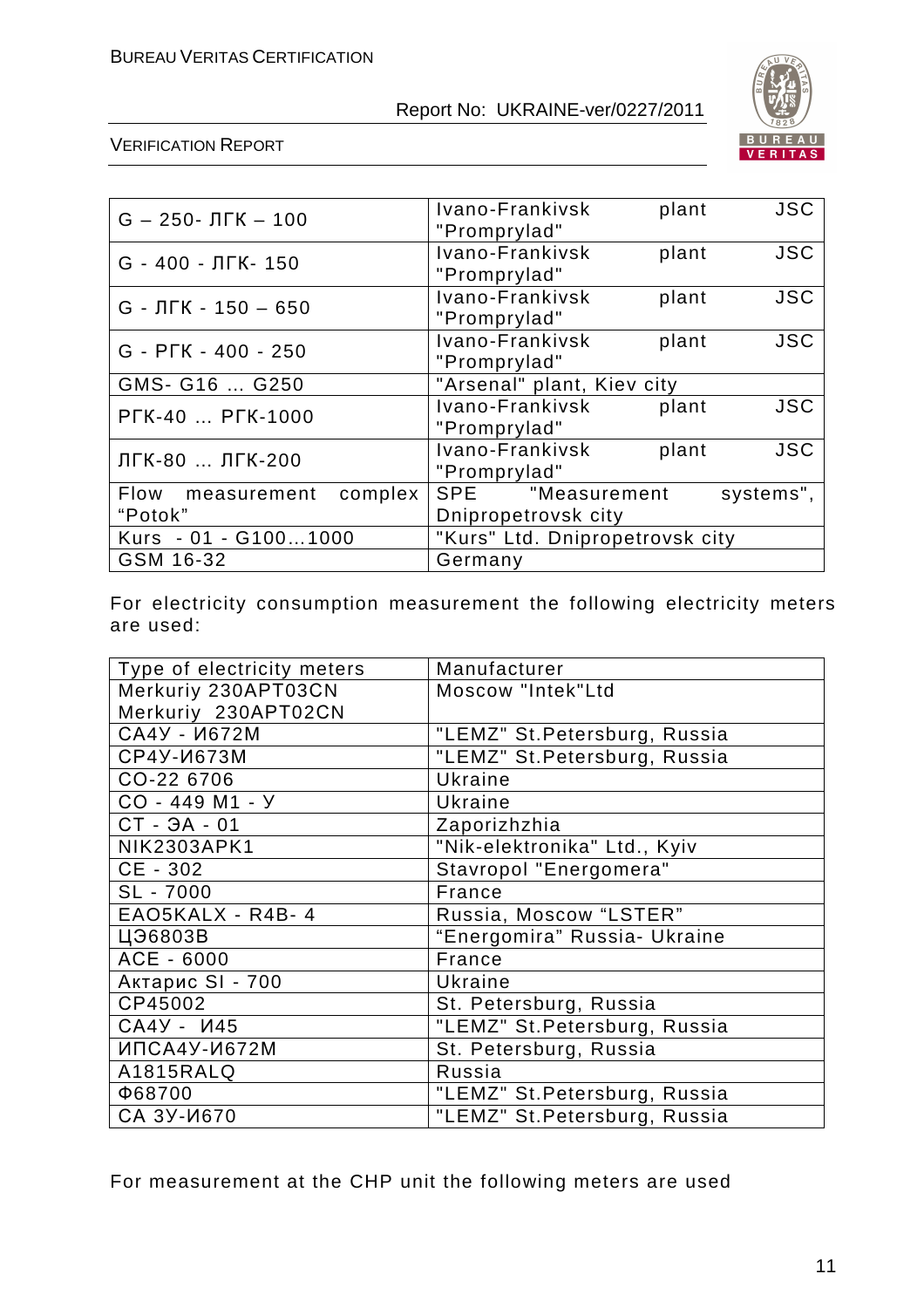| | |
|---|---|
| G – 250- ЛГК – 100 | Ivano-Frankivsk plant JSC "Promprylad" |
| G - 400 - ЛГК- 150 | Ivano-Frankivsk plant JSC "Promprylad" |
| G - ЛГК - 150 – 650 | Ivano-Frankivsk plant JSC "Promprylad" |
| G - РГК - 400 - 250 | Ivano-Frankivsk plant JSC "Promprylad" |
| GMS- G16 ... G250 | "Arsenal" plant, Kiev city |
| РГК-40 ... РГК-1000 | Ivano-Frankivsk plant JSC "Promprylad" |
| ЛГК-80 ... ЛГК-200 | Ivano-Frankivsk plant JSC "Promprylad" |
| Flow measurement complex "Potok" | SPE "Measurement systems", Dnipropetrovsk city |
| Kurs - 01 - G100…1000 | "Kurs" Ltd. Dnipropetrovsk city |
| GSM 16-32 | Germany |

For electricity consumption measurement the following electricity meters are used:

| Type of electricity meters | Manufacturer |
|---|---|
| Merkuriy 230APT03CN<br>Merkuriy 230APT02CN | Moscow "Intek"Ltd |
| СА4У - И672М | "LEMZ" St.Petersburg, Russia |
| СР4У-И673М | "LEMZ" St.Petersburg, Russia |
| СО-22 6706 | Ukraine |
| СО - 449 М1 - У | Ukraine |
| СТ - ЭА - 01 | Zaporizhzhia |
| NIK2303APK1 | "Nik-elektronika" Ltd., Kyiv |
| CE - 302 | Stavropol "Energomera" |
| SL - 7000 | France |
| EAO5KALX - R4B- 4 | Russia, Moscow "LSTER" |
| ЦЭ6803В | "Energomira" Russia- Ukraine |
| ACE - 6000 | France |
| Актарис SI - 700 | Ukraine |
| CP45002 | St. Petersburg, Russia |
| СА4У - И45 | "LEMZ" St.Petersburg, Russia |
| ИПСА4У-И672М | St. Petersburg, Russia |
| A1815RALQ | Russia |
| Ф68700 | "LEMZ" St.Petersburg, Russia |
| СА 3У-И670 | "LEMZ" St.Petersburg, Russia |

For measurement at the CHP unit the following meters are used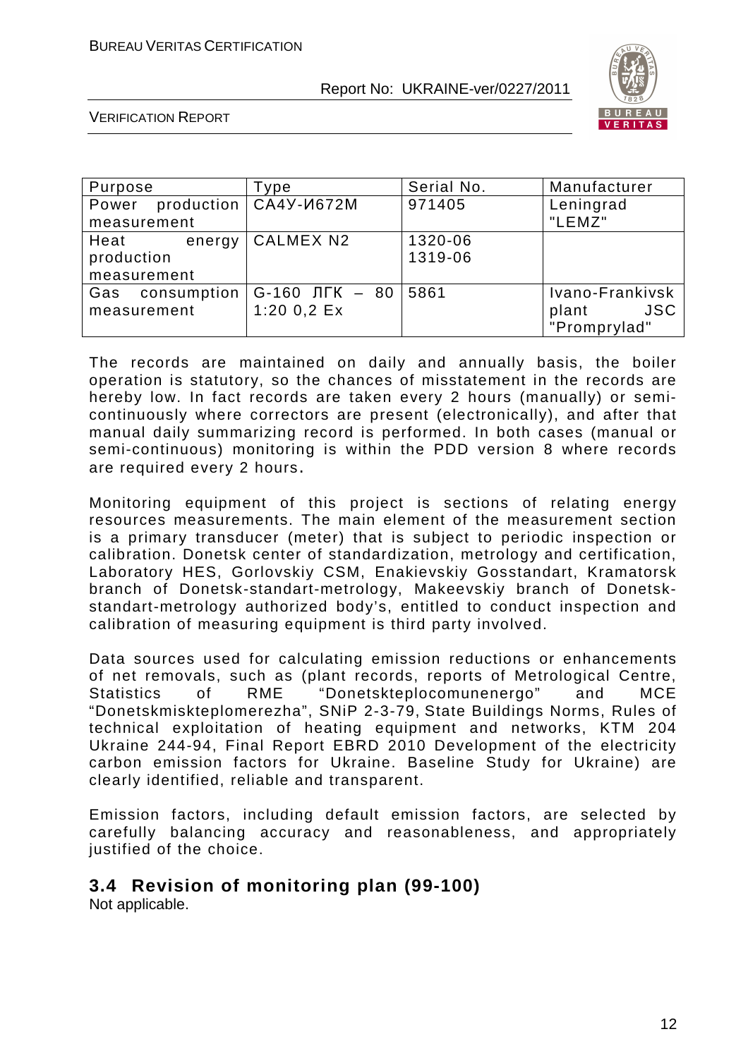| Purpose | Type | Serial No. | Manufacturer |
| --- | --- | --- | --- |
| Power production measurement | СА4У-И672М | 971405 | Leningrad "LEMZ" |
| Heat energy production measurement | CALMEX N2 | 1320-06 1319-06 | |
| Gas consumption measurement | G-160 ЛГК – 80 1:20 0,2 Ex | 5861 | Ivano-Frankivsk plant JSC "Promprylad" |

The records are maintained on daily and annually basis, the boiler operation is statutory, so the chances of misstatement in the records are hereby low. In fact records are taken every 2 hours (manually) or semi-continuously where correctors are present (electronically), and after that manual daily summarizing record is performed. In both cases (manual or semi-continuous) monitoring is within the PDD version 8 where records are required every 2 hours.

Monitoring equipment of this project is sections of relating energy resources measurements. The main element of the measurement section is a primary transducer (meter) that is subject to periodic inspection or calibration. Donetsk center of standardization, metrology and certification, Laboratory HES, Gorlovskiy CSM, Enakievskiy Gosstandart, Kramatorsk branch of Donetsk-standart-metrology, Makeevskiy branch of Donetsk-standart-metrology authorized body's, entitled to conduct inspection and calibration of measuring equipment is third party involved.

Data sources used for calculating emission reductions or enhancements of net removals, such as (plant records, reports of Metrological Centre, Statistics of RME "Donetskteplocomunenergo" and MCE "Donetskmiskteplomerezha", SNiP 2-3-79, State Buildings Norms, Rules of technical exploitation of heating equipment and networks, KTM 204 Ukraine 244-94, Final Report EBRD 2010 Development of the electricity carbon emission factors for Ukraine. Baseline Study for Ukraine) are clearly identified, reliable and transparent.

Emission factors, including default emission factors, are selected by carefully balancing accuracy and reasonableness, and appropriately justified of the choice.

## 3.4 Revision of monitoring plan (99-100)

Not applicable.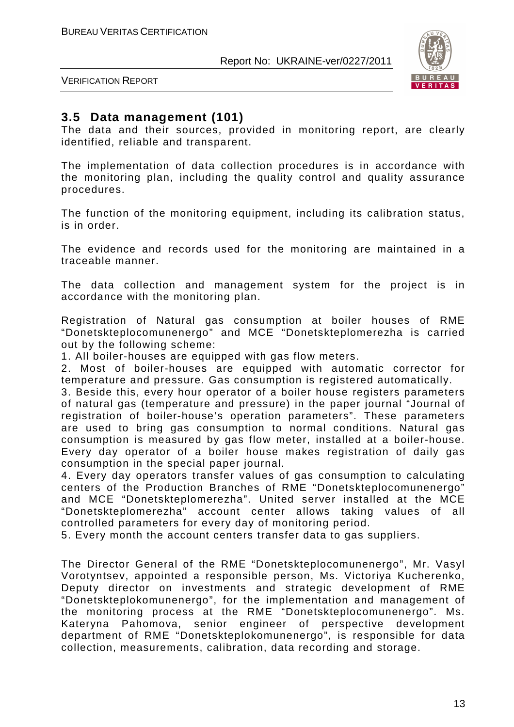## 3.5 Data management (101)

The data and their sources, provided in monitoring report, are clearly identified, reliable and transparent.

The implementation of data collection procedures is in accordance with the monitoring plan, including the quality control and quality assurance procedures.

The function of the monitoring equipment, including its calibration status, is in order.

The evidence and records used for the monitoring are maintained in a traceable manner.

The data collection and management system for the project is in accordance with the monitoring plan.

Registration of Natural gas consumption at boiler houses of RME "Donetskteplocomunenergo" and MCE "Donetskteplomerezha is carried out by the following scheme:

1. All boiler-houses are equipped with gas flow meters.
2. Most of boiler-houses are equipped with automatic corrector for temperature and pressure. Gas consumption is registered automatically.
3. Beside this, every hour operator of a boiler house registers parameters of natural gas (temperature and pressure) in the paper journal "Journal of registration of boiler-house's operation parameters". These parameters are used to bring gas consumption to normal conditions. Natural gas consumption is measured by gas flow meter, installed at a boiler-house. Every day operator of a boiler house makes registration of daily gas consumption in the special paper journal.
4. Every day operators transfer values of gas consumption to calculating centers of the Production Branches of RME "Donetskteplocomunenergo" and MCE "Donetskteplomerezha". United server installed at the MCE "Donetskteplomerezha" account center allows taking values of all controlled parameters for every day of monitoring period.
5. Every month the account centers transfer data to gas suppliers.

The Director General of the RME "Donetskteplocomunenergo", Mr. Vasyl Vorotyntsev, appointed a responsible person, Ms. Victoriya Kucherenko, Deputy director on investments and strategic development of RME "Donetskteplokomunenergo", for the implementation and management of the monitoring process at the RME "Donetskteplocomunenergo". Ms. Kateryna Pahomova, senior engineer of perspective development department of RME "Donetskteplokomunenergo", is responsible for data collection, measurements, calibration, data recording and storage.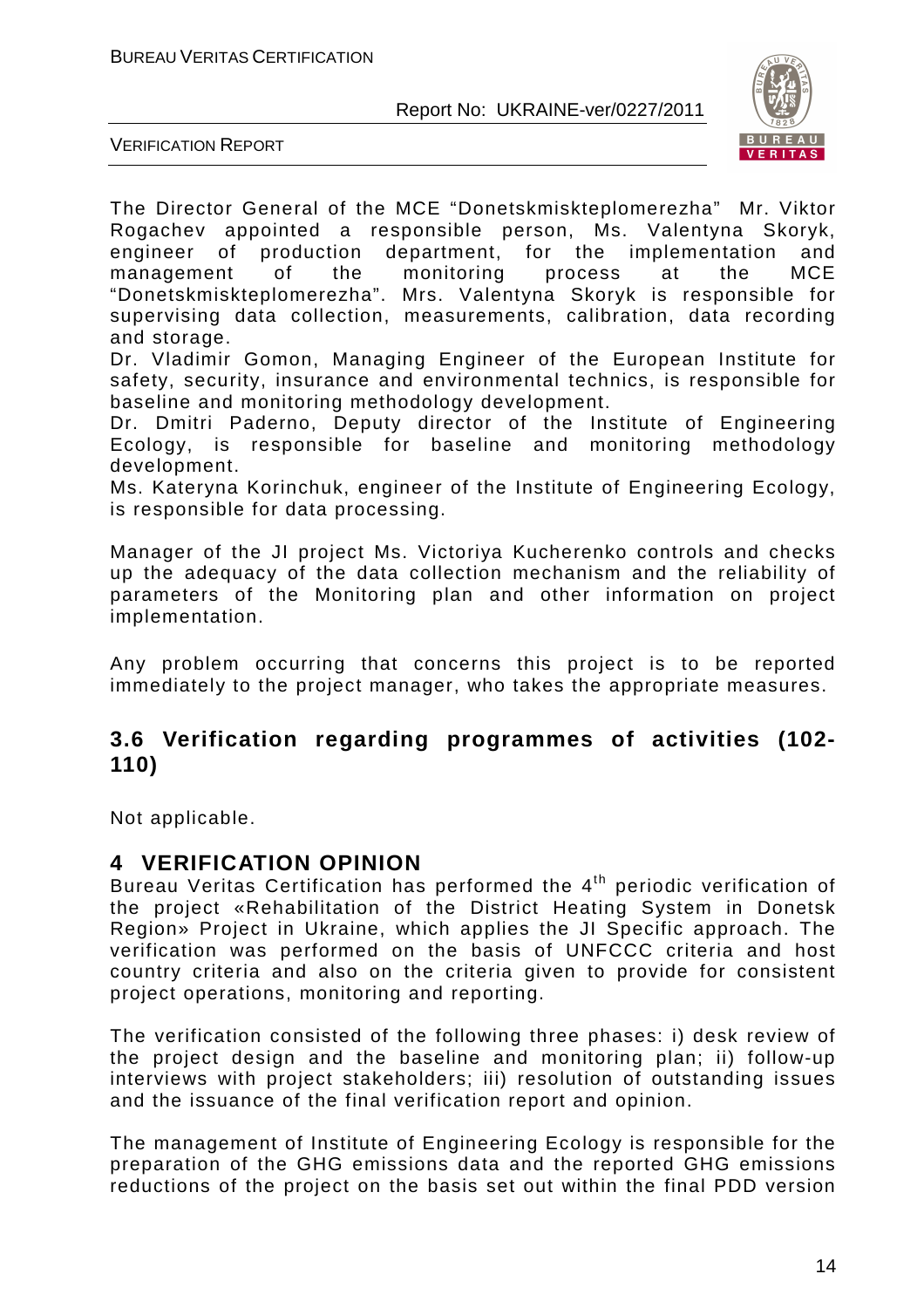The Director General of the MCE "Donetskmiskteplomerezha" Mr. Viktor Rogachev appointed a responsible person, Ms. Valentyna Skoryk, engineer of production department, for the implementation and management of the monitoring process at the MCE "Donetskmiskteplomerezha". Mrs. Valentyna Skoryk is responsible for supervising data collection, measurements, calibration, data recording and storage.

Dr. Vladimir Gomon, Managing Engineer of the European Institute for safety, security, insurance and environmental technics, is responsible for baseline and monitoring methodology development.

Dr. Dmitri Paderno, Deputy director of the Institute of Engineering Ecology, is responsible for baseline and monitoring methodology development.

Ms. Kateryna Korinchuk, engineer of the Institute of Engineering Ecology, is responsible for data processing.

Manager of the JI project Ms. Victoriya Kucherenko controls and checks up the adequacy of the data collection mechanism and the reliability of parameters of the Monitoring plan and other information on project implementation.

Any problem occurring that concerns this project is to be reported immediately to the project manager, who takes the appropriate measures.

## 3.6 Verification regarding programmes of activities (102-110)

Not applicable.

# 4 VERIFICATION OPINION

Bureau Veritas Certification has performed the 4th periodic verification of the project «Rehabilitation of the District Heating System in Donetsk Region» Project in Ukraine, which applies the JI Specific approach. The verification was performed on the basis of UNFCCC criteria and host country criteria and also on the criteria given to provide for consistent project operations, monitoring and reporting.

The verification consisted of the following three phases: i) desk review of the project design and the baseline and monitoring plan; ii) follow-up interviews with project stakeholders; iii) resolution of outstanding issues and the issuance of the final verification report and opinion.

The management of Institute of Engineering Ecology is responsible for the preparation of the GHG emissions data and the reported GHG emissions reductions of the project on the basis set out within the final PDD version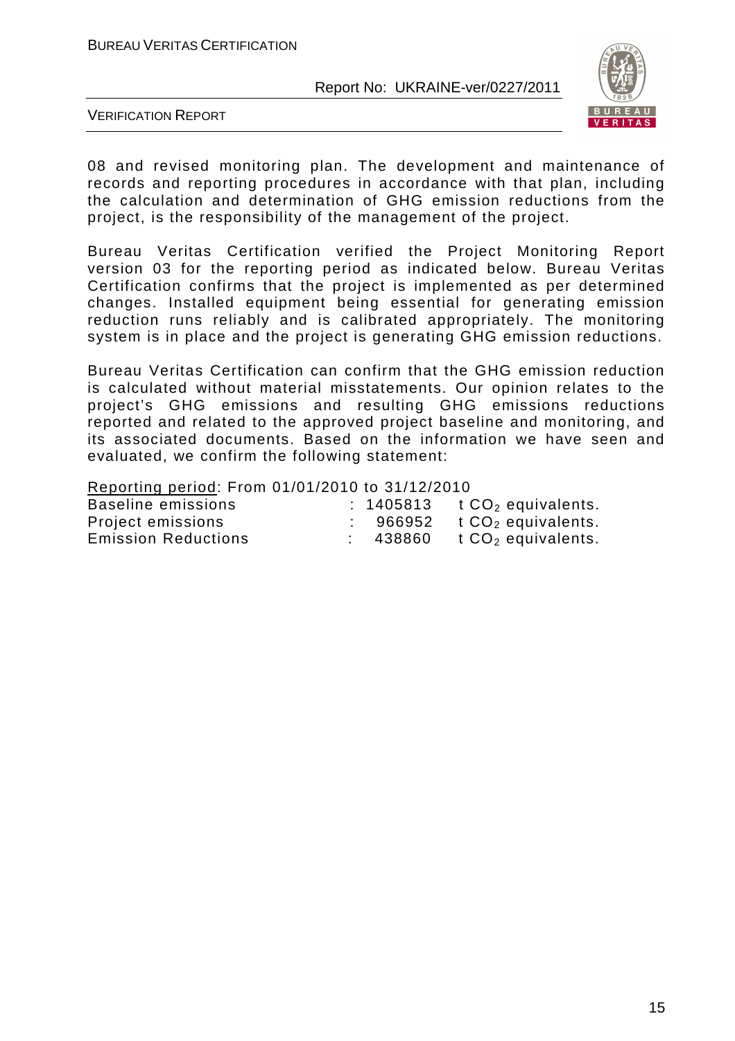08 and revised monitoring plan. The development and maintenance of records and reporting procedures in accordance with that plan, including the calculation and determination of GHG emission reductions from the project, is the responsibility of the management of the project.

Bureau Veritas Certification verified the Project Monitoring Report version 03 for the reporting period as indicated below. Bureau Veritas Certification confirms that the project is implemented as per determined changes. Installed equipment being essential for generating emission reduction runs reliably and is calibrated appropriately. The monitoring system is in place and the project is generating GHG emission reductions.

Bureau Veritas Certification can confirm that the GHG emission reduction is calculated without material misstatements. Our opinion relates to the project's GHG emissions and resulting GHG emissions reductions reported and related to the approved project baseline and monitoring, and its associated documents. Based on the information we have seen and evaluated, we confirm the following statement:

<u>Reporting period</u>: From 01/01/2010 to 31/12/2010

| | | |
|---|---|---|
| Baseline emissions | : 1405813 | t $CO_2$ equivalents. |
| Project emissions | : 966952 | t $CO_2$ equivalents. |
| Emission Reductions | : 438860 | t $CO_2$ equivalents. |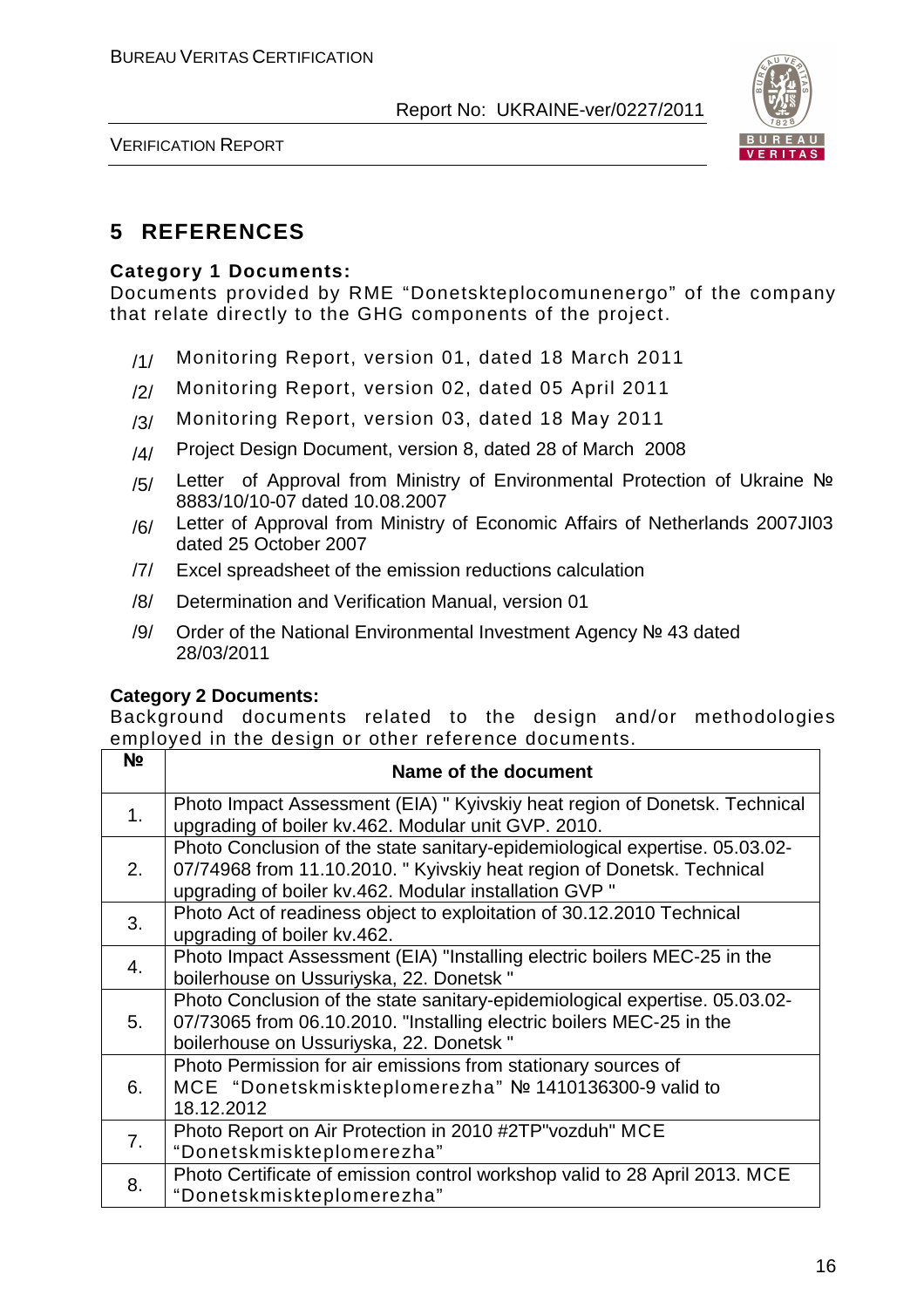# 5 REFERENCES

**Category 1 Documents:**
Documents provided by RME “Donetskteplocomunenergo” of the company that relate directly to the GHG components of the project.

/1/ Monitoring Report, version 01, dated 18 March 2011

/2/ Monitoring Report, version 02, dated 05 April 2011

/3/ Monitoring Report, version 03, dated 18 May 2011

/4/ Project Design Document, version 8, dated 28 of March 2008

/5/ Letter of Approval from Ministry of Environmental Protection of Ukraine № 8883/10/10-07 dated 10.08.2007

/6/ Letter of Approval from Ministry of Economic Affairs of Netherlands 2007JI03 dated 25 October 2007

/7/ Excel spreadsheet of the emission reductions calculation

/8/ Determination and Verification Manual, version 01

/9/ Order of the National Environmental Investment Agency № 43 dated 28/03/2011

**Category 2 Documents:**
Background documents related to the design and/or methodologies employed in the design or other reference documents.

| № | Name of the document |
|---|---|
| 1. | Photo Impact Assessment (EIA) " Kyivskiy heat region of Donetsk. Technical upgrading of boiler kv.462. Modular unit GVP. 2010. |
| 2. | Photo Conclusion of the state sanitary-epidemiological expertise. 05.03.02-07/74968 from 11.10.2010. " Kyivskiy heat region of Donetsk. Technical upgrading of boiler kv.462. Modular installation GVP " |
| 3. | Photo Act of readiness object to exploitation of 30.12.2010 Technical upgrading of boiler kv.462. |
| 4. | Photo Impact Assessment (EIA) "Installing electric boilers MEC-25 in the boilerhouse on Ussuriyska, 22. Donetsk " |
| 5. | Photo Conclusion of the state sanitary-epidemiological expertise. 05.03.02-07/73065 from 06.10.2010. "Installing electric boilers MEC-25 in the boilerhouse on Ussuriyska, 22. Donetsk " |
| 6. | Photo Permission for air emissions from stationary sources of MCE “Donetskmiskteplomerezha” № 1410136300-9 valid to 18.12.2012 |
| 7. | Photo Report on Air Protection in 2010 #2TP"vozduh" MCE “Donetskmiskteplomerezha” |
| 8. | Photo Certificate of emission control workshop valid to 28 April 2013. MCE “Donetskmiskteplomerezha” |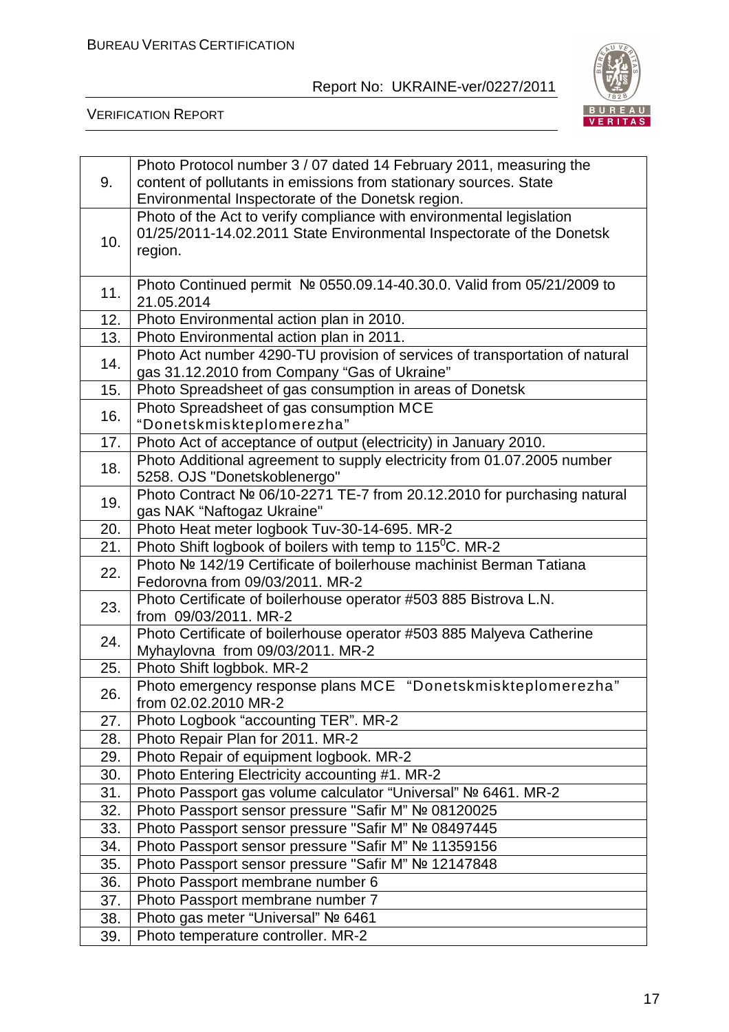| | |
|---|---|
| 9. | Photo Protocol number 3 / 07 dated 14 February 2011, measuring the content of pollutants in emissions from stationary sources. State Environmental Inspectorate of the Donetsk region. |
| 10. | Photo of the Act to verify compliance with environmental legislation 01/25/2011-14.02.2011 State Environmental Inspectorate of the Donetsk region. |
| 11. | Photo Continued permit № 0550.09.14-40.30.0. Valid from 05/21/2009 to 21.05.2014 |
| 12. | Photo Environmental action plan in 2010. |
| 13. | Photo Environmental action plan in 2011. |
| 14. | Photo Act number 4290-TU provision of services of transportation of natural gas 31.12.2010 from Company "Gas of Ukraine" |
| 15. | Photo Spreadsheet of gas consumption in areas of Donetsk |
| 16. | Photo Spreadsheet of gas consumption MCE "Donetskmiskteplomerezha" |
| 17. | Photo Act of acceptance of output (electricity) in January 2010. |
| 18. | Photo Additional agreement to supply electricity from 01.07.2005 number 5258. OJS "Donetskoblenergo" |
| 19. | Photo Contract № 06/10-2271 TE-7 from 20.12.2010 for purchasing natural gas NAK "Naftogaz Ukraine" |
| 20. | Photo Heat meter logbook Tuv-30-14-695. MR-2 |
| 21. | Photo Shift logbook of boilers with temp to 115$^0$C. MR-2 |
| 22. | Photo № 142/19 Certificate of boilerhouse machinist Berman Tatiana Fedorovna from 09/03/2011. MR-2 |
| 23. | Photo Certificate of boilerhouse operator #503 885 Bistrova L.N. from 09/03/2011. MR-2 |
| 24. | Photo Certificate of boilerhouse operator #503 885 Malyeva Catherine Myhaylovna from 09/03/2011. MR-2 |
| 25. | Photo Shift logbbok. MR-2 |
| 26. | Photo emergency response plans MCE "Donetskmiskteplomerezha" from 02.02.2010 MR-2 |
| 27. | Photo Logbook "accounting TER". MR-2 |
| 28. | Photo Repair Plan for 2011. MR-2 |
| 29. | Photo Repair of equipment logbook. MR-2 |
| 30. | Photo Entering Electricity accounting #1. MR-2 |
| 31. | Photo Passport gas volume calculator "Universal" № 6461. MR-2 |
| 32. | Photo Passport sensor pressure "Safir M" № 08120025 |
| 33. | Photo Passport sensor pressure "Safir M" № 08497445 |
| 34. | Photo Passport sensor pressure "Safir M" № 11359156 |
| 35. | Photo Passport sensor pressure "Safir M" № 12147848 |
| 36. | Photo Passport membrane number 6 |
| 37. | Photo Passport membrane number 7 |
| 38. | Photo gas meter "Universal" № 6461 |
| 39. | Photo temperature controller. MR-2 |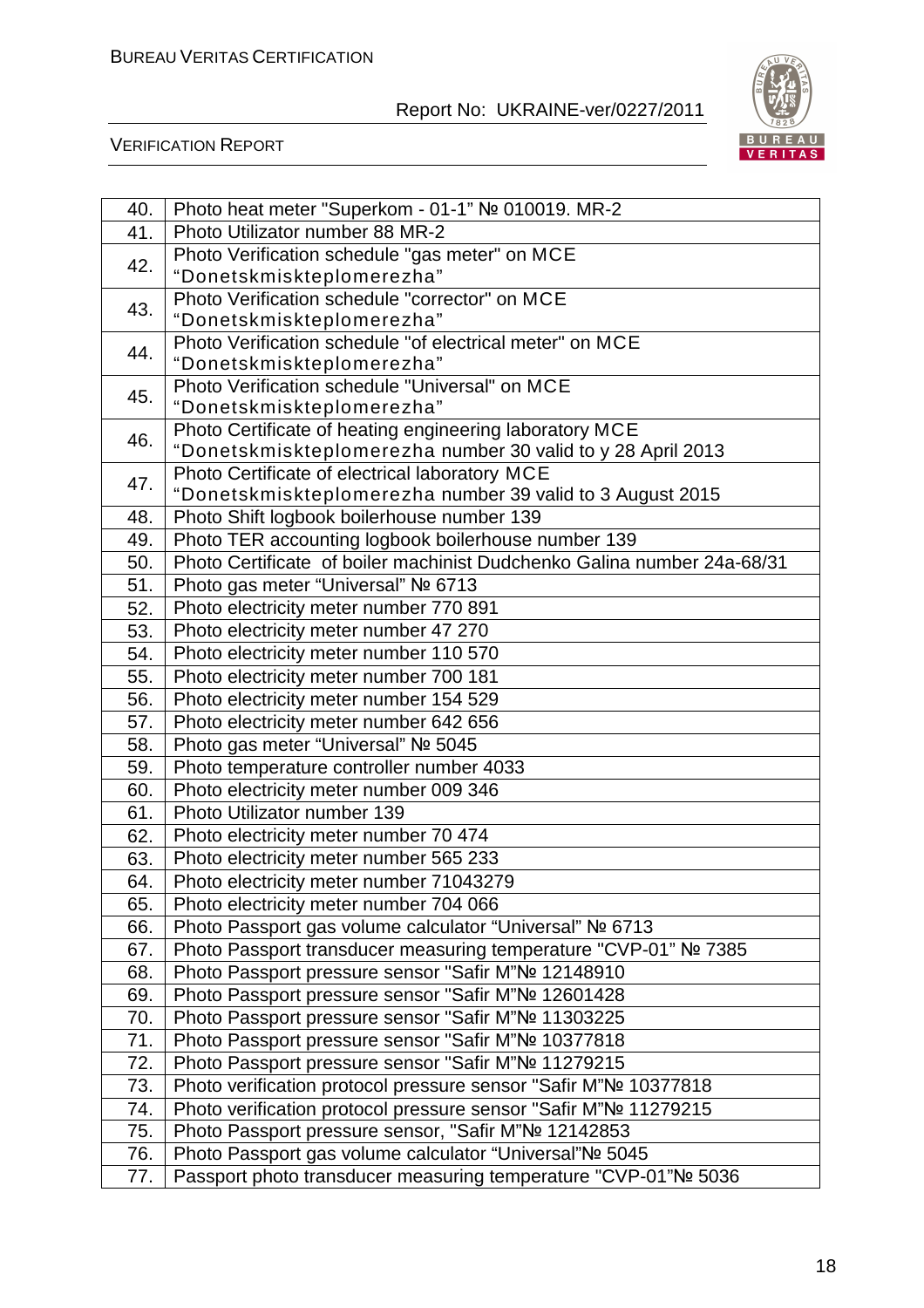| | |
|---|---|
| 40. | Photo heat meter "Superkom - 01-1" № 010019. MR-2 |
| 41. | Photo Utilizator number 88 MR-2 |
| 42. | Photo Verification schedule "gas meter" on MCE "Donetskmiskteplomerezha" |
| 43. | Photo Verification schedule "corrector" on MCE "Donetskmiskteplomerezha" |
| 44. | Photo Verification schedule "of electrical meter" on MCE "Donetskmiskteplomerezha" |
| 45. | Photo Verification schedule "Universal" on MCE "Donetskmiskteplomerezha" |
| 46. | Photo Certificate of heating engineering laboratory MCE "Donetskmiskteplomerezha number 30 valid to y 28 April 2013 |
| 47. | Photo Certificate of electrical laboratory MCE "Donetskmiskteplomerezha number 39 valid to 3 August 2015 |
| 48. | Photo Shift logbook boilerhouse number 139 |
| 49. | Photo TER accounting logbook boilerhouse number 139 |
| 50. | Photo Certificate of boiler machinist Dudchenko Galina number 24a-68/31 |
| 51. | Photo gas meter "Universal" № 6713 |
| 52. | Photo electricity meter number 770 891 |
| 53. | Photo electricity meter number 47 270 |
| 54. | Photo electricity meter number 110 570 |
| 55. | Photo electricity meter number 700 181 |
| 56. | Photo electricity meter number 154 529 |
| 57. | Photo electricity meter number 642 656 |
| 58. | Photo gas meter "Universal" № 5045 |
| 59. | Photo temperature controller number 4033 |
| 60. | Photo electricity meter number 009 346 |
| 61. | Photo Utilizator number 139 |
| 62. | Photo electricity meter number 70 474 |
| 63. | Photo electricity meter number 565 233 |
| 64. | Photo electricity meter number 71043279 |
| 65. | Photo electricity meter number 704 066 |
| 66. | Photo Passport gas volume calculator "Universal" № 6713 |
| 67. | Photo Passport transducer measuring temperature "CVP-01" № 7385 |
| 68. | Photo Passport pressure sensor "Safir M"№ 12148910 |
| 69. | Photo Passport pressure sensor "Safir M"№ 12601428 |
| 70. | Photo Passport pressure sensor "Safir M"№ 11303225 |
| 71. | Photo Passport pressure sensor "Safir M"№ 10377818 |
| 72. | Photo Passport pressure sensor "Safir M"№ 11279215 |
| 73. | Photo verification protocol pressure sensor "Safir M"№ 10377818 |
| 74. | Photo verification protocol pressure sensor "Safir M"№ 11279215 |
| 75. | Photo Passport pressure sensor, "Safir M"№ 12142853 |
| 76. | Photo Passport gas volume calculator "Universal"№ 5045 |
| 77. | Passport photo transducer measuring temperature "CVP-01"№ 5036 |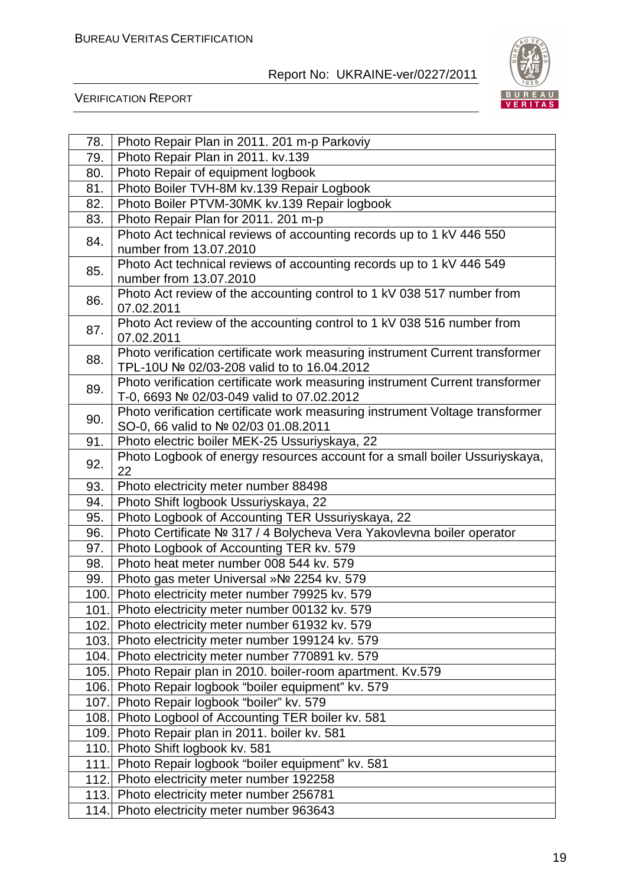| | |
|---|---|
| 78. | Photo Repair Plan in 2011. 201 m-p Parkoviy |
| 79. | Photo Repair Plan in 2011. kv.139 |
| 80. | Photo Repair of equipment logbook |
| 81. | Photo Boiler TVH-8M kv.139 Repair Logbook |
| 82. | Photo Boiler PTVM-30MK kv.139 Repair logbook |
| 83. | Photo Repair Plan for 2011. 201 m-p |
| 84. | Photo Act technical reviews of accounting records up to 1 kV 446 550 number from 13.07.2010 |
| 85. | Photo Act technical reviews of accounting records up to 1 kV 446 549 number from 13.07.2010 |
| 86. | Photo Act review of the accounting control to 1 kV 038 517 number from 07.02.2011 |
| 87. | Photo Act review of the accounting control to 1 kV 038 516 number from 07.02.2011 |
| 88. | Photo verification certificate work measuring instrument Current transformer TPL-10U № 02/03-208 valid to to 16.04.2012 |
| 89. | Photo verification certificate work measuring instrument Current transformer T-0, 6693 № 02/03-049 valid to 07.02.2012 |
| 90. | Photo verification certificate work measuring instrument Voltage transformer SO-0, 66 valid to № 02/03 01.08.2011 |
| 91. | Photo electric boiler MEK-25 Ussuriyskaya, 22 |
| 92. | Photo Logbook of energy resources account for a small boiler Ussuriyskaya, 22 |
| 93. | Photo electricity meter number 88498 |
| 94. | Photo Shift logbook Ussuriyskaya, 22 |
| 95. | Photo Logbook of Accounting TER Ussuriyskaya, 22 |
| 96. | Photo Certificate № 317 / 4 Bolycheva Vera Yakovlevna boiler operator |
| 97. | Photo Logbook of Accounting TER kv. 579 |
| 98. | Photo heat meter number 008 544 kv. 579 |
| 99. | Photo gas meter Universal »№ 2254 kv. 579 |
| 100. | Photo electricity meter number 79925 kv. 579 |
| 101. | Photo electricity meter number 00132 kv. 579 |
| 102. | Photo electricity meter number 61932 kv. 579 |
| 103. | Photo electricity meter number 199124 kv. 579 |
| 104. | Photo electricity meter number 770891 kv. 579 |
| 105. | Photo Repair plan in 2010. boiler-room apartment. Kv.579 |
| 106. | Photo Repair logbook “boiler equipment” kv. 579 |
| 107. | Photo Repair logbook “boiler” kv. 579 |
| 108. | Photo Logbool of Accounting TER boiler kv. 581 |
| 109. | Photo Repair plan in 2011. boiler kv. 581 |
| 110. | Photo Shift logbook kv. 581 |
| 111. | Photo Repair logbook “boiler equipment” kv. 581 |
| 112. | Photo electricity meter number 192258 |
| 113. | Photo electricity meter number 256781 |
| 114. | Photo electricity meter number 963643 |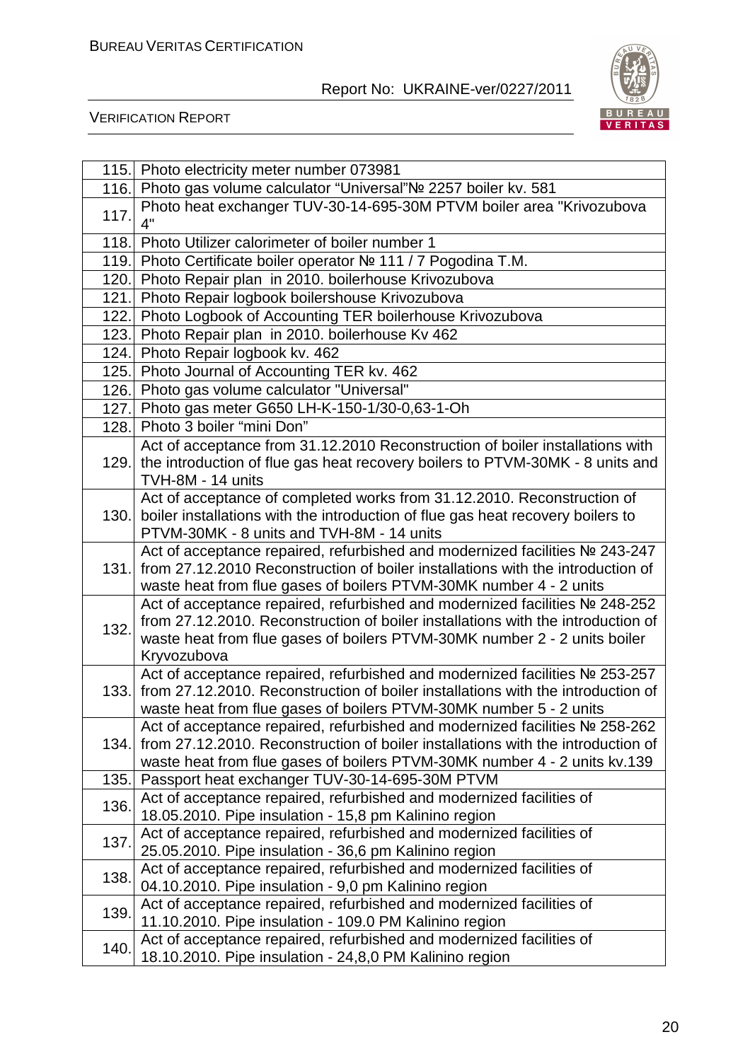| | |
|---|---|
| 115. | Photo electricity meter number 073981 |
| 116. | Photo gas volume calculator “Universal”№ 2257 boiler kv. 581 |
| 117. | Photo heat exchanger TUV-30-14-695-30M PTVM boiler area "Krivozubova 4" |
| 118. | Photo Utilizer calorimeter of boiler number 1 |
| 119. | Photo Certificate boiler operator № 111 / 7 Pogodina T.M. |
| 120. | Photo Repair plan in 2010. boilerhouse Krivozubova |
| 121. | Photo Repair logbook boilershouse Krivozubova |
| 122. | Photo Logbook of Accounting TER boilerhouse Krivozubova |
| 123. | Photo Repair plan in 2010. boilerhouse Kv 462 |
| 124. | Photo Repair logbook kv. 462 |
| 125. | Photo Journal of Accounting TER kv. 462 |
| 126. | Photo gas volume calculator "Universal" |
| 127. | Photo gas meter G650 LH-K-150-1/30-0,63-1-Oh |
| 128. | Photo 3 boiler “mini Don” |
| 129. | Act of acceptance from 31.12.2010 Reconstruction of boiler installations with the introduction of flue gas heat recovery boilers to PTVM-30MK - 8 units and TVH-8M - 14 units |
| 130. | Act of acceptance of completed works from 31.12.2010. Reconstruction of boiler installations with the introduction of flue gas heat recovery boilers to PTVM-30MK - 8 units and TVH-8M - 14 units |
| 131. | Act of acceptance repaired, refurbished and modernized facilities № 243-247 from 27.12.2010 Reconstruction of boiler installations with the introduction of waste heat from flue gases of boilers PTVM-30MK number 4 - 2 units |
| 132. | Act of acceptance repaired, refurbished and modernized facilities № 248-252 from 27.12.2010. Reconstruction of boiler installations with the introduction of waste heat from flue gases of boilers PTVM-30MK number 2 - 2 units boiler Kryvozubova |
| 133. | Act of acceptance repaired, refurbished and modernized facilities № 253-257 from 27.12.2010. Reconstruction of boiler installations with the introduction of waste heat from flue gases of boilers PTVM-30MK number 5 - 2 units |
| 134. | Act of acceptance repaired, refurbished and modernized facilities № 258-262 from 27.12.2010. Reconstruction of boiler installations with the introduction of waste heat from flue gases of boilers PTVM-30MK number 4 - 2 units kv.139 |
| 135. | Passport heat exchanger TUV-30-14-695-30M PTVM |
| 136. | Act of acceptance repaired, refurbished and modernized facilities of 18.05.2010. Pipe insulation - 15,8 pm Kalinino region |
| 137. | Act of acceptance repaired, refurbished and modernized facilities of 25.05.2010. Pipe insulation - 36,6 pm Kalinino region |
| 138. | Act of acceptance repaired, refurbished and modernized facilities of 04.10.2010. Pipe insulation - 9,0 pm Kalinino region |
| 139. | Act of acceptance repaired, refurbished and modernized facilities of 11.10.2010. Pipe insulation - 109.0 PM Kalinino region |
| 140. | Act of acceptance repaired, refurbished and modernized facilities of 18.10.2010. Pipe insulation - 24,8,0 PM Kalinino region |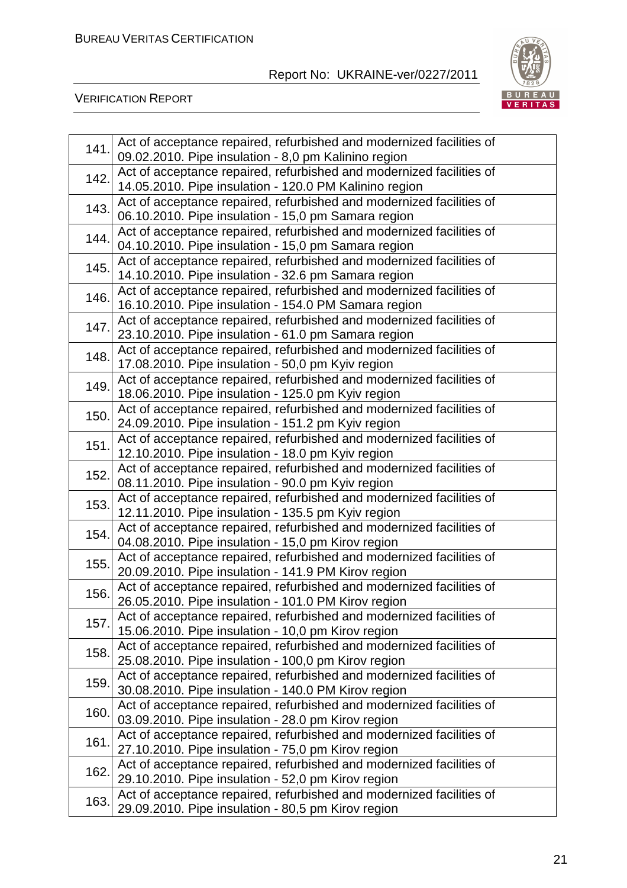| | |
|---|---|
| 141. | Act of acceptance repaired, refurbished and modernized facilities of 09.02.2010. Pipe insulation - 8,0 pm Kalinino region |
| 142. | Act of acceptance repaired, refurbished and modernized facilities of 14.05.2010. Pipe insulation - 120.0 PM Kalinino region |
| 143. | Act of acceptance repaired, refurbished and modernized facilities of 06.10.2010. Pipe insulation - 15,0 pm Samara region |
| 144. | Act of acceptance repaired, refurbished and modernized facilities of 04.10.2010. Pipe insulation - 15,0 pm Samara region |
| 145. | Act of acceptance repaired, refurbished and modernized facilities of 14.10.2010. Pipe insulation - 32.6 pm Samara region |
| 146. | Act of acceptance repaired, refurbished and modernized facilities of 16.10.2010. Pipe insulation - 154.0 PM Samara region |
| 147. | Act of acceptance repaired, refurbished and modernized facilities of 23.10.2010. Pipe insulation - 61.0 pm Samara region |
| 148. | Act of acceptance repaired, refurbished and modernized facilities of 17.08.2010. Pipe insulation - 50,0 pm Kyiv region |
| 149. | Act of acceptance repaired, refurbished and modernized facilities of 18.06.2010. Pipe insulation - 125.0 pm Kyiv region |
| 150. | Act of acceptance repaired, refurbished and modernized facilities of 24.09.2010. Pipe insulation - 151.2 pm Kyiv region |
| 151. | Act of acceptance repaired, refurbished and modernized facilities of 12.10.2010. Pipe insulation - 18.0 pm Kyiv region |
| 152. | Act of acceptance repaired, refurbished and modernized facilities of 08.11.2010. Pipe insulation - 90.0 pm Kyiv region |
| 153. | Act of acceptance repaired, refurbished and modernized facilities of 12.11.2010. Pipe insulation - 135.5 pm Kyiv region |
| 154. | Act of acceptance repaired, refurbished and modernized facilities of 04.08.2010. Pipe insulation - 15,0 pm Kirov region |
| 155. | Act of acceptance repaired, refurbished and modernized facilities of 20.09.2010. Pipe insulation - 141.9 PM Kirov region |
| 156. | Act of acceptance repaired, refurbished and modernized facilities of 26.05.2010. Pipe insulation - 101.0 PM Kirov region |
| 157. | Act of acceptance repaired, refurbished and modernized facilities of 15.06.2010. Pipe insulation - 10,0 pm Kirov region |
| 158. | Act of acceptance repaired, refurbished and modernized facilities of 25.08.2010. Pipe insulation - 100,0 pm Kirov region |
| 159. | Act of acceptance repaired, refurbished and modernized facilities of 30.08.2010. Pipe insulation - 140.0 PM Kirov region |
| 160. | Act of acceptance repaired, refurbished and modernized facilities of 03.09.2010. Pipe insulation - 28.0 pm Kirov region |
| 161. | Act of acceptance repaired, refurbished and modernized facilities of 27.10.2010. Pipe insulation - 75,0 pm Kirov region |
| 162. | Act of acceptance repaired, refurbished and modernized facilities of 29.10.2010. Pipe insulation - 52,0 pm Kirov region |
| 163. | Act of acceptance repaired, refurbished and modernized facilities of 29.09.2010. Pipe insulation - 80,5 pm Kirov region |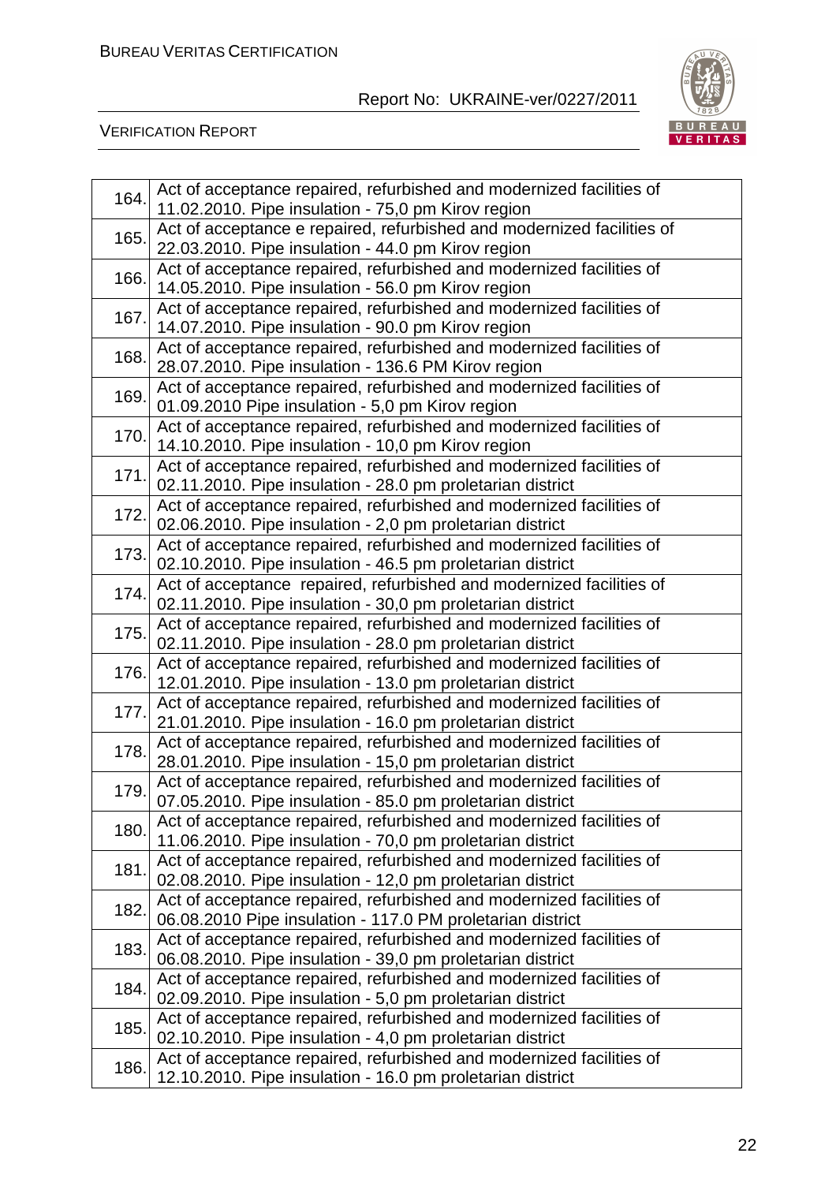| | |
|---|---|
| 164. | Act of acceptance repaired, refurbished and modernized facilities of 11.02.2010. Pipe insulation - 75,0 pm Kirov region |
| 165. | Act of acceptance e repaired, refurbished and modernized facilities of 22.03.2010. Pipe insulation - 44.0 pm Kirov region |
| 166. | Act of acceptance repaired, refurbished and modernized facilities of 14.05.2010. Pipe insulation - 56.0 pm Kirov region |
| 167. | Act of acceptance repaired, refurbished and modernized facilities of 14.07.2010. Pipe insulation - 90.0 pm Kirov region |
| 168. | Act of acceptance repaired, refurbished and modernized facilities of 28.07.2010. Pipe insulation - 136.6 PM Kirov region |
| 169. | Act of acceptance repaired, refurbished and modernized facilities of 01.09.2010 Pipe insulation - 5,0 pm Kirov region |
| 170. | Act of acceptance repaired, refurbished and modernized facilities of 14.10.2010. Pipe insulation - 10,0 pm Kirov region |
| 171. | Act of acceptance repaired, refurbished and modernized facilities of 02.11.2010. Pipe insulation - 28.0 pm proletarian district |
| 172. | Act of acceptance repaired, refurbished and modernized facilities of 02.06.2010. Pipe insulation - 2,0 pm proletarian district |
| 173. | Act of acceptance repaired, refurbished and modernized facilities of 02.10.2010. Pipe insulation - 46.5 pm proletarian district |
| 174. | Act of acceptance repaired, refurbished and modernized facilities of 02.11.2010. Pipe insulation - 30,0 pm proletarian district |
| 175. | Act of acceptance repaired, refurbished and modernized facilities of 02.11.2010. Pipe insulation - 28.0 pm proletarian district |
| 176. | Act of acceptance repaired, refurbished and modernized facilities of 12.01.2010. Pipe insulation - 13.0 pm proletarian district |
| 177. | Act of acceptance repaired, refurbished and modernized facilities of 21.01.2010. Pipe insulation - 16.0 pm proletarian district |
| 178. | Act of acceptance repaired, refurbished and modernized facilities of 28.01.2010. Pipe insulation - 15,0 pm proletarian district |
| 179. | Act of acceptance repaired, refurbished and modernized facilities of 07.05.2010. Pipe insulation - 85.0 pm proletarian district |
| 180. | Act of acceptance repaired, refurbished and modernized facilities of 11.06.2010. Pipe insulation - 70,0 pm proletarian district |
| 181. | Act of acceptance repaired, refurbished and modernized facilities of 02.08.2010. Pipe insulation - 12,0 pm proletarian district |
| 182. | Act of acceptance repaired, refurbished and modernized facilities of 06.08.2010 Pipe insulation - 117.0 PM proletarian district |
| 183. | Act of acceptance repaired, refurbished and modernized facilities of 06.08.2010. Pipe insulation - 39,0 pm proletarian district |
| 184. | Act of acceptance repaired, refurbished and modernized facilities of 02.09.2010. Pipe insulation - 5,0 pm proletarian district |
| 185. | Act of acceptance repaired, refurbished and modernized facilities of 02.10.2010. Pipe insulation - 4,0 pm proletarian district |
| 186. | Act of acceptance repaired, refurbished and modernized facilities of 12.10.2010. Pipe insulation - 16.0 pm proletarian district |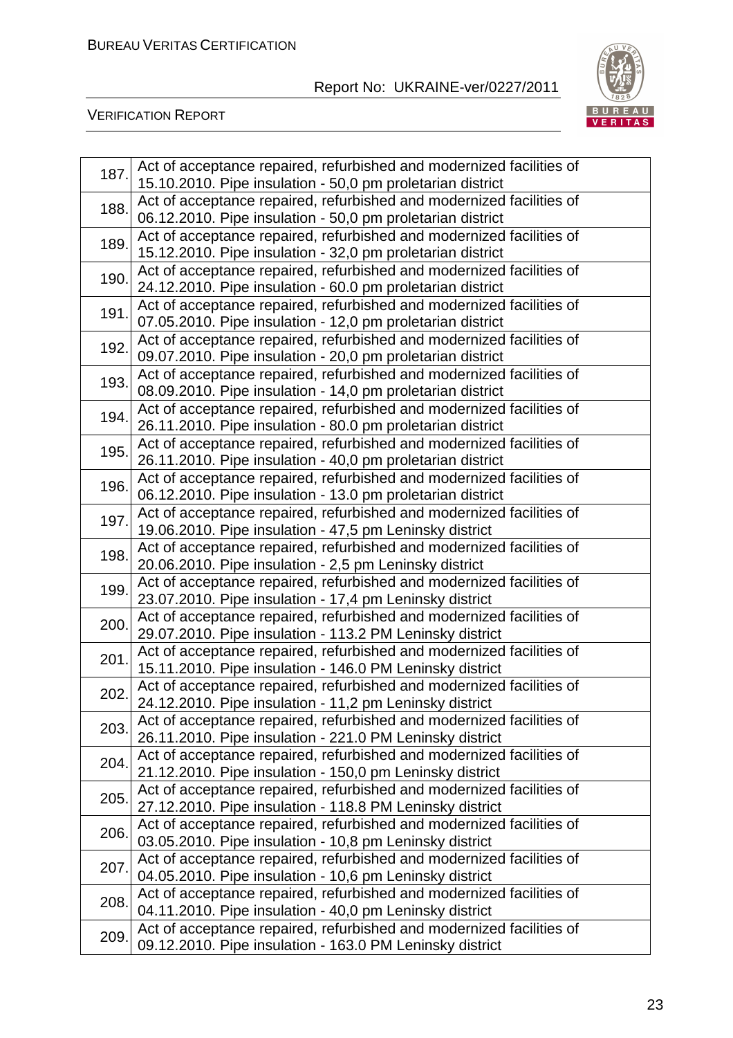| | |
|---|---|
| 187. | Act of acceptance repaired, refurbished and modernized facilities of 15.10.2010. Pipe insulation - 50,0 pm proletarian district |
| 188. | Act of acceptance repaired, refurbished and modernized facilities of 06.12.2010. Pipe insulation - 50,0 pm proletarian district |
| 189. | Act of acceptance repaired, refurbished and modernized facilities of 15.12.2010. Pipe insulation - 32,0 pm proletarian district |
| 190. | Act of acceptance repaired, refurbished and modernized facilities of 24.12.2010. Pipe insulation - 60.0 pm proletarian district |
| 191. | Act of acceptance repaired, refurbished and modernized facilities of 07.05.2010. Pipe insulation - 12,0 pm proletarian district |
| 192. | Act of acceptance repaired, refurbished and modernized facilities of 09.07.2010. Pipe insulation - 20,0 pm proletarian district |
| 193. | Act of acceptance repaired, refurbished and modernized facilities of 08.09.2010. Pipe insulation - 14,0 pm proletarian district |
| 194. | Act of acceptance repaired, refurbished and modernized facilities of 26.11.2010. Pipe insulation - 80.0 pm proletarian district |
| 195. | Act of acceptance repaired, refurbished and modernized facilities of 26.11.2010. Pipe insulation - 40,0 pm proletarian district |
| 196. | Act of acceptance repaired, refurbished and modernized facilities of 06.12.2010. Pipe insulation - 13.0 pm proletarian district |
| 197. | Act of acceptance repaired, refurbished and modernized facilities of 19.06.2010. Pipe insulation - 47,5 pm Leninsky district |
| 198. | Act of acceptance repaired, refurbished and modernized facilities of 20.06.2010. Pipe insulation - 2,5 pm Leninsky district |
| 199. | Act of acceptance repaired, refurbished and modernized facilities of 23.07.2010. Pipe insulation - 17,4 pm Leninsky district |
| 200. | Act of acceptance repaired, refurbished and modernized facilities of 29.07.2010. Pipe insulation - 113.2 PM Leninsky district |
| 201. | Act of acceptance repaired, refurbished and modernized facilities of 15.11.2010. Pipe insulation - 146.0 PM Leninsky district |
| 202. | Act of acceptance repaired, refurbished and modernized facilities of 24.12.2010. Pipe insulation - 11,2 pm Leninsky district |
| 203. | Act of acceptance repaired, refurbished and modernized facilities of 26.11.2010. Pipe insulation - 221.0 PM Leninsky district |
| 204. | Act of acceptance repaired, refurbished and modernized facilities of 21.12.2010. Pipe insulation - 150,0 pm Leninsky district |
| 205. | Act of acceptance repaired, refurbished and modernized facilities of 27.12.2010. Pipe insulation - 118.8 PM Leninsky district |
| 206. | Act of acceptance repaired, refurbished and modernized facilities of 03.05.2010. Pipe insulation - 10,8 pm Leninsky district |
| 207. | Act of acceptance repaired, refurbished and modernized facilities of 04.05.2010. Pipe insulation - 10,6 pm Leninsky district |
| 208. | Act of acceptance repaired, refurbished and modernized facilities of 04.11.2010. Pipe insulation - 40,0 pm Leninsky district |
| 209. | Act of acceptance repaired, refurbished and modernized facilities of 09.12.2010. Pipe insulation - 163.0 PM Leninsky district |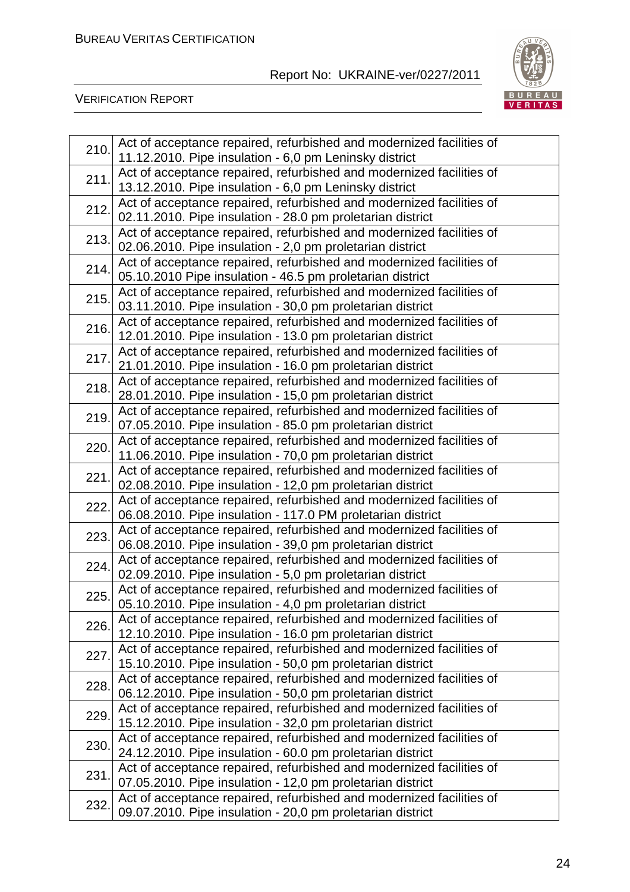| | |
|---|---|
| 210. | Act of acceptance repaired, refurbished and modernized facilities of 11.12.2010. Pipe insulation - 6,0 pm Leninsky district |
| 211. | Act of acceptance repaired, refurbished and modernized facilities of 13.12.2010. Pipe insulation - 6,0 pm Leninsky district |
| 212. | Act of acceptance repaired, refurbished and modernized facilities of 02.11.2010. Pipe insulation - 28.0 pm proletarian district |
| 213. | Act of acceptance repaired, refurbished and modernized facilities of 02.06.2010. Pipe insulation - 2,0 pm proletarian district |
| 214. | Act of acceptance repaired, refurbished and modernized facilities of 05.10.2010 Pipe insulation - 46.5 pm proletarian district |
| 215. | Act of acceptance repaired, refurbished and modernized facilities of 03.11.2010. Pipe insulation - 30,0 pm proletarian district |
| 216. | Act of acceptance repaired, refurbished and modernized facilities of 12.01.2010. Pipe insulation - 13.0 pm proletarian district |
| 217. | Act of acceptance repaired, refurbished and modernized facilities of 21.01.2010. Pipe insulation - 16.0 pm proletarian district |
| 218. | Act of acceptance repaired, refurbished and modernized facilities of 28.01.2010. Pipe insulation - 15,0 pm proletarian district |
| 219. | Act of acceptance repaired, refurbished and modernized facilities of 07.05.2010. Pipe insulation - 85.0 pm proletarian district |
| 220. | Act of acceptance repaired, refurbished and modernized facilities of 11.06.2010. Pipe insulation - 70,0 pm proletarian district |
| 221. | Act of acceptance repaired, refurbished and modernized facilities of 02.08.2010. Pipe insulation - 12,0 pm proletarian district |
| 222. | Act of acceptance repaired, refurbished and modernized facilities of 06.08.2010. Pipe insulation - 117.0 PM proletarian district |
| 223. | Act of acceptance repaired, refurbished and modernized facilities of 06.08.2010. Pipe insulation - 39,0 pm proletarian district |
| 224. | Act of acceptance repaired, refurbished and modernized facilities of 02.09.2010. Pipe insulation - 5,0 pm proletarian district |
| 225. | Act of acceptance repaired, refurbished and modernized facilities of 05.10.2010. Pipe insulation - 4,0 pm proletarian district |
| 226. | Act of acceptance repaired, refurbished and modernized facilities of 12.10.2010. Pipe insulation - 16.0 pm proletarian district |
| 227. | Act of acceptance repaired, refurbished and modernized facilities of 15.10.2010. Pipe insulation - 50,0 pm proletarian district |
| 228. | Act of acceptance repaired, refurbished and modernized facilities of 06.12.2010. Pipe insulation - 50,0 pm proletarian district |
| 229. | Act of acceptance repaired, refurbished and modernized facilities of 15.12.2010. Pipe insulation - 32,0 pm proletarian district |
| 230. | Act of acceptance repaired, refurbished and modernized facilities of 24.12.2010. Pipe insulation - 60.0 pm proletarian district |
| 231. | Act of acceptance repaired, refurbished and modernized facilities of 07.05.2010. Pipe insulation - 12,0 pm proletarian district |
| 232. | Act of acceptance repaired, refurbished and modernized facilities of 09.07.2010. Pipe insulation - 20,0 pm proletarian district |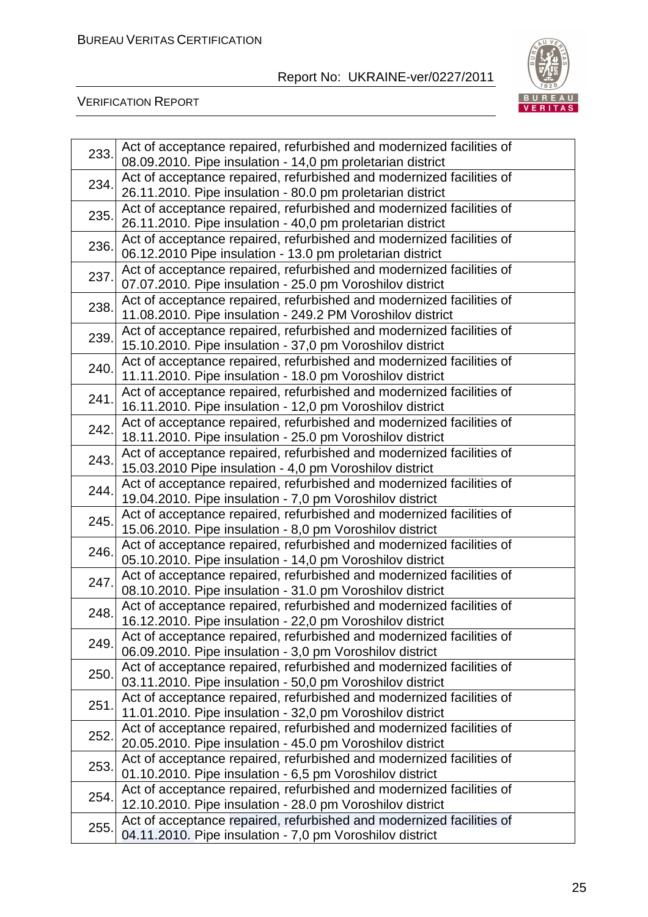| | |
|---|---|
| 233. | Act of acceptance repaired, refurbished and modernized facilities of 08.09.2010. Pipe insulation - 14,0 pm proletarian district |
| 234. | Act of acceptance repaired, refurbished and modernized facilities of 26.11.2010. Pipe insulation - 80.0 pm proletarian district |
| 235. | Act of acceptance repaired, refurbished and modernized facilities of 26.11.2010. Pipe insulation - 40,0 pm proletarian district |
| 236. | Act of acceptance repaired, refurbished and modernized facilities of 06.12.2010 Pipe insulation - 13.0 pm proletarian district |
| 237. | Act of acceptance repaired, refurbished and modernized facilities of 07.07.2010. Pipe insulation - 25.0 pm Voroshilov district |
| 238. | Act of acceptance repaired, refurbished and modernized facilities of 11.08.2010. Pipe insulation - 249.2 PM Voroshilov district |
| 239. | Act of acceptance repaired, refurbished and modernized facilities of 15.10.2010. Pipe insulation - 37,0 pm Voroshilov district |
| 240. | Act of acceptance repaired, refurbished and modernized facilities of 11.11.2010. Pipe insulation - 18.0 pm Voroshilov district |
| 241. | Act of acceptance repaired, refurbished and modernized facilities of 16.11.2010. Pipe insulation - 12,0 pm Voroshilov district |
| 242. | Act of acceptance repaired, refurbished and modernized facilities of 18.11.2010. Pipe insulation - 25.0 pm Voroshilov district |
| 243. | Act of acceptance repaired, refurbished and modernized facilities of 15.03.2010 Pipe insulation - 4,0 pm Voroshilov district |
| 244. | Act of acceptance repaired, refurbished and modernized facilities of 19.04.2010. Pipe insulation - 7,0 pm Voroshilov district |
| 245. | Act of acceptance repaired, refurbished and modernized facilities of 15.06.2010. Pipe insulation - 8,0 pm Voroshilov district |
| 246. | Act of acceptance repaired, refurbished and modernized facilities of 05.10.2010. Pipe insulation - 14,0 pm Voroshilov district |
| 247. | Act of acceptance repaired, refurbished and modernized facilities of 08.10.2010. Pipe insulation - 31.0 pm Voroshilov district |
| 248. | Act of acceptance repaired, refurbished and modernized facilities of 16.12.2010. Pipe insulation - 22,0 pm Voroshilov district |
| 249. | Act of acceptance repaired, refurbished and modernized facilities of 06.09.2010. Pipe insulation - 3,0 pm Voroshilov district |
| 250. | Act of acceptance repaired, refurbished and modernized facilities of 03.11.2010. Pipe insulation - 50,0 pm Voroshilov district |
| 251. | Act of acceptance repaired, refurbished and modernized facilities of 11.01.2010. Pipe insulation - 32,0 pm Voroshilov district |
| 252. | Act of acceptance repaired, refurbished and modernized facilities of 20.05.2010. Pipe insulation - 45.0 pm Voroshilov district |
| 253. | Act of acceptance repaired, refurbished and modernized facilities of 01.10.2010. Pipe insulation - 6,5 pm Voroshilov district |
| 254. | Act of acceptance repaired, refurbished and modernized facilities of 12.10.2010. Pipe insulation - 28.0 pm Voroshilov district |
| 255. | Act of acceptance repaired, refurbished and modernized facilities of 04.11.2010. Pipe insulation - 7,0 pm Voroshilov district |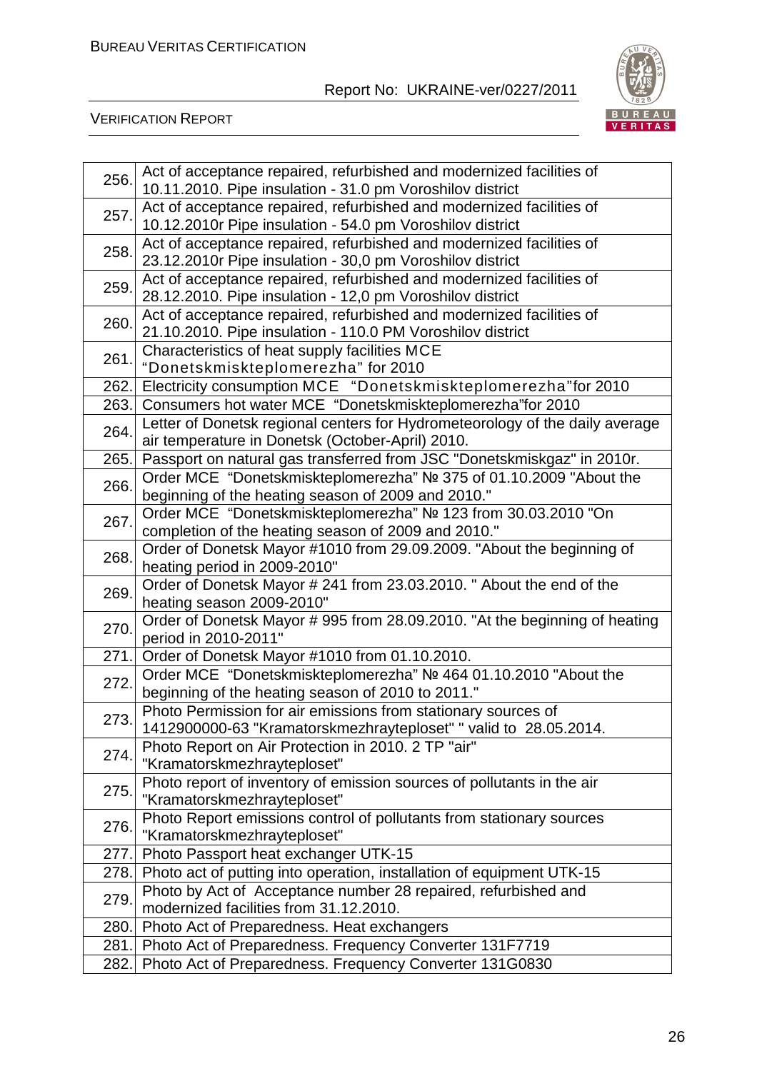| | |
|---|---|
| 256. | Act of acceptance repaired, refurbished and modernized facilities of 10.11.2010. Pipe insulation - 31.0 pm Voroshilov district |
| 257. | Act of acceptance repaired, refurbished and modernized facilities of 10.12.2010r Pipe insulation - 54.0 pm Voroshilov district |
| 258. | Act of acceptance repaired, refurbished and modernized facilities of 23.12.2010r Pipe insulation - 30,0 pm Voroshilov district |
| 259. | Act of acceptance repaired, refurbished and modernized facilities of 28.12.2010. Pipe insulation - 12,0 pm Voroshilov district |
| 260. | Act of acceptance repaired, refurbished and modernized facilities of 21.10.2010. Pipe insulation - 110.0 PM Voroshilov district |
| 261. | Characteristics of heat supply facilities MCE "Donetskmiskteplomerezha" for 2010 |
| 262. | Electricity consumption MCE "Donetskmiskteplomerezha"for 2010 |
| 263. | Consumers hot water MCE "Donetskmiskteplomerezha"for 2010 |
| 264. | Letter of Donetsk regional centers for Hydrometeorology of the daily average air temperature in Donetsk (October-April) 2010. |
| 265. | Passport on natural gas transferred from JSC "Donetskmiskgaz" in 2010r. |
| 266. | Order MCE "Donetskmiskteplomerezha" № 375 of 01.10.2009 "About the beginning of the heating season of 2009 and 2010." |
| 267. | Order MCE "Donetskmiskteplomerezha" № 123 from 30.03.2010 "On completion of the heating season of 2009 and 2010." |
| 268. | Order of Donetsk Mayor #1010 from 29.09.2009. "About the beginning of heating period in 2009-2010" |
| 269. | Order of Donetsk Mayor # 241 from 23.03.2010. " About the end of the heating season 2009-2010" |
| 270. | Order of Donetsk Mayor # 995 from 28.09.2010. "At the beginning of heating period in 2010-2011" |
| 271. | Order of Donetsk Mayor #1010 from 01.10.2010. |
| 272. | Order MCE "Donetskmiskteplomerezha" № 464 01.10.2010 "About the beginning of the heating season of 2010 to 2011." |
| 273. | Photo Permission for air emissions from stationary sources of 1412900000-63 "Kramatorskmezhrayteploset" " valid to 28.05.2014. |
| 274. | Photo Report on Air Protection in 2010. 2 TP "air" "Kramatorskmezhrayteploset" |
| 275. | Photo report of inventory of emission sources of pollutants in the air "Kramatorskmezhrayteploset" |
| 276. | Photo Report emissions control of pollutants from stationary sources "Kramatorskmezhrayteploset" |
| 277. | Photo Passport heat exchanger UTK-15 |
| 278. | Photo act of putting into operation, installation of equipment UTK-15 |
| 279. | Photo by Act of Acceptance number 28 repaired, refurbished and modernized facilities from 31.12.2010. |
| 280. | Photo Act of Preparedness. Heat exchangers |
| 281. | Photo Act of Preparedness. Frequency Converter 131F7719 |
| 282. | Photo Act of Preparedness. Frequency Converter 131G0830 |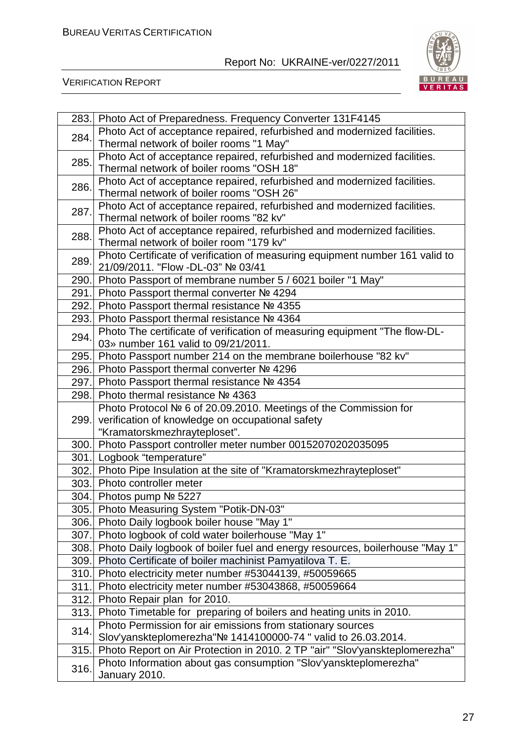| | |
|---|---|
| 283. | Photo Act of Preparedness. Frequency Converter 131F4145 |
| 284. | Photo Act of acceptance repaired, refurbished and modernized facilities. Thermal network of boiler rooms "1 May" |
| 285. | Photo Act of acceptance repaired, refurbished and modernized facilities. Thermal network of boiler rooms "OSH 18" |
| 286. | Photo Act of acceptance repaired, refurbished and modernized facilities. Thermal network of boiler rooms "OSH 26" |
| 287. | Photo Act of acceptance repaired, refurbished and modernized facilities. Thermal network of boiler rooms "82 kv" |
| 288. | Photo Act of acceptance repaired, refurbished and modernized facilities. Thermal network of boiler room "179 kv" |
| 289. | Photo Certificate of verification of measuring equipment number 161 valid to 21/09/2011. "Flow -DL-03" № 03/41 |
| 290. | Photo Passport of membrane number 5 / 6021 boiler "1 May" |
| 291. | Photo Passport thermal converter № 4294 |
| 292. | Photo Passport thermal resistance № 4355 |
| 293. | Photo Passport thermal resistance № 4364 |
| 294. | Photo The certificate of verification of measuring equipment "The flow-DL-03» number 161 valid to 09/21/2011. |
| 295. | Photo Passport number 214 on the membrane boilerhouse "82 kv" |
| 296. | Photo Passport thermal converter № 4296 |
| 297. | Photo Passport thermal resistance № 4354 |
| 298. | Photo thermal resistance № 4363 |
| 299. | Photo Protocol № 6 of 20.09.2010. Meetings of the Commission for verification of knowledge on occupational safety "Kramatorskmezhrayteploset". |
| 300. | Photo Passport controller meter number 00152070202035095 |
| 301. | Logbook "temperature" |
| 302. | Photo Pipe Insulation at the site of "Kramatorskmezhrayteploset" |
| 303. | Photo controller meter |
| 304. | Photos pump № 5227 |
| 305. | Photo Measuring System "Potik-DN-03" |
| 306. | Photo Daily logbook boiler house "May 1" |
| 307. | Photo logbook of cold water boilerhouse "May 1" |
| 308. | Photo Daily logbook of boiler fuel and energy resources, boilerhouse "May 1" |
| 309. | Photo Certificate of boiler machinist Pamyatilova T. E. |
| 310. | Photo electricity meter number #53044139, #50059665 |
| 311. | Photo electricity meter number #53043868, #50059664 |
| 312. | Photo Repair plan for 2010. |
| 313. | Photo Timetable for preparing of boilers and heating units in 2010. |
| 314. | Photo Permission for air emissions from stationary sources Slov'yanskteplomerezha"№ 1414100000-74 " valid to 26.03.2014. |
| 315. | Photo Report on Air Protection in 2010. 2 TP "air" "Slov'yanskteplomerezha" |
| 316. | Photo Information about gas consumption "Slov'yanskteplomerezha" January 2010. |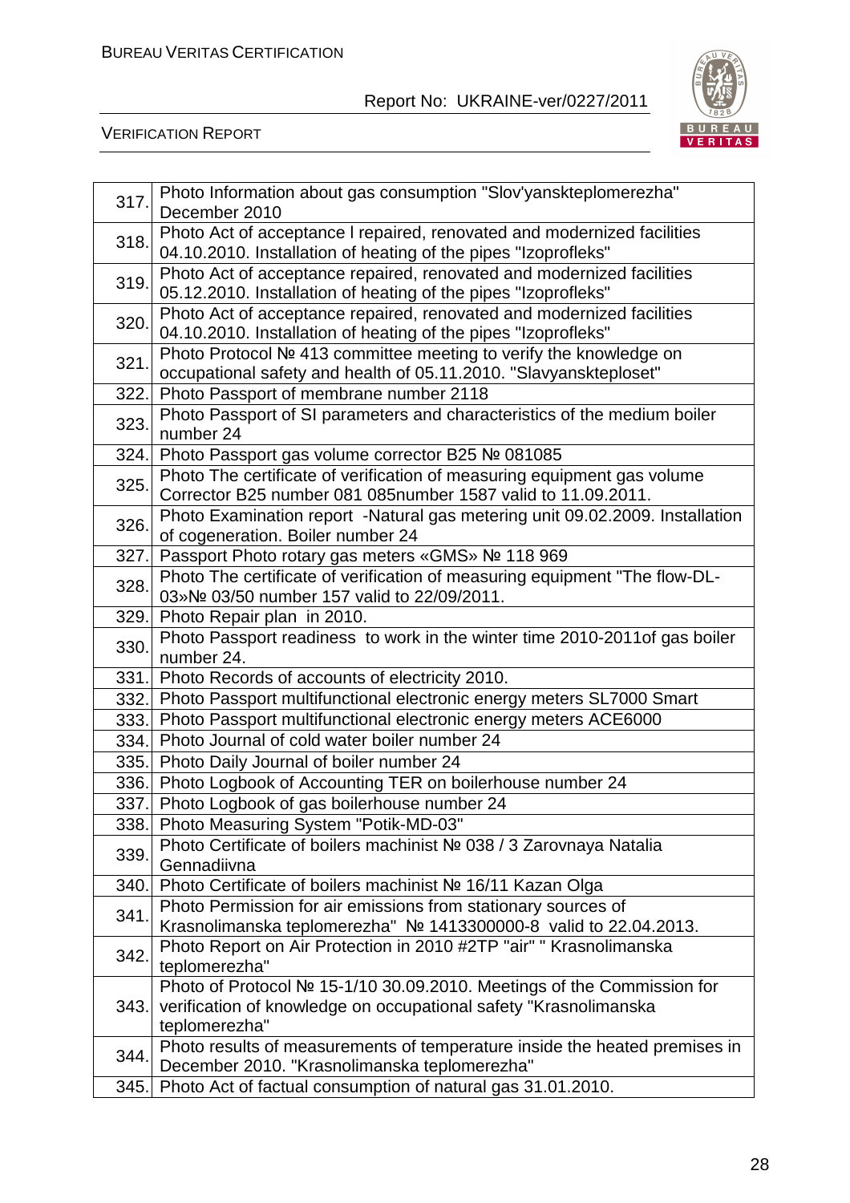| | |
|---|---|
| 317. | Photo Information about gas consumption "Slov'yanskteplomerezha" December 2010 |
| 318. | Photo Act of acceptance l repaired, renovated and modernized facilities 04.10.2010. Installation of heating of the pipes "Izoprofleks" |
| 319. | Photo Act of acceptance repaired, renovated and modernized facilities 05.12.2010. Installation of heating of the pipes "Izoprofleks" |
| 320. | Photo Act of acceptance repaired, renovated and modernized facilities 04.10.2010. Installation of heating of the pipes "Izoprofleks" |
| 321. | Photo Protocol № 413 committee meeting to verify the knowledge on occupational safety and health of 05.11.2010. "Slavyanskteploset" |
| 322. | Photo Passport of membrane number 2118 |
| 323. | Photo Passport of SI parameters and characteristics of the medium boiler number 24 |
| 324. | Photo Passport gas volume corrector B25 № 081085 |
| 325. | Photo The certificate of verification of measuring equipment gas volume Corrector B25 number 081 085number 1587 valid to 11.09.2011. |
| 326. | Photo Examination report -Natural gas metering unit 09.02.2009. Installation of cogeneration. Boiler number 24 |
| 327. | Passport Photo rotary gas meters «GMS» № 118 969 |
| 328. | Photo The certificate of verification of measuring equipment "The flow-DL-03»№ 03/50 number 157 valid to 22/09/2011. |
| 329. | Photo Repair plan in 2010. |
| 330. | Photo Passport readiness to work in the winter time 2010-2011of gas boiler number 24. |
| 331. | Photo Records of accounts of electricity 2010. |
| 332. | Photo Passport multifunctional electronic energy meters SL7000 Smart |
| 333. | Photo Passport multifunctional electronic energy meters ACE6000 |
| 334. | Photo Journal of cold water boiler number 24 |
| 335. | Photo Daily Journal of boiler number 24 |
| 336. | Photo Logbook of Accounting TER on boilerhouse number 24 |
| 337. | Photo Logbook of gas boilerhouse number 24 |
| 338. | Photo Measuring System "Potik-MD-03" |
| 339. | Photo Certificate of boilers machinist № 038 / 3 Zarovnaya Natalia Gennadiivna |
| 340. | Photo Certificate of boilers machinist № 16/11 Kazan Olga |
| 341. | Photo Permission for air emissions from stationary sources of Krasnolimanska teplomerezha" № 1413300000-8 valid to 22.04.2013. |
| 342. | Photo Report on Air Protection in 2010 #2TP "air" " Krasnolimanska teplomerezha" |
| 343. | Photo of Protocol № 15-1/10 30.09.2010. Meetings of the Commission for verification of knowledge on occupational safety "Krasnolimanska teplomerezha" |
| 344. | Photo results of measurements of temperature inside the heated premises in December 2010. "Krasnolimanska teplomerezha" |
| 345. | Photo Act of factual consumption of natural gas 31.01.2010. |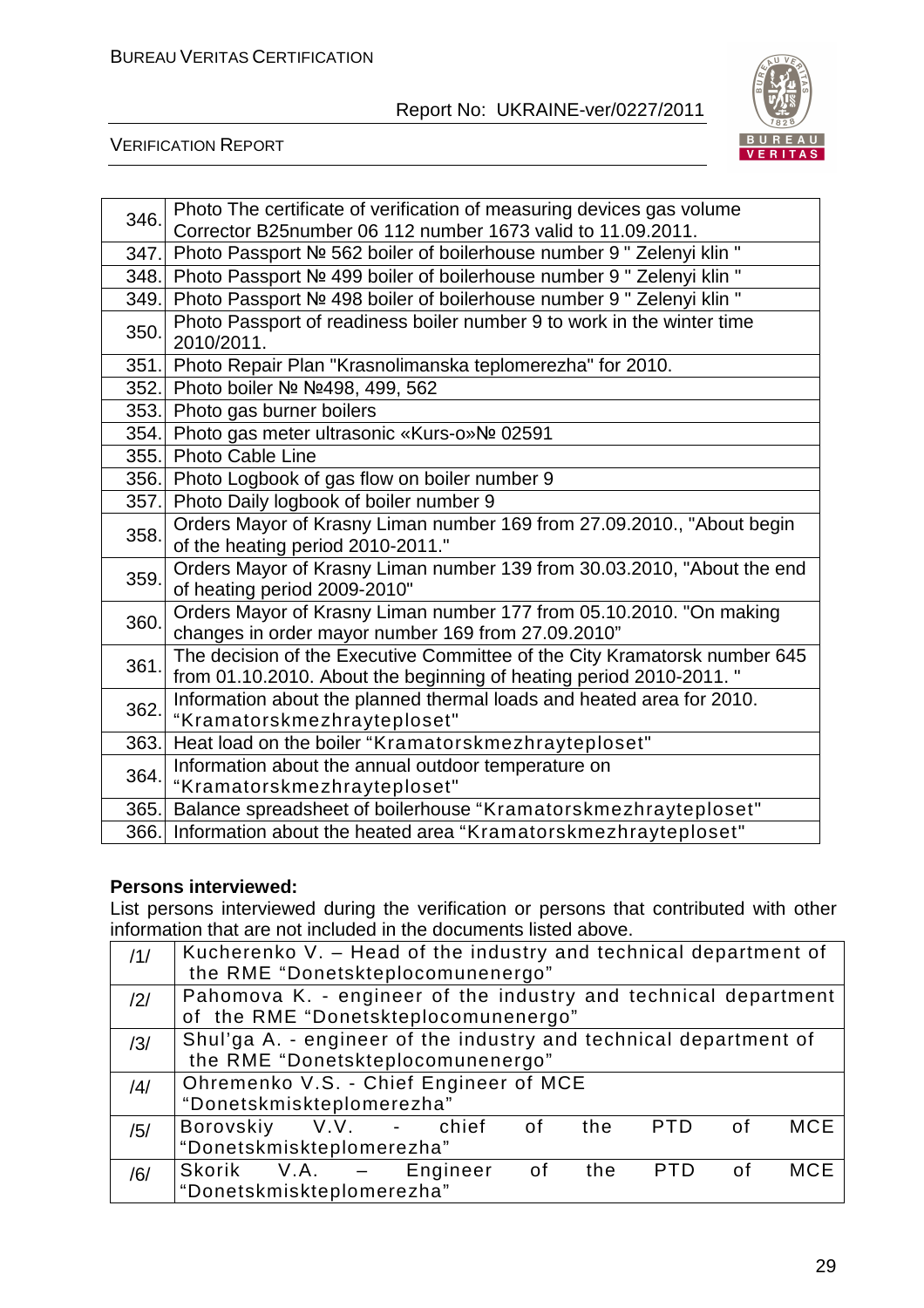| | |
|---|---|
| 346. | Photo The certificate of verification of measuring devices gas volume Corrector B25number 06 112 number 1673 valid to 11.09.2011. |
| 347. | Photo Passport № 562 boiler of boilerhouse number 9 " Zelenyi klin " |
| 348. | Photo Passport № 499 boiler of boilerhouse number 9 " Zelenyi klin " |
| 349. | Photo Passport № 498 boiler of boilerhouse number 9 " Zelenyi klin " |
| 350. | Photo Passport of readiness boiler number 9 to work in the winter time 2010/2011. |
| 351. | Photo Repair Plan "Krasnolimanska teplomerezha" for 2010. |
| 352. | Photo boiler № №498, 499, 562 |
| 353. | Photo gas burner boilers |
| 354. | Photo gas meter ultrasonic «Kurs-o»№ 02591 |
| 355. | Photo Cable Line |
| 356. | Photo Logbook of gas flow on boiler number 9 |
| 357. | Photo Daily logbook of boiler number 9 |
| 358. | Orders Mayor of Krasny Liman number 169 from 27.09.2010., "About begin of the heating period 2010-2011." |
| 359. | Orders Mayor of Krasny Liman number 139 from 30.03.2010, "About the end of heating period 2009-2010" |
| 360. | Orders Mayor of Krasny Liman number 177 from 05.10.2010. "On making changes in order mayor number 169 from 27.09.2010" |
| 361. | The decision of the Executive Committee of the City Kramatorsk number 645 from 01.10.2010. About the beginning of heating period 2010-2011. " |
| 362. | Information about the planned thermal loads and heated area for 2010. "Kramatorskmezhrayteploset" |
| 363. | Heat load on the boiler "Kramatorskmezhrayteploset" |
| 364. | Information about the annual outdoor temperature on "Kramatorskmezhrayteploset" |
| 365. | Balance spreadsheet of boilerhouse "Kramatorskmezhrayteploset" |
| 366. | Information about the heated area "Kramatorskmezhrayteploset" |

**Persons interviewed:**

List persons interviewed during the verification or persons that contributed with other information that are not included in the documents listed above.

| | |
|---|---|
| /1/ | Kucherenko V. – Head of the industry and technical department of the RME "Donetskteplocomunenergo" |
| /2/ | Pahomova K. - engineer of the industry and technical department of the RME "Donetskteplocomunenergo" |
| /3/ | Shul'ga A. - engineer of the industry and technical department of the RME "Donetskteplocomunenergo" |
| /4/ | Ohremenko V.S. - Chief Engineer of MCE "Donetskmiskteplomerezha" |
| /5/ | Borovskiy V.V. - chief of the PTD of MCE "Donetskmiskteplomerezha" |
| /6/ | Skorik V.A. – Engineer of the PTD of MCE "Donetskmiskteplomerezha" |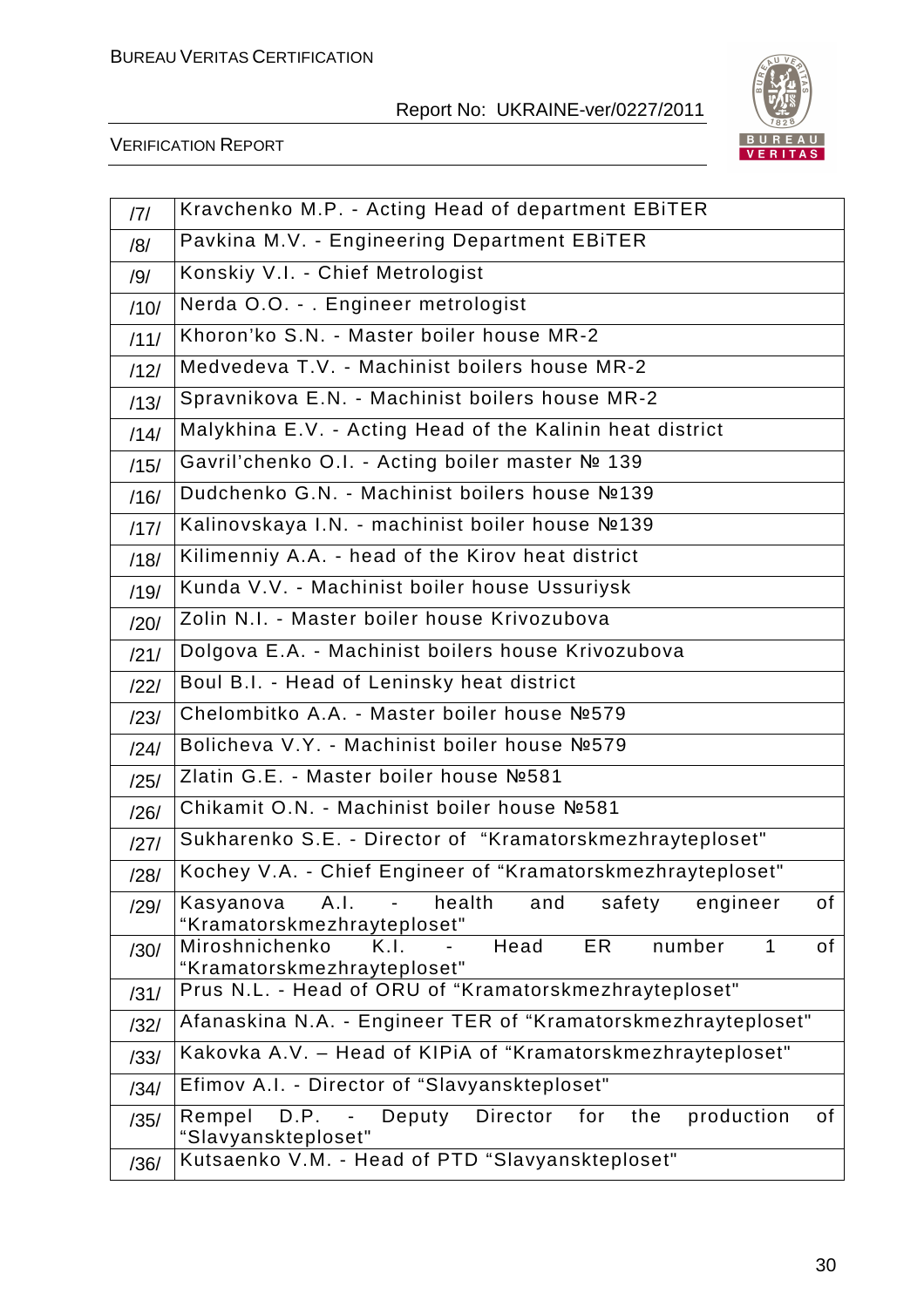| | |
|---|---|
| /7/ | Kravchenko M.P. - Acting Head of department EBiTER |
| /8/ | Pavkina M.V. - Engineering Department EBiTER |
| /9/ | Konskiy V.I. - Chief Metrologist |
| /10/ | Nerda O.O. - . Engineer metrologist |
| /11/ | Khoron'ko S.N. - Master boiler house MR-2 |
| /12/ | Medvedeva T.V. - Machinist boilers house MR-2 |
| /13/ | Spravnikova E.N. - Machinist boilers house MR-2 |
| /14/ | Malykhina E.V. - Acting Head of the Kalinin heat district |
| /15/ | Gavril'chenko O.I. - Acting boiler master № 139 |
| /16/ | Dudchenko G.N. - Machinist boilers house №139 |
| /17/ | Kalinovskaya I.N. - machinist boiler house №139 |
| /18/ | Kilimenniy A.A. - head of the Kirov heat district |
| /19/ | Kunda V.V. - Machinist boiler house Ussuriysk |
| /20/ | Zolin N.I. - Master boiler house Krivozubova |
| /21/ | Dolgova E.A. - Machinist boilers house Krivozubova |
| /22/ | Boul B.I. - Head of Leninsky heat district |
| /23/ | Chelombitko A.A. - Master boiler house №579 |
| /24/ | Bolicheva V.Y. - Machinist boiler house №579 |
| /25/ | Zlatin G.E. - Master boiler house №581 |
| /26/ | Chikamit O.N. - Machinist boiler house №581 |
| /27/ | Sukharenko S.E. - Director of "Kramatorskmezhrayteploset" |
| /28/ | Kochey V.A. - Chief Engineer of "Kramatorskmezhrayteploset" |
| /29/ | Kasyanova A.I. - health and safety engineer of "Kramatorskmezhrayteploset" |
| /30/ | Miroshnichenko K.I. - Head ER number 1 of "Kramatorskmezhrayteploset" |
| /31/ | Prus N.L. - Head of ORU of "Kramatorskmezhrayteploset" |
| /32/ | Afanaskina N.A. - Engineer TER of "Kramatorskmezhrayteploset" |
| /33/ | Kakovka A.V. – Head of KIPiA of "Kramatorskmezhrayteploset" |
| /34/ | Efimov A.I. - Director of "Slavyanskteploset" |
| /35/ | Rempel D.P. - Deputy Director for the production of "Slavyanskteploset" |
| /36/ | Kutsaenko V.M. - Head of PTD "Slavyanskteploset" |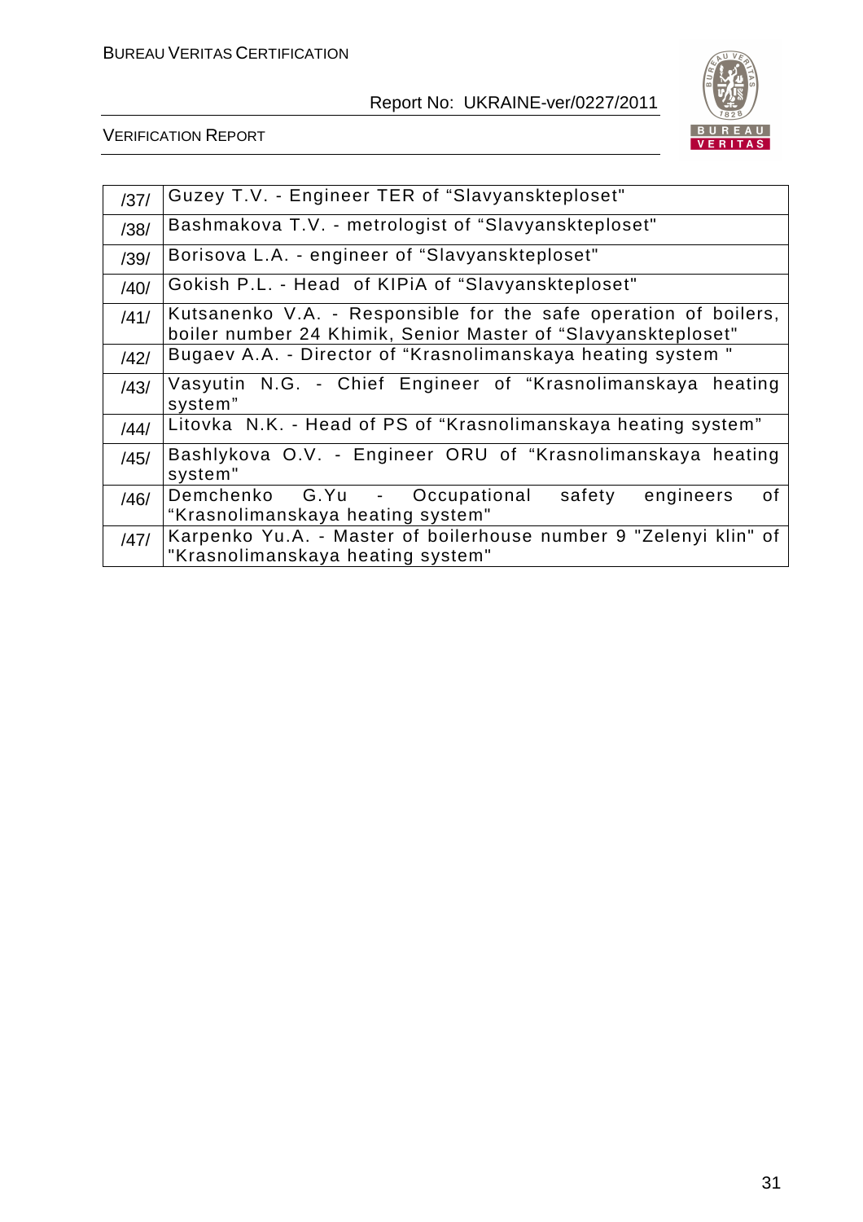| | |
|---|---|
| /37/ | Guzey T.V. - Engineer TER of "Slavyanskteploset" |
| /38/ | Bashmakova T.V. - metrologist of "Slavyanskteploset" |
| /39/ | Borisova L.A. - engineer of "Slavyanskteploset" |
| /40/ | Gokish P.L. - Head of KIPiA of "Slavyanskteploset" |
| /41/ | Kutsanenko V.A. - Responsible for the safe operation of boilers, boiler number 24 Khimik, Senior Master of "Slavyanskteploset" |
| /42/ | Bugaev A.A. - Director of "Krasnolimanskaya heating system " |
| /43/ | Vasyutin N.G. - Chief Engineer of "Krasnolimanskaya heating system" |
| /44/ | Litovka N.K. - Head of PS of "Krasnolimanskaya heating system" |
| /45/ | Bashlykova O.V. - Engineer ORU of "Krasnolimanskaya heating system" |
| /46/ | Demchenko G.Yu - Occupational safety engineers of "Krasnolimanskaya heating system" |
| /47/ | Karpenko Yu.A. - Master of boilerhouse number 9 "Zelenyi klin" of "Krasnolimanskaya heating system" |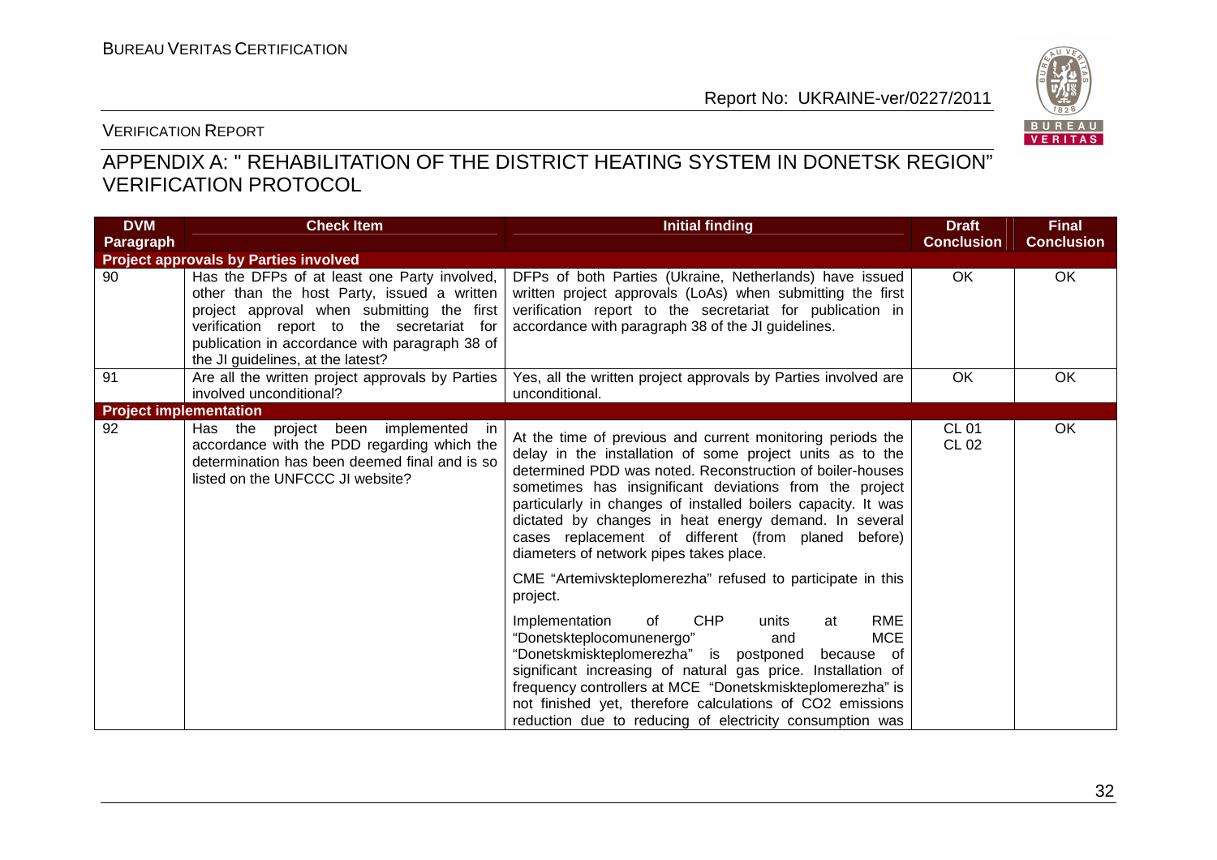VERIFICATION REPORT

## APPENDIX A: " REHABILITATION OF THE DISTRICT HEATING SYSTEM IN DONETSK REGION" VERIFICATION PROTOCOL

| DVM Paragraph | Check Item | Initial finding | Draft Conclusion | Final Conclusion |
|---|---|---|---|---|
| **Project approvals by Parties involved** | | | | |
| 90 | Has the DFPs of at least one Party involved, other than the host Party, issued a written project approval when submitting the first verification report to the secretariat for publication in accordance with paragraph 38 of the JI guidelines, at the latest? | DFPs of both Parties (Ukraine, Netherlands) have issued written project approvals (LoAs) when submitting the first verification report to the secretariat for publication in accordance with paragraph 38 of the JI guidelines. | OK | OK |
| 91 | Are all the written project approvals by Parties involved unconditional? | Yes, all the written project approvals by Parties involved are unconditional. | OK | OK |
| **Project implementation** | | | | |
| 92 | Has the project been implemented in accordance with the PDD regarding which the determination has been deemed final and is so listed on the UNFCCC JI website? | At the time of previous and current monitoring periods the delay in the installation of some project units as to the determined PDD was noted. Reconstruction of boiler-houses sometimes has insignificant deviations from the project particularly in changes of installed boilers capacity. It was dictated by changes in heat energy demand. In several cases replacement of different (from planed before) diameters of network pipes takes place.<br><br>CME "Artemivskteplomerezha" refused to participate in this project.<br><br>Implementation of CHP units at RME "Donetskteplocomunenergo" and MCE "Donetskmiskteplomerezha" is postponed because of significant increasing of natural gas price. Installation of frequency controllers at MCE "Donetskmiskteplomerezha" is not finished yet, therefore calculations of CO2 emissions reduction due to reducing of electricity consumption was | CL 01<br>CL 02 | OK |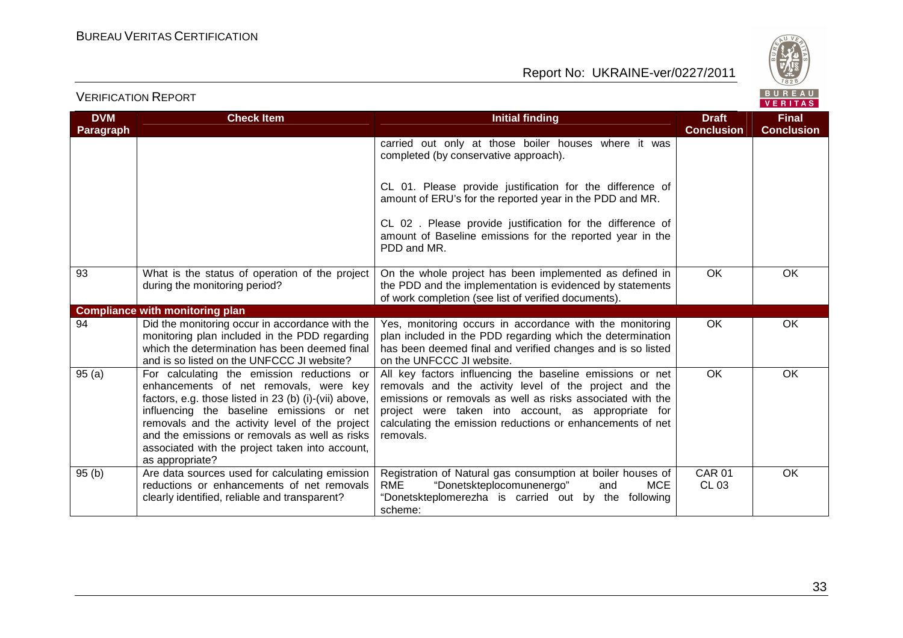| DVM Paragraph | Check Item | Initial finding | Draft Conclusion | Final Conclusion |
|---|---|---|---|---|
| | | carried out only at those boiler houses where it was completed (by conservative approach).<br><br>CL 01. Please provide justification for the difference of amount of ERU's for the reported year in the PDD and MR.<br><br>CL 02 . Please provide justification for the difference of amount of Baseline emissions for the reported year in the PDD and MR. | | |
| 93 | What is the status of operation of the project during the monitoring period? | On the whole project has been implemented as defined in the PDD and the implementation is evidenced by statements of work completion (see list of verified documents). | OK | OK |
| **Compliance with monitoring plan** | | | | |
| 94 | Did the monitoring occur in accordance with the monitoring plan included in the PDD regarding which the determination has been deemed final and is so listed on the UNFCCC JI website? | Yes, monitoring occurs in accordance with the monitoring plan included in the PDD regarding which the determination has been deemed final and verified changes and is so listed on the UNFCCC JI website. | OK | OK |
| 95 (a) | For calculating the emission reductions or enhancements of net removals, were key factors, e.g. those listed in 23 (b) (i)-(vii) above, influencing the baseline emissions or net removals and the activity level of the project and the emissions or removals as well as risks associated with the project taken into account, as appropriate? | All key factors influencing the baseline emissions or net removals and the activity level of the project and the emissions or removals as well as risks associated with the project were taken into account, as appropriate for calculating the emission reductions or enhancements of net removals. | OK | OK |
| 95 (b) | Are data sources used for calculating emission reductions or enhancements of net removals clearly identified, reliable and transparent? | Registration of Natural gas consumption at boiler houses of RME "Donetskteplocomunenergo" and MCE "Donetskteplomerezha is carried out by the following scheme: | CAR 01<br>CL 03 | OK |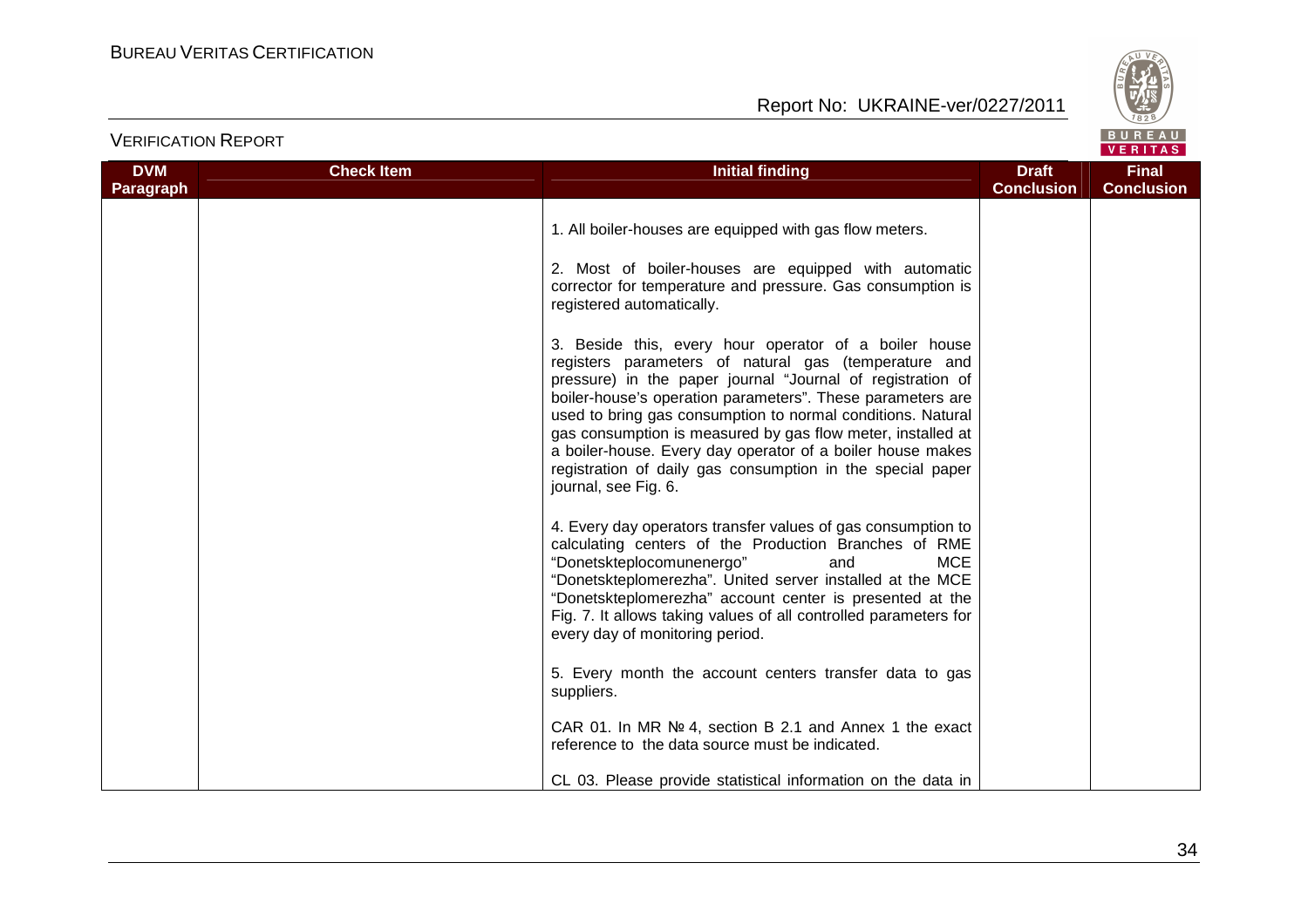| DVM Paragraph | Check Item | Initial finding | Draft Conclusion | Final Conclusion |
|---|---|---|---|---|
| | | 1. All boiler-houses are equipped with gas flow meters.<br><br>2. Most of boiler-houses are equipped with automatic corrector for temperature and pressure. Gas consumption is registered automatically.<br><br>3. Beside this, every hour operator of a boiler house registers parameters of natural gas (temperature and pressure) in the paper journal "Journal of registration of boiler-house's operation parameters". These parameters are used to bring gas consumption to normal conditions. Natural gas consumption is measured by gas flow meter, installed at a boiler-house. Every day operator of a boiler house makes registration of daily gas consumption in the special paper journal, see Fig. 6.<br><br>4. Every day operators transfer values of gas consumption to calculating centers of the Production Branches of RME "Donetskteplocomunenergo" and MCE "Donetskteplomerezha". United server installed at the MCE "Donetskteplomerezha" account center is presented at the Fig. 7. It allows taking values of all controlled parameters for every day of monitoring period.<br><br>5. Every month the account centers transfer data to gas suppliers.<br><br>CAR 01. In MR № 4, section B 2.1 and Annex 1 the exact reference to the data source must be indicated.<br><br>CL 03. Please provide statistical information on the data in | | |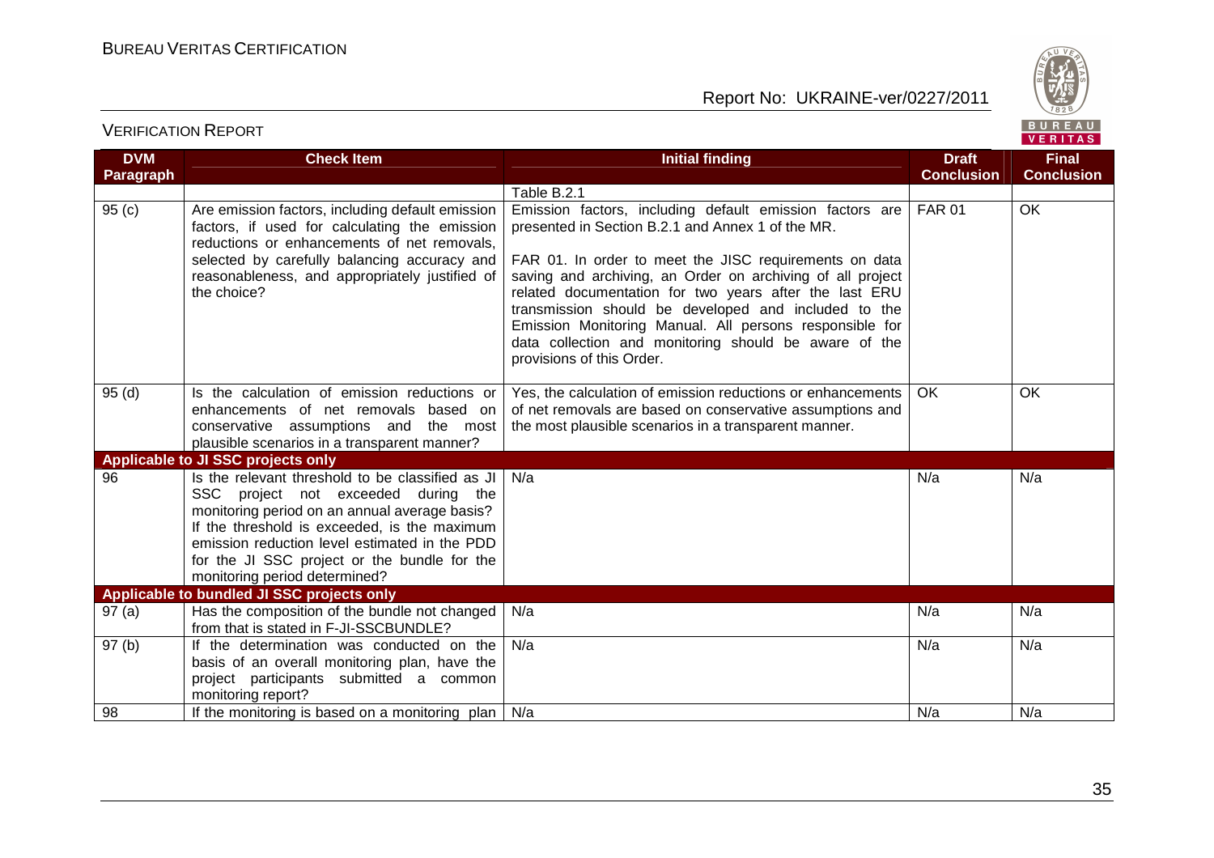| DVM Paragraph | Check Item | Initial finding | Draft Conclusion | Final Conclusion |
|---|---|---|---|---|
| | | Table B.2.1 | | |
| 95 (c) | Are emission factors, including default emission factors, if used for calculating the emission reductions or enhancements of net removals, selected by carefully balancing accuracy and reasonableness, and appropriately justified of the choice? | Emission factors, including default emission factors are presented in Section B.2.1 and Annex 1 of the MR.<br><br>FAR 01. In order to meet the JISC requirements on data saving and archiving, an Order on archiving of all project related documentation for two years after the last ERU transmission should be developed and included to the Emission Monitoring Manual. All persons responsible for data collection and monitoring should be aware of the provisions of this Order. | FAR 01 | OK |
| 95 (d) | Is the calculation of emission reductions or enhancements of net removals based on conservative assumptions and the most plausible scenarios in a transparent manner? | Yes, the calculation of emission reductions or enhancements of net removals are based on conservative assumptions and the most plausible scenarios in a transparent manner. | OK | OK |
| **Applicable to JI SSC projects only** | | | | |
| 96 | Is the relevant threshold to be classified as JI SSC project not exceeded during the monitoring period on an annual average basis? If the threshold is exceeded, is the maximum emission reduction level estimated in the PDD for the JI SSC project or the bundle for the monitoring period determined? | N/a | N/a | N/a |
| **Applicable to bundled JI SSC projects only** | | | | |
| 97 (a) | Has the composition of the bundle not changed from that is stated in F-JI-SSCBUNDLE? | N/a | N/a | N/a |
| 97 (b) | If the determination was conducted on the basis of an overall monitoring plan, have the project participants submitted a common monitoring report? | N/a | N/a | N/a |
| 98 | If the monitoring is based on a monitoring plan | N/a | N/a | N/a |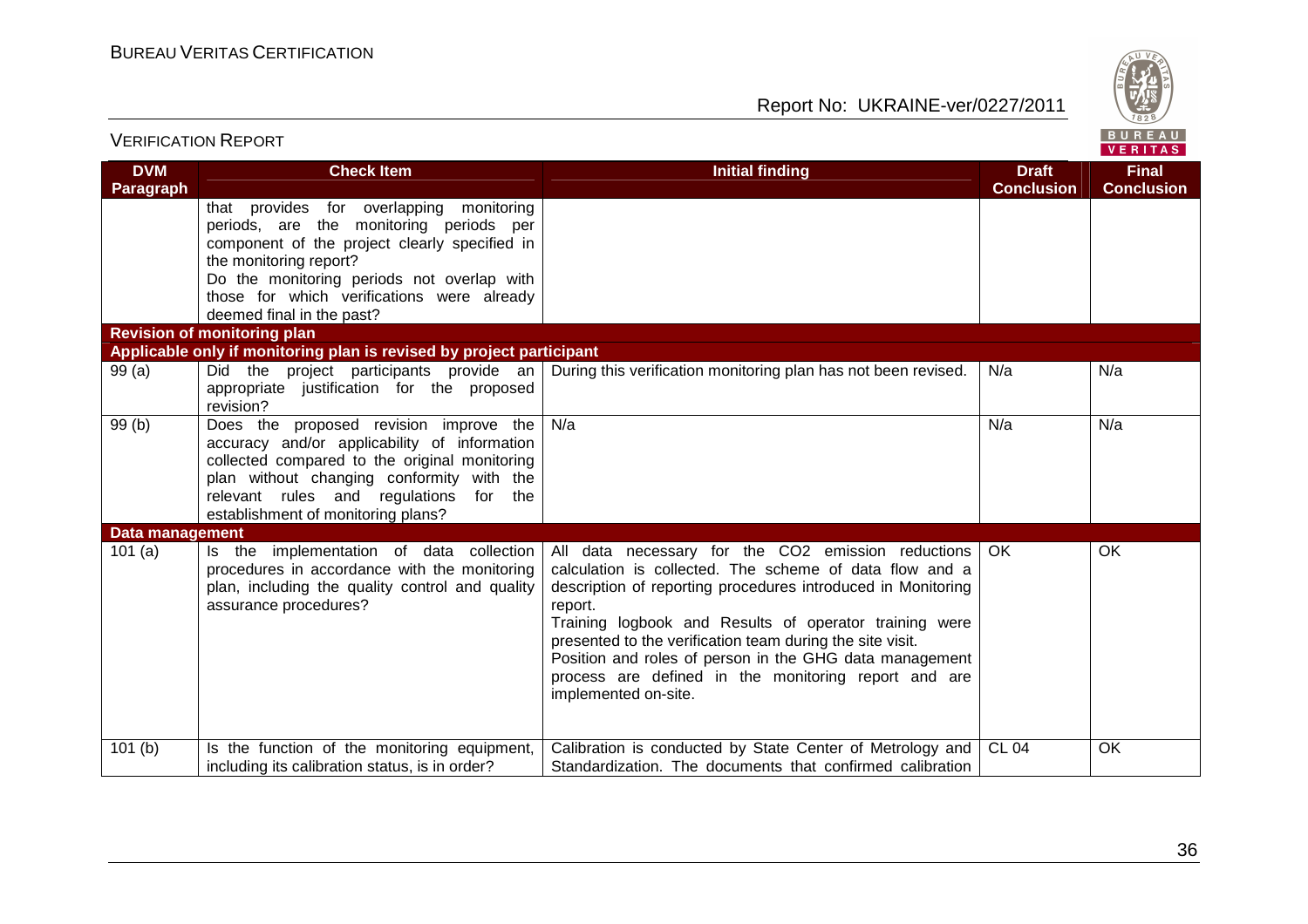| DVM Paragraph | Check Item | Initial finding | Draft Conclusion | Final Conclusion |
|---|---|---|---|---|
| | that provides for overlapping monitoring periods, are the monitoring periods per component of the project clearly specified in the monitoring report? Do the monitoring periods not overlap with those for which verifications were already deemed final in the past? | | | |
| **Revision of monitoring plan** | | | | |
| **Applicable only if monitoring plan is revised by project participant** | | | | |
| 99 (a) | Did the project participants provide an appropriate justification for the proposed revision? | During this verification monitoring plan has not been revised. | N/a | N/a |
| 99 (b) | Does the proposed revision improve the accuracy and/or applicability of information collected compared to the original monitoring plan without changing conformity with the relevant rules and regulations for the establishment of monitoring plans? | N/a | N/a | N/a |
| **Data management** | | | | |
| 101 (a) | Is the implementation of data collection procedures in accordance with the monitoring plan, including the quality control and quality assurance procedures? | All data necessary for the $CO_2$ emission reductions calculation is collected. The scheme of data flow and a description of reporting procedures introduced in Monitoring report. Training logbook and Results of operator training were presented to the verification team during the site visit. Position and roles of person in the GHG data management process are defined in the monitoring report and are implemented on-site. | OK | OK |
| 101 (b) | Is the function of the monitoring equipment, including its calibration status, is in order? | Calibration is conducted by State Center of Metrology and Standardization. The documents that confirmed calibration | CL 04 | OK |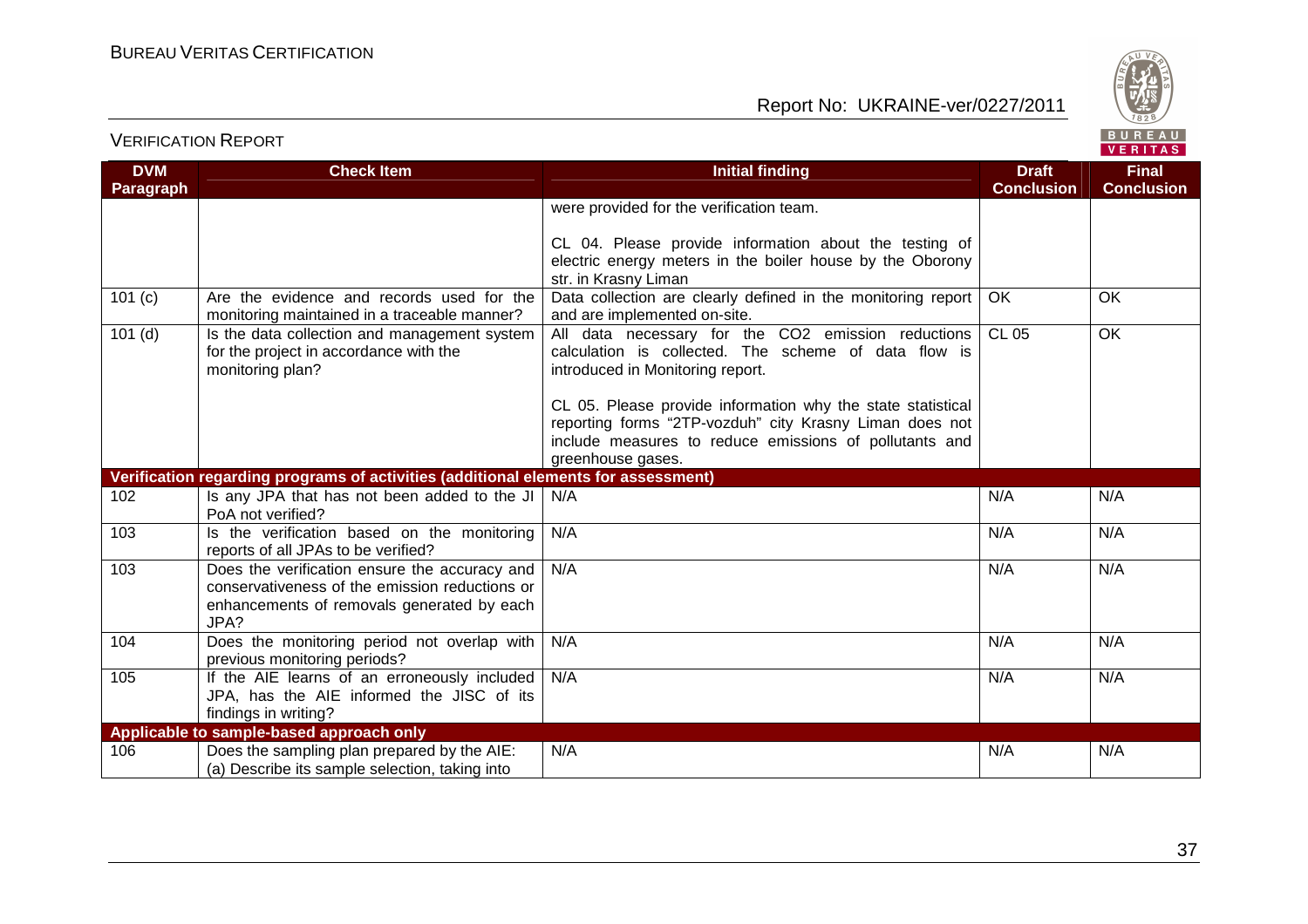| DVM Paragraph | Check Item | Initial finding | Draft Conclusion | Final Conclusion |
|---|---|---|---|---|
| | | were provided for the verification team.<br><br>CL 04. Please provide information about the testing of electric energy meters in the boiler house by the Oborony str. in Krasny Liman | | |
| 101 (c) | Are the evidence and records used for the monitoring maintained in a traceable manner? | Data collection are clearly defined in the monitoring report and are implemented on-site. | OK | OK |
| 101 (d) | Is the data collection and management system for the project in accordance with the monitoring plan? | All data necessary for the $CO_2$ emission reductions calculation is collected. The scheme of data flow is introduced in Monitoring report.<br><br>CL 05. Please provide information why the state statistical reporting forms "2TP-vozduh" city Krasny Liman does not include measures to reduce emissions of pollutants and greenhouse gases. | CL 05 | OK |
| **Verification regarding programs of activities (additional elements for assessment)** | | | | |
| 102 | Is any JPA that has not been added to the JI PoA not verified? | N/A | N/A | N/A |
| 103 | Is the verification based on the monitoring reports of all JPAs to be verified? | N/A | N/A | N/A |
| 103 | Does the verification ensure the accuracy and conservativeness of the emission reductions or enhancements of removals generated by each JPA? | N/A | N/A | N/A |
| 104 | Does the monitoring period not overlap with previous monitoring periods? | N/A | N/A | N/A |
| 105 | If the AIE learns of an erroneously included JPA, has the AIE informed the JISC of its findings in writing? | N/A | N/A | N/A |
| **Applicable to sample-based approach only** | | | | |
| 106 | Does the sampling plan prepared by the AIE:<br>(a) Describe its sample selection, taking into | N/A | N/A | N/A |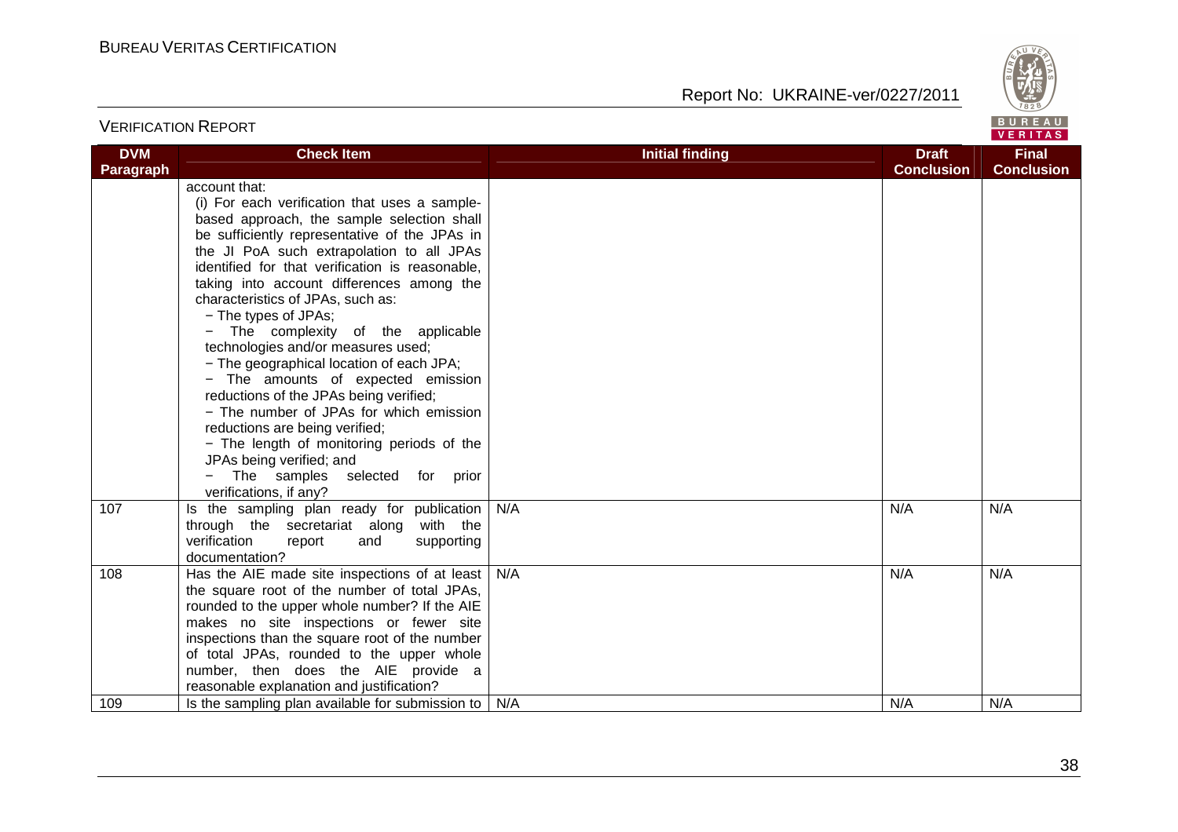| DVM Paragraph | Check Item | Initial finding | Draft Conclusion | Final Conclusion |
|---|---|---|---|---|
| | account that:<br>(i) For each verification that uses a sample-based approach, the sample selection shall be sufficiently representative of the JPAs in the JI PoA such extrapolation to all JPAs identified for that verification is reasonable, taking into account differences among the characteristics of JPAs, such as:<br>− The types of JPAs;<br>− The complexity of the applicable technologies and/or measures used;<br>− The geographical location of each JPA;<br>− The amounts of expected emission reductions of the JPAs being verified;<br>− The number of JPAs for which emission reductions are being verified;<br>− The length of monitoring periods of the JPAs being verified; and<br>− The samples selected for prior verifications, if any? | | | |
| 107 | Is the sampling plan ready for publication through the secretariat along with the verification report and supporting documentation? | N/A | N/A | N/A |
| 108 | Has the AIE made site inspections of at least the square root of the number of total JPAs, rounded to the upper whole number? If the AIE makes no site inspections or fewer site inspections than the square root of the number of total JPAs, rounded to the upper whole number, then does the AIE provide a reasonable explanation and justification? | N/A | N/A | N/A |
| 109 | Is the sampling plan available for submission to | N/A | N/A | N/A |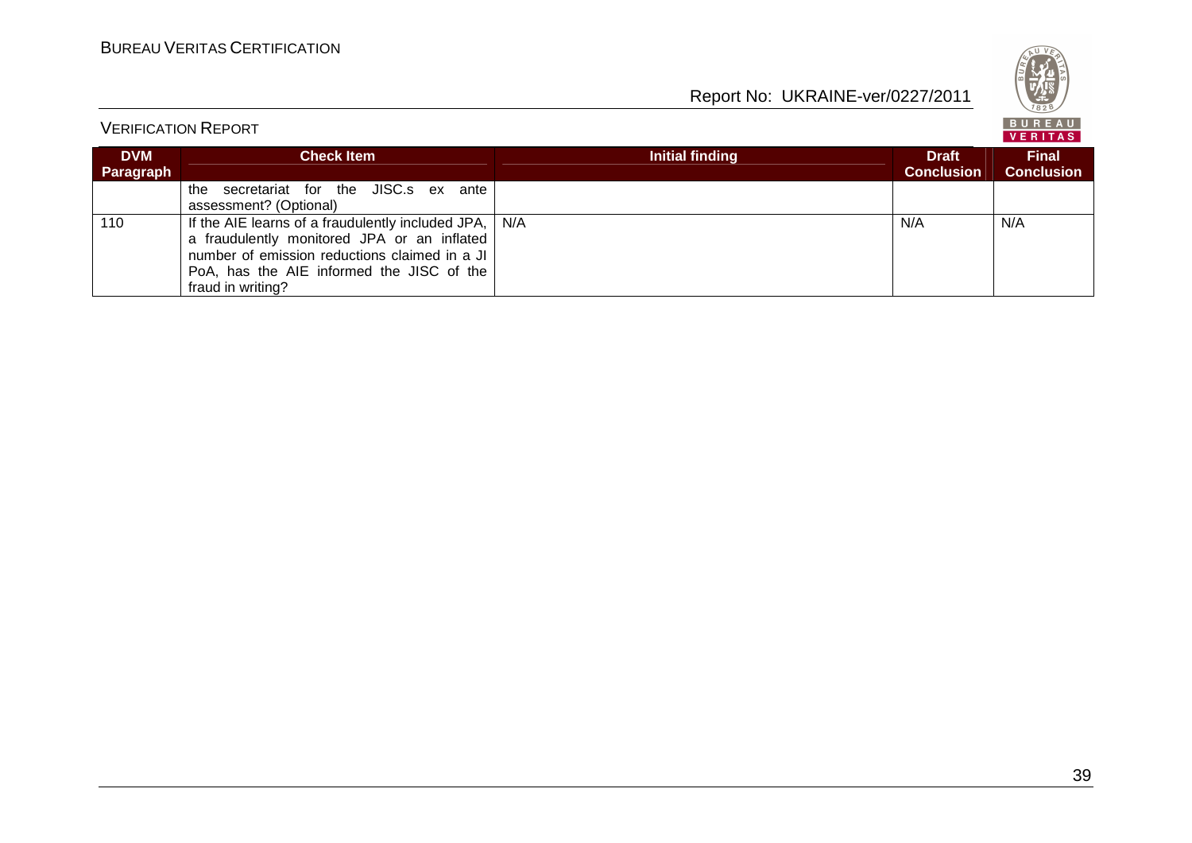| DVM Paragraph | Check Item | Initial finding | Draft Conclusion | Final Conclusion |
|---|---|---|---|---|
| | the secretariat for the JISC.s ex ante assessment? (Optional) | | | |
| 110 | If the AIE learns of a fraudulently included JPA, a fraudulently monitored JPA or an inflated number of emission reductions claimed in a JI PoA, has the AIE informed the JISC of the fraud in writing? | N/A | N/A | N/A |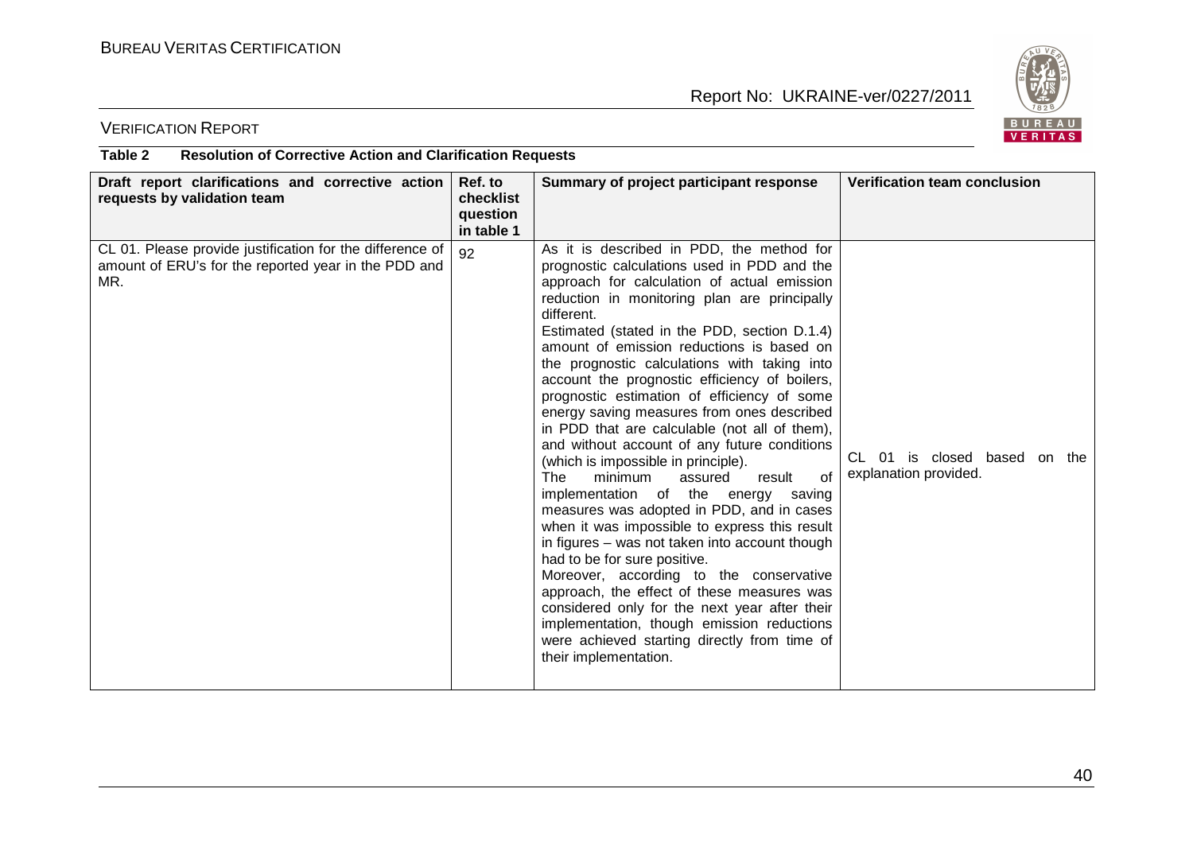**Table 2 Resolution of Corrective Action and Clarification Requests**

| Draft report clarifications and corrective action requests by validation team | Ref. to checklist question in table 1 | Summary of project participant response | Verification team conclusion |
|---|---|---|---|
| CL 01. Please provide justification for the difference of amount of ERU's for the reported year in the PDD and MR. | 92 | As it is described in PDD, the method for prognostic calculations used in PDD and the approach for calculation of actual emission reduction in monitoring plan are principally different.<br>Estimated (stated in the PDD, section D.1.4) amount of emission reductions is based on the prognostic calculations with taking into account the prognostic efficiency of boilers, prognostic estimation of efficiency of some energy saving measures from ones described in PDD that are calculable (not all of them), and without account of any future conditions (which is impossible in principle).<br>The minimum assured result of implementation of the energy saving measures was adopted in PDD, and in cases when it was impossible to express this result in figures – was not taken into account though had to be for sure positive.<br>Moreover, according to the conservative approach, the effect of these measures was considered only for the next year after their implementation, though emission reductions were achieved starting directly from time of their implementation. | CL 01 is closed based on the explanation provided. |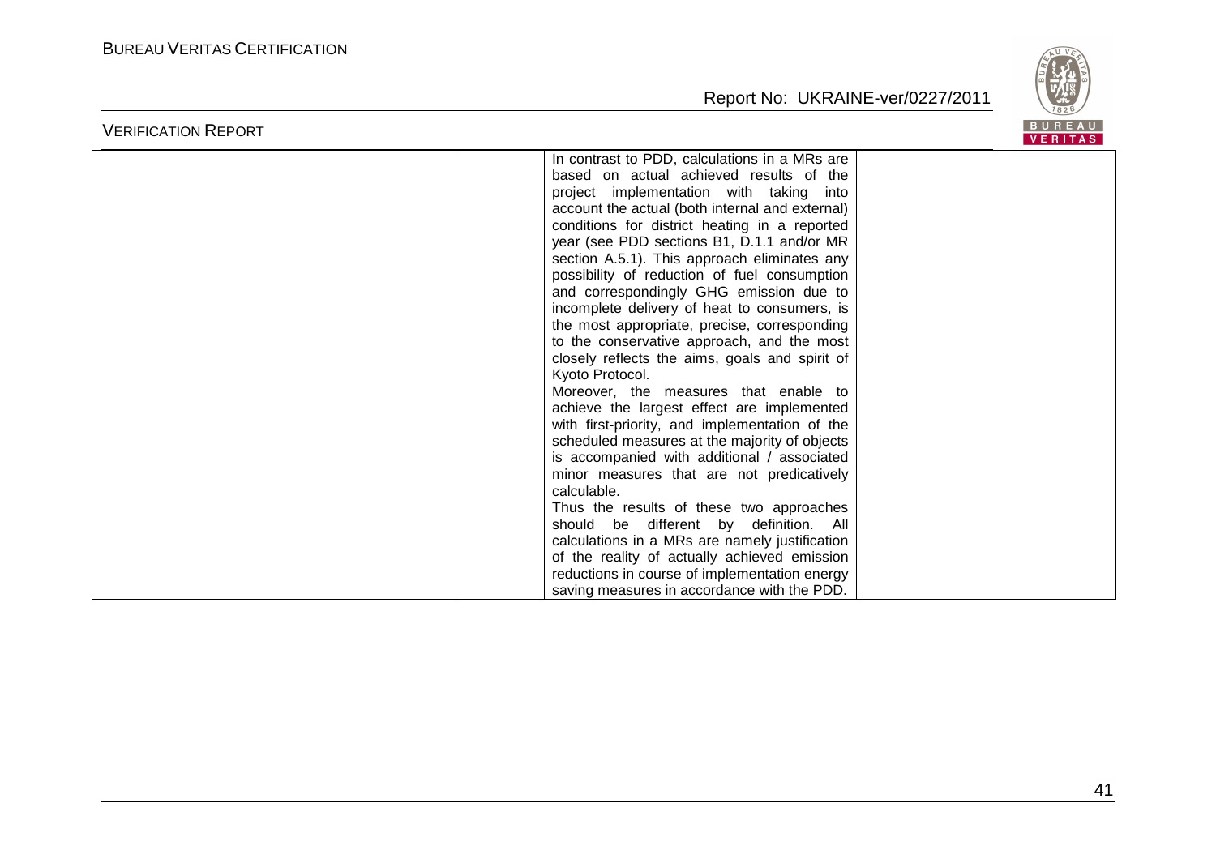| | | | |
|---|---|---|---|
| | | In contrast to PDD, calculations in a MRs are based on actual achieved results of the project implementation with taking into account the actual (both internal and external) conditions for district heating in a reported year (see PDD sections B1, D.1.1 and/or MR section A.5.1). This approach eliminates any possibility of reduction of fuel consumption and correspondingly GHG emission due to incomplete delivery of heat to consumers, is the most appropriate, precise, corresponding to the conservative approach, and the most closely reflects the aims, goals and spirit of Kyoto Protocol.<br>Moreover, the measures that enable to achieve the largest effect are implemented with first-priority, and implementation of the scheduled measures at the majority of objects is accompanied with additional / associated minor measures that are not predicatively calculable.<br>Thus the results of these two approaches should be different by definition. All calculations in a MRs are namely justification of the reality of actually achieved emission reductions in course of implementation energy saving measures in accordance with the PDD. | |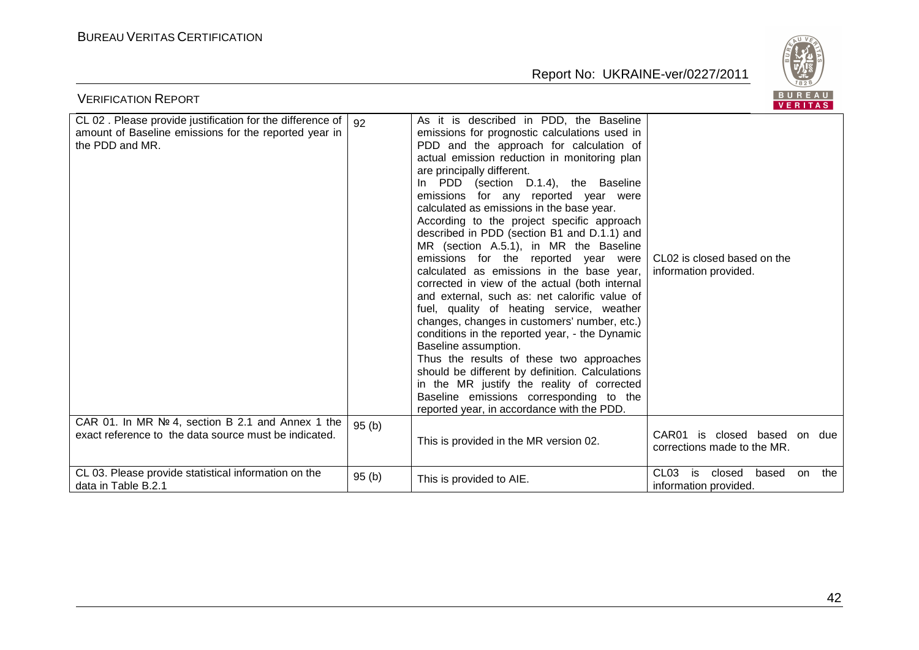| | | | |
|---|---|---|---|
| CL 02 . Please provide justification for the difference of amount of Baseline emissions for the reported year in the PDD and MR. | 92 | As it is described in PDD, the Baseline emissions for prognostic calculations used in PDD and the approach for calculation of actual emission reduction in monitoring plan are principally different. In PDD (section D.1.4), the Baseline emissions for any reported year were calculated as emissions in the base year. According to the project specific approach described in PDD (section B1 and D.1.1) and MR (section A.5.1), in MR the Baseline emissions for the reported year were calculated as emissions in the base year, corrected in view of the actual (both internal and external, such as: net calorific value of fuel, quality of heating service, weather changes, changes in customers' number, etc.) conditions in the reported year, - the Dynamic Baseline assumption. Thus the results of these two approaches should be different by definition. Calculations in the MR justify the reality of corrected Baseline emissions corresponding to the reported year, in accordance with the PDD. | CL02 is closed based on the information provided. |
| CAR 01. In MR № 4, section B 2.1 and Annex 1 the exact reference to the data source must be indicated. | 95 (b) | This is provided in the MR version 02. | CAR01 is closed based on due corrections made to the MR. |
| CL 03. Please provide statistical information on the data in Table B.2.1 | 95 (b) | This is provided to AIE. | CL03 is closed based on the information provided. |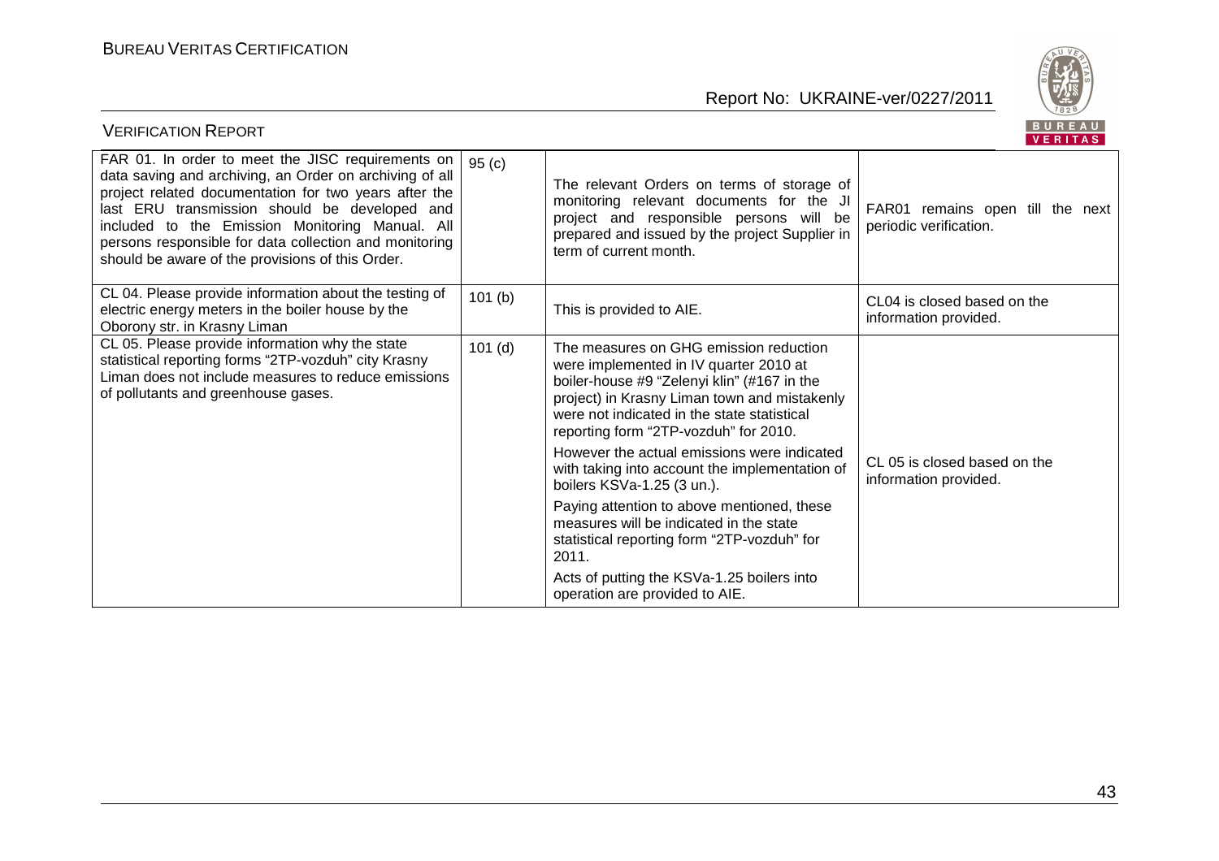| | | | |
|---|---|---|---|
| FAR 01. In order to meet the JISC requirements on data saving and archiving, an Order on archiving of all project related documentation for two years after the last ERU transmission should be developed and included to the Emission Monitoring Manual. All persons responsible for data collection and monitoring should be aware of the provisions of this Order. | 95 (c) | The relevant Orders on terms of storage of monitoring relevant documents for the JI project and responsible persons will be prepared and issued by the project Supplier in term of current month. | FAR01 remains open till the next periodic verification. |
| CL 04. Please provide information about the testing of electric energy meters in the boiler house by the Oborony str. in Krasny Liman | 101 (b) | This is provided to AIE. | CL04 is closed based on the information provided. |
| CL 05. Please provide information why the state statistical reporting forms "2TP-vozduh" city Krasny Liman does not include measures to reduce emissions of pollutants and greenhouse gases. | 101 (d) | The measures on GHG emission reduction were implemented in IV quarter 2010 at boiler-house #9 "Zelenyi klin" (#167 in the project) in Krasny Liman town and mistakenly were not indicated in the state statistical reporting form "2TP-vozduh" for 2010.<br><br>However the actual emissions were indicated with taking into account the implementation of boilers KSVa-1.25 (3 un.).<br><br>Paying attention to above mentioned, these measures will be indicated in the state statistical reporting form "2TP-vozduh" for 2011.<br><br>Acts of putting the KSVa-1.25 boilers into operation are provided to AIE. | CL 05 is closed based on the information provided. |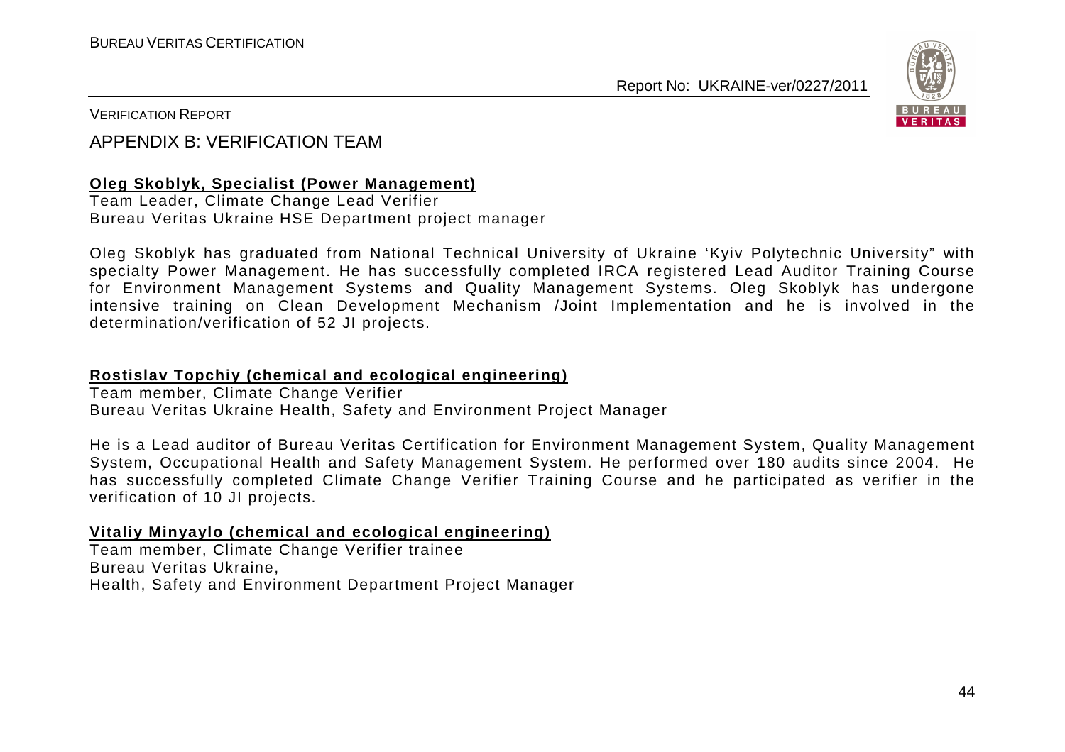## APPENDIX B: VERIFICATION TEAM

**Oleg Skoblyk, Specialist (Power Management)**

Team Leader, Climate Change Lead Verifier
Bureau Veritas Ukraine HSE Department project manager

Oleg Skoblyk has graduated from National Technical University of Ukraine 'Kyiv Polytechnic University" with specialty Power Management. He has successfully completed IRCA registered Lead Auditor Training Course for Environment Management Systems and Quality Management Systems. Oleg Skoblyk has undergone intensive training on Clean Development Mechanism /Joint Implementation and he is involved in the determination/verification of 52 JI projects.

**Rostislav Topchiy (chemical and ecological engineering)**

Team member, Climate Change Verifier
Bureau Veritas Ukraine Health, Safety and Environment Project Manager

He is a Lead auditor of Bureau Veritas Certification for Environment Management System, Quality Management System, Occupational Health and Safety Management System. He performed over 180 audits since 2004. He has successfully completed Climate Change Verifier Training Course and he participated as verifier in the verification of 10 JI projects.

**Vitaliy Minyaylo (chemical and ecological engineering)**

Team member, Climate Change Verifier trainee
Bureau Veritas Ukraine,
Health, Safety and Environment Department Project Manager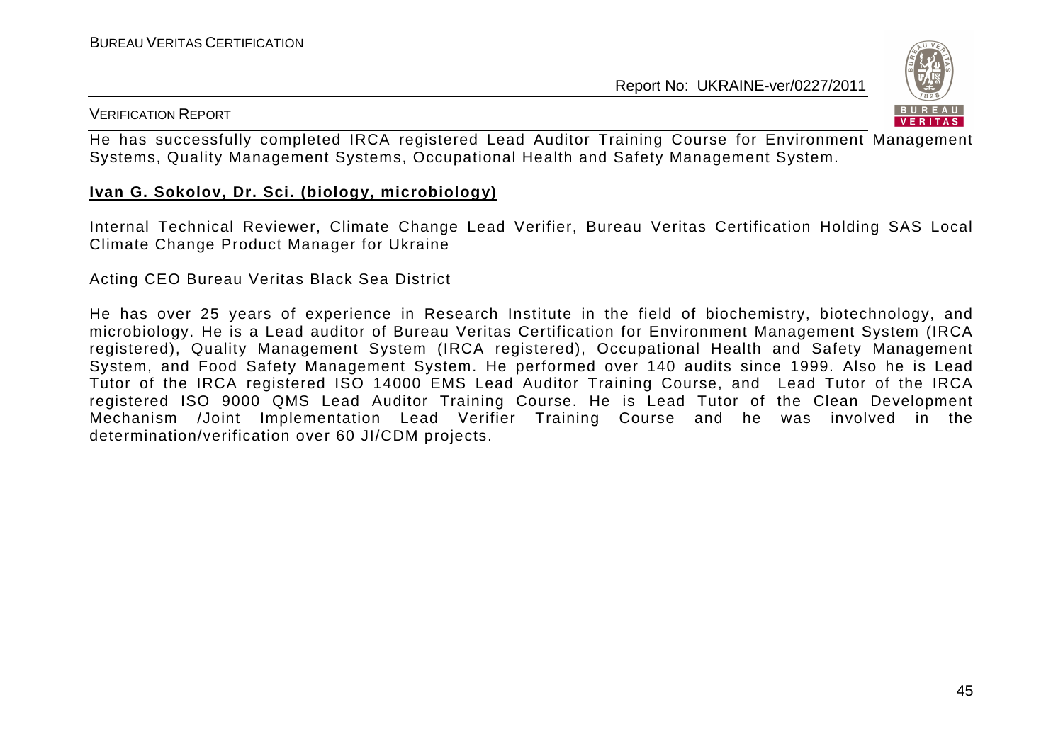He has successfully completed IRCA registered Lead Auditor Training Course for Environment Management Systems, Quality Management Systems, Occupational Health and Safety Management System.

**Ivan G. Sokolov, Dr. Sci. (biology, microbiology)**

Internal Technical Reviewer, Climate Change Lead Verifier, Bureau Veritas Certification Holding SAS Local Climate Change Product Manager for Ukraine

Acting CEO Bureau Veritas Black Sea District

He has over 25 years of experience in Research Institute in the field of biochemistry, biotechnology, and microbiology. He is a Lead auditor of Bureau Veritas Certification for Environment Management System (IRCA registered), Quality Management System (IRCA registered), Occupational Health and Safety Management System, and Food Safety Management System. He performed over 140 audits since 1999. Also he is Lead Tutor of the IRCA registered ISO 14000 EMS Lead Auditor Training Course, and Lead Tutor of the IRCA registered ISO 9000 QMS Lead Auditor Training Course. He is Lead Tutor of the Clean Development Mechanism /Joint Implementation Lead Verifier Training Course and he was involved in the determination/verification over 60 JI/CDM projects.